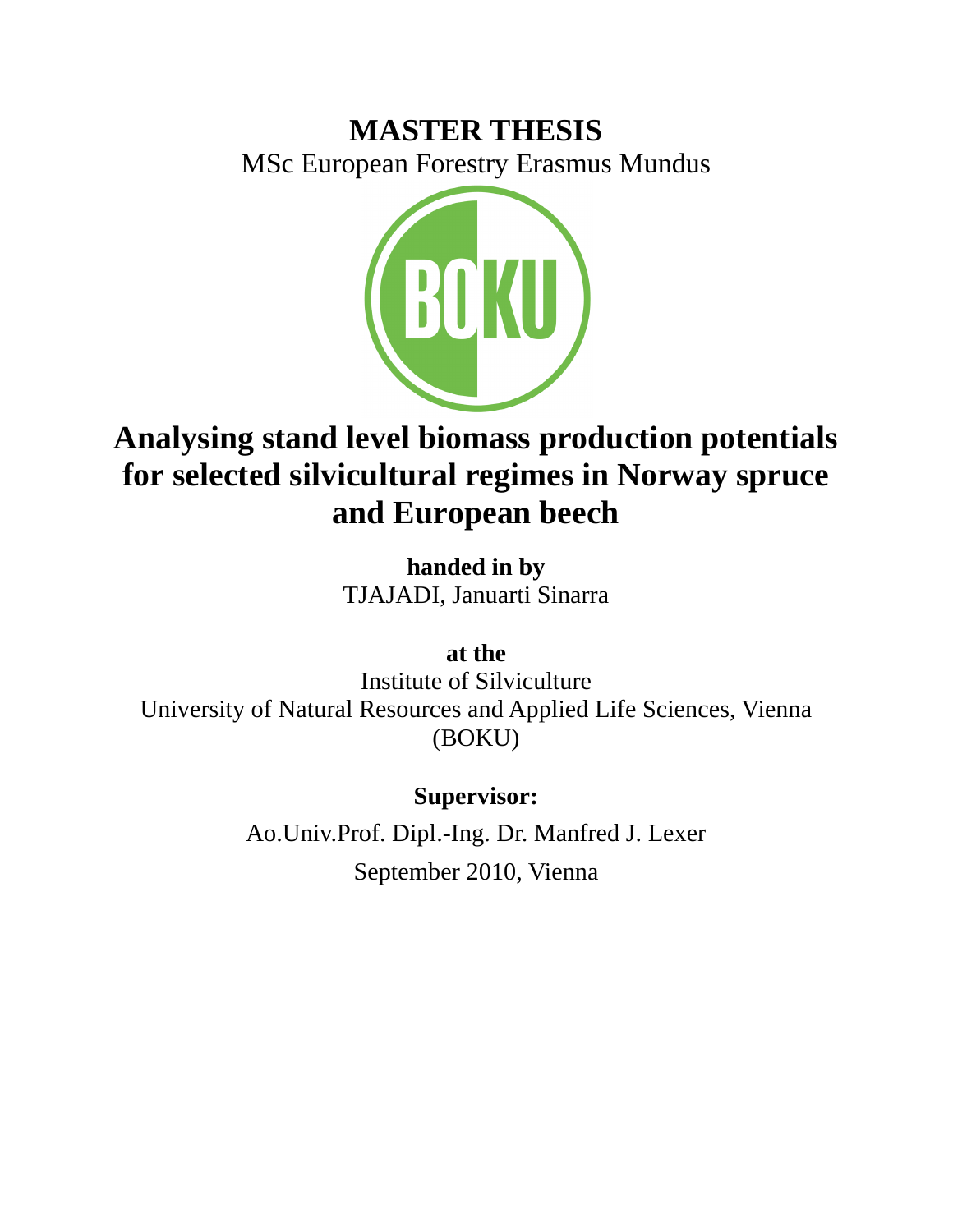# MASTER THESIS

MSc European Forestry Erasmus Mundus

# Analysing stand level biomass production potentials for selected silvicultural regimes in Norway spruce and European beech

**handed in by**

TJAJADI, Januarti Sinarra

**at the**

Institute of Silviculture

University of Natural Resources and Applied Life Sciences, Vienna (BOKU)

**Supervisor:**

Ao.Univ.Prof. Dipl.-Ing. Dr. Manfred J. Lexer

September 2010, Vienna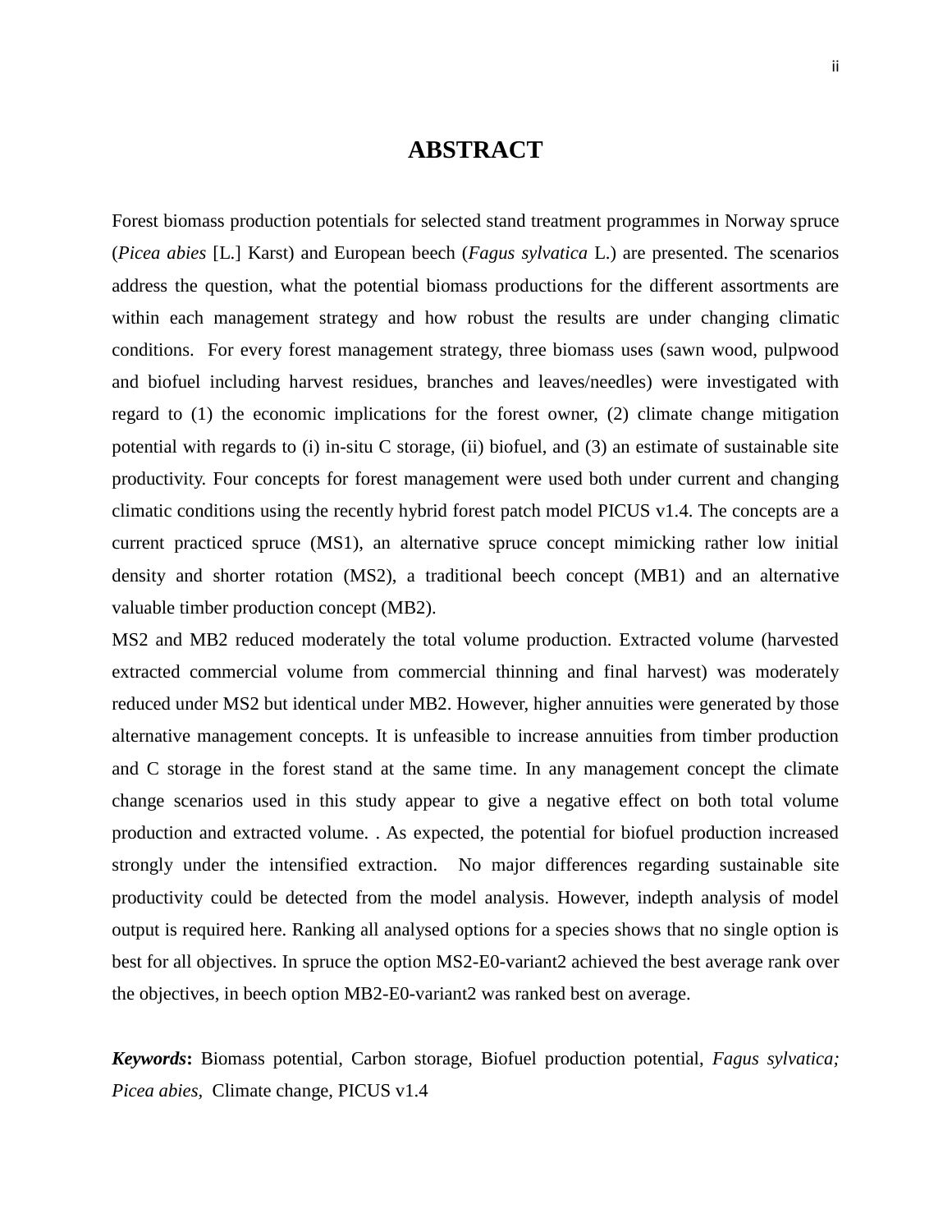# ABSTRACT

Forest biomass production potentials for selected stand treatment programmes in Norway spruce (*Picea abies* [L.] Karst) and European beech (*Fagus sylvatica* L.) are presented. The scenarios address the question, what the potential biomass productions for the different assortments are within each management strategy and how robust the results are under changing climatic conditions. For every forest management strategy, three biomass uses (sawn wood, pulpwood and biofuel including harvest residues, branches and leaves/needles) were investigated with regard to (1) the economic implications for the forest owner, (2) climate change mitigation potential with regards to (i) in-situ C storage, (ii) biofuel, and (3) an estimate of sustainable site productivity. Four concepts for forest management were used both under current and changing climatic conditions using the recently hybrid forest patch model PICUS v1.4. The concepts are a current practiced spruce (MS1), an alternative spruce concept mimicking rather low initial density and shorter rotation (MS2), a traditional beech concept (MB1) and an alternative valuable timber production concept (MB2).

MS2 and MB2 reduced moderately the total volume production. Extracted volume (harvested extracted commercial volume from commercial thinning and final harvest) was moderately reduced under MS2 but identical under MB2. However, higher annuities were generated by those alternative management concepts. It is unfeasible to increase annuities from timber production and C storage in the forest stand at the same time. In any management concept the climate change scenarios used in this study appear to give a negative effect on both total volume production and extracted volume. . As expected, the potential for biofuel production increased strongly under the intensified extraction. No major differences regarding sustainable site productivity could be detected from the model analysis. However, indepth analysis of model output is required here. Ranking all analysed options for a species shows that no single option is best for all objectives. In spruce the option MS2-E0-variant2 achieved the best average rank over the objectives, in beech option MB2-E0-variant2 was ranked best on average.

***Keywords*:** Biomass potential, Carbon storage, Biofuel production potential, *Fagus sylvatica; Picea abies,* Climate change, PICUS v1.4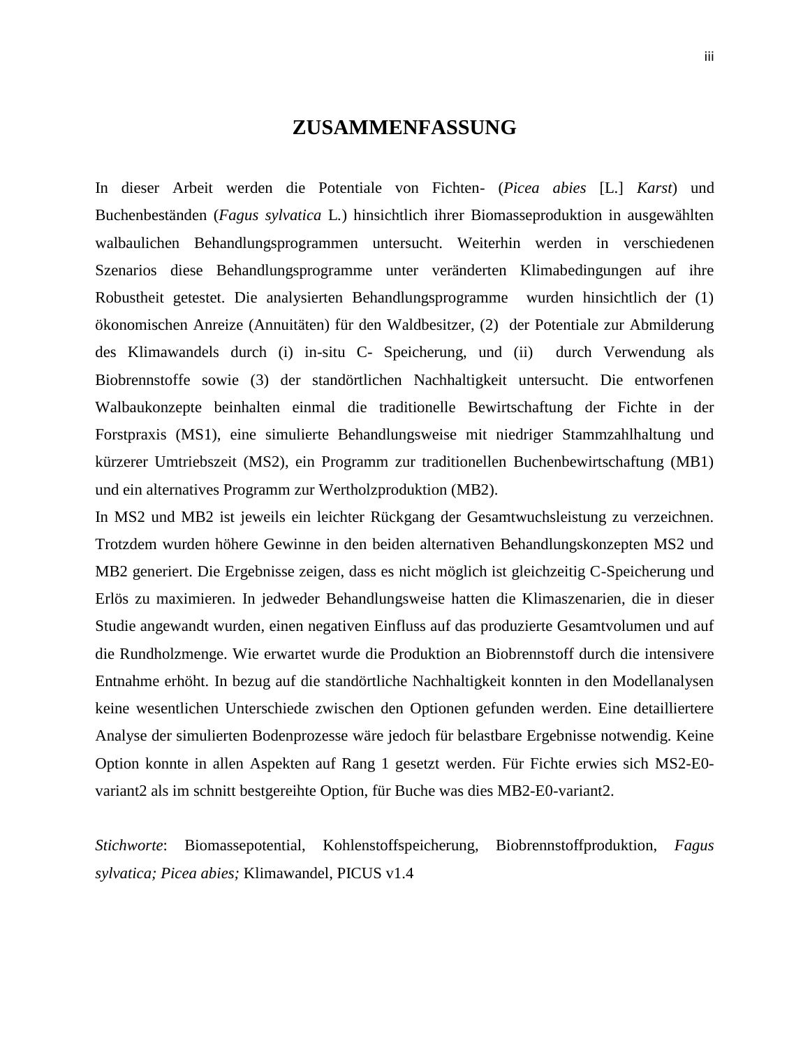# ZUSAMMENFASSUNG

In dieser Arbeit werden die Potentiale von Fichten- (*Picea abies* [L.] *Karst*) und Buchenbeständen (*Fagus sylvatica* L.) hinsichtlich ihrer Biomasseproduktion in ausgewählten walbaulichen Behandlungsprogrammen untersucht. Weiterhin werden in verschiedenen Szenarios diese Behandlungsprogramme unter veränderten Klimabedingungen auf ihre Robustheit getestet. Die analysierten Behandlungsprogramme wurden hinsichtlich der (1) ökonomischen Anreize (Annuitäten) für den Waldbesitzer, (2) der Potentiale zur Abmilderung des Klimawandels durch (i) in-situ C- Speicherung, und (ii) durch Verwendung als Biobrennstoffe sowie (3) der standörtlichen Nachhaltigkeit untersucht. Die entworfenen Walbaukonzepte beinhalten einmal die traditionelle Bewirtschaftung der Fichte in der Forstpraxis (MS1), eine simulierte Behandlungsweise mit niedriger Stammzahlhaltung und kürzerer Umtriebszeit (MS2), ein Programm zur traditionellen Buchenbewirtschaftung (MB1) und ein alternatives Programm zur Wertholzproduktion (MB2).

In MS2 und MB2 ist jeweils ein leichter Rückgang der Gesamtwuchsleistung zu verzeichnen. Trotzdem wurden höhere Gewinne in den beiden alternativen Behandlungskonzepten MS2 und MB2 generiert. Die Ergebnisse zeigen, dass es nicht möglich ist gleichzeitig C-Speicherung und Erlös zu maximieren. In jedweder Behandlungsweise hatten die Klimaszenarien, die in dieser Studie angewandt wurden, einen negativen Einfluss auf das produzierte Gesamtvolumen und auf die Rundholzmenge. Wie erwartet wurde die Produktion an Biobrennstoff durch die intensivere Entnahme erhöht. In bezug auf die standörtliche Nachhaltigkeit konnten in den Modellanalysen keine wesentlichen Unterschiede zwischen den Optionen gefunden werden. Eine detailliertere Analyse der simulierten Bodenprozesse wäre jedoch für belastbare Ergebnisse notwendig. Keine Option konnte in allen Aspekten auf Rang 1 gesetzt werden. Für Fichte erwies sich MS2-E0-variant2 als im schnitt bestgereihte Option, für Buche was dies MB2-E0-variant2.

*Stichworte*: Biomassepotential, Kohlenstoffspeicherung, Biobrennstoffproduktion, *Fagus sylvatica; Picea abies;* Klimawandel, PICUS v1.4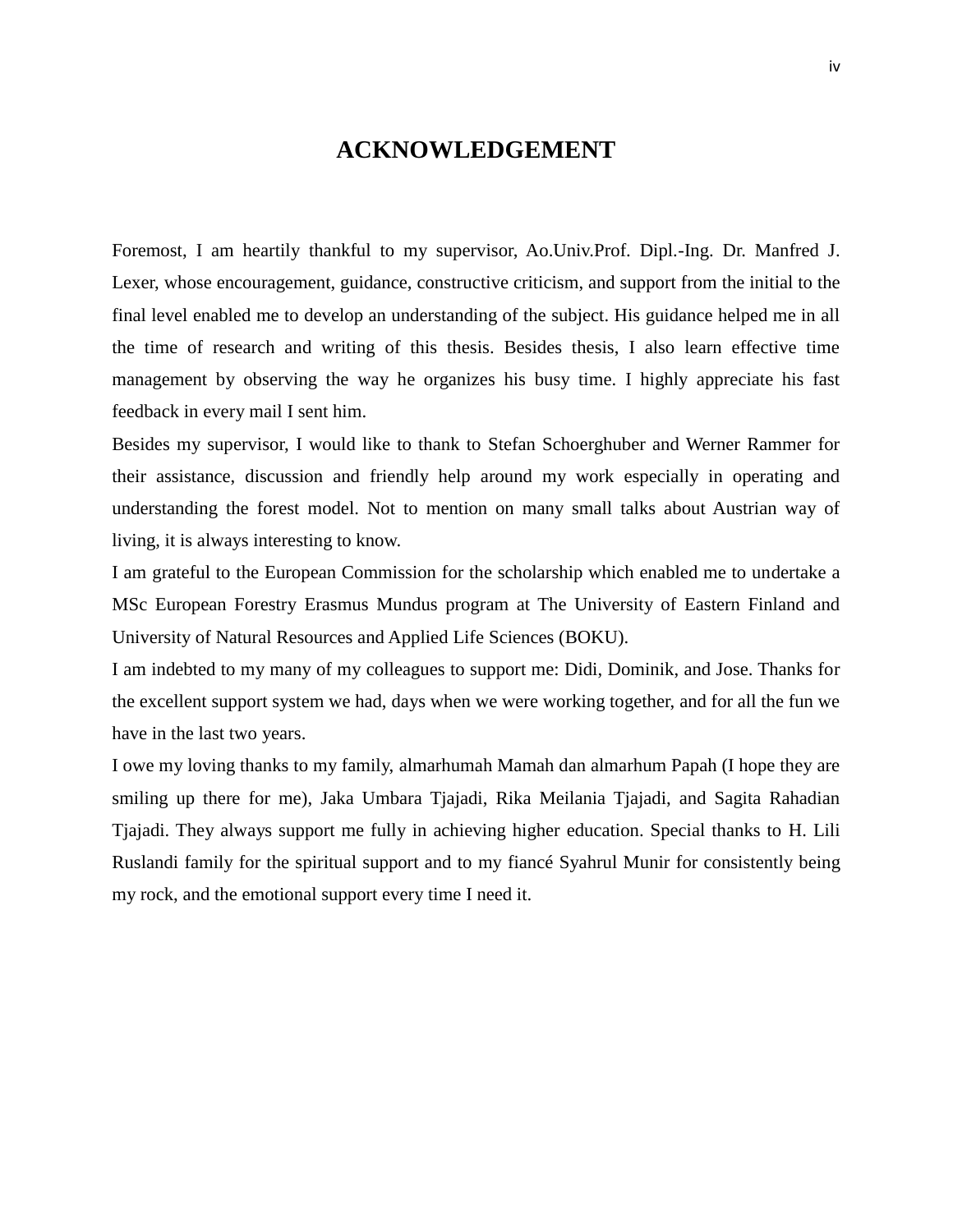# ACKNOWLEDGEMENT

Foremost, I am heartily thankful to my supervisor, Ao.Univ.Prof. Dipl.-Ing. Dr. Manfred J. Lexer, whose encouragement, guidance, constructive criticism, and support from the initial to the final level enabled me to develop an understanding of the subject. His guidance helped me in all the time of research and writing of this thesis. Besides thesis, I also learn effective time management by observing the way he organizes his busy time. I highly appreciate his fast feedback in every mail I sent him.

Besides my supervisor, I would like to thank to Stefan Schoerghuber and Werner Rammer for their assistance, discussion and friendly help around my work especially in operating and understanding the forest model. Not to mention on many small talks about Austrian way of living, it is always interesting to know.

I am grateful to the European Commission for the scholarship which enabled me to undertake a MSc European Forestry Erasmus Mundus program at The University of Eastern Finland and University of Natural Resources and Applied Life Sciences (BOKU).

I am indebted to my many of my colleagues to support me: Didi, Dominik, and Jose. Thanks for the excellent support system we had, days when we were working together, and for all the fun we have in the last two years.

I owe my loving thanks to my family, almarhumah Mamah dan almarhum Papah (I hope they are smiling up there for me), Jaka Umbara Tjajadi, Rika Meilania Tjajadi, and Sagita Rahadian Tjajadi. They always support me fully in achieving higher education. Special thanks to H. Lili Ruslandi family for the spiritual support and to my fiancé Syahrul Munir for consistently being my rock, and the emotional support every time I need it.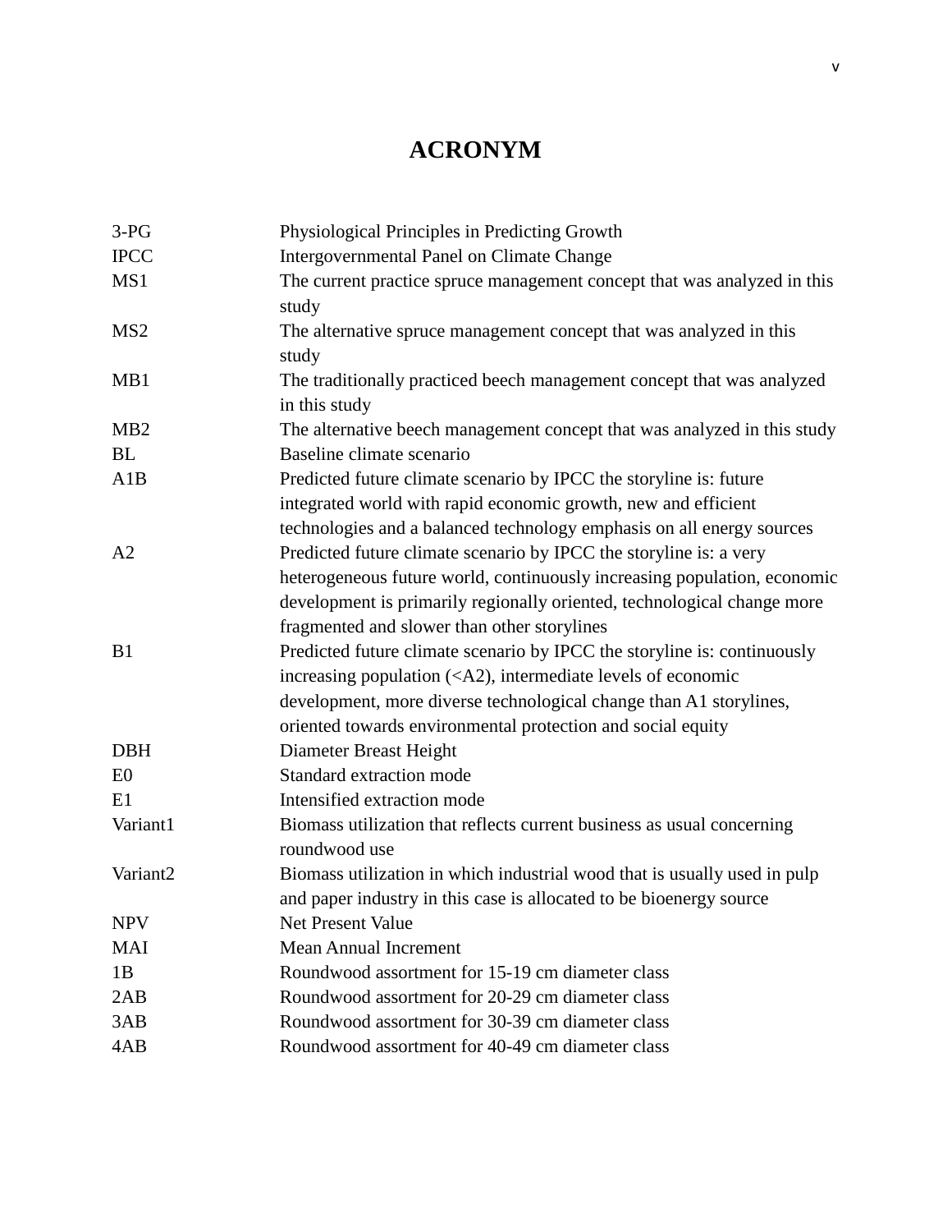# ACRONYM

| | |
|---|---|
| 3-PG | Physiological Principles in Predicting Growth |
| IPCC | Intergovernmental Panel on Climate Change |
| MS1 | The current practice spruce management concept that was analyzed in this study |
| MS2 | The alternative spruce management concept that was analyzed in this study |
| MB1 | The traditionally practiced beech management concept that was analyzed in this study |
| MB2 | The alternative beech management concept that was analyzed in this study |
| BL | Baseline climate scenario |
| A1B | Predicted future climate scenario by IPCC the storyline is: future integrated world with rapid economic growth, new and efficient technologies and a balanced technology emphasis on all energy sources |
| A2 | Predicted future climate scenario by IPCC the storyline is: a very heterogeneous future world, continuously increasing population, economic development is primarily regionally oriented, technological change more fragmented and slower than other storylines |
| B1 | Predicted future climate scenario by IPCC the storyline is: continuously increasing population (<A2), intermediate levels of economic development, more diverse technological change than A1 storylines, oriented towards environmental protection and social equity |
| DBH | Diameter Breast Height |
| E0 | Standard extraction mode |
| E1 | Intensified extraction mode |
| Variant1 | Biomass utilization that reflects current business as usual concerning roundwood use |
| Variant2 | Biomass utilization in which industrial wood that is usually used in pulp and paper industry in this case is allocated to be bioenergy source |
| NPV | Net Present Value |
| MAI | Mean Annual Increment |
| 1B | Roundwood assortment for 15-19 cm diameter class |
| 2AB | Roundwood assortment for 20-29 cm diameter class |
| 3AB | Roundwood assortment for 30-39 cm diameter class |
| 4AB | Roundwood assortment for 40-49 cm diameter class |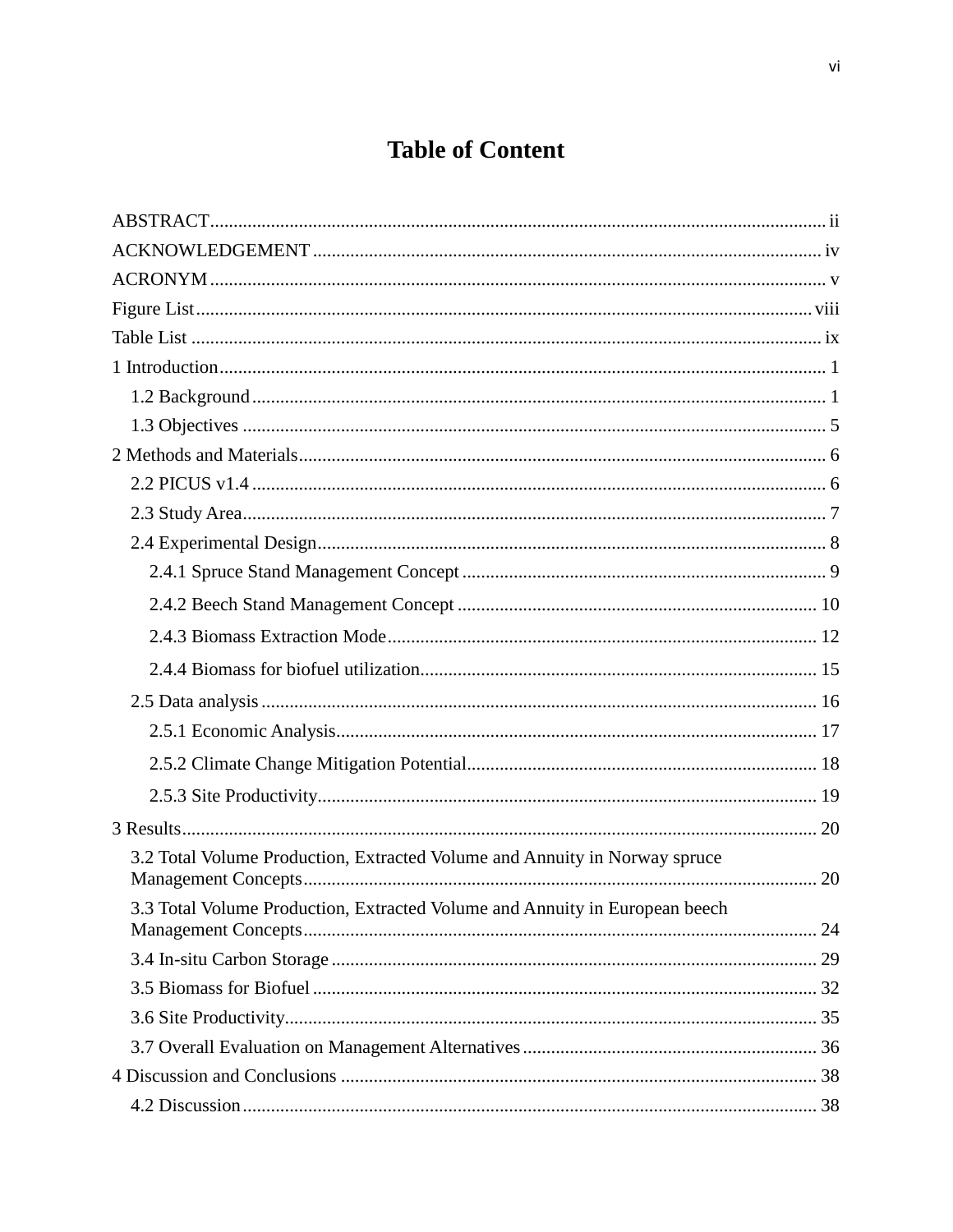# Table of Content

ABSTRACT .......... ii
ACKNOWLEDGEMENT .......... iv
ACRONYM .......... v
Figure List .......... viii
Table List .......... ix
1 Introduction .......... 1
  1.2 Background .......... 1
  1.3 Objectives .......... 5
2 Methods and Materials .......... 6
  2.2 PICUS v1.4 .......... 6
  2.3 Study Area .......... 7
  2.4 Experimental Design .......... 8
    2.4.1 Spruce Stand Management Concept .......... 9
    2.4.2 Beech Stand Management Concept .......... 10
    2.4.3 Biomass Extraction Mode .......... 12
    2.4.4 Biomass for biofuel utilization .......... 15
  2.5 Data analysis .......... 16
    2.5.1 Economic Analysis .......... 17
    2.5.2 Climate Change Mitigation Potential .......... 18
    2.5.3 Site Productivity .......... 19
3 Results .......... 20
  3.2 Total Volume Production, Extracted Volume and Annuity in Norway spruce Management Concepts .......... 20
  3.3 Total Volume Production, Extracted Volume and Annuity in European beech Management Concepts .......... 24
  3.4 In-situ Carbon Storage .......... 29
  3.5 Biomass for Biofuel .......... 32
  3.6 Site Productivity .......... 35
  3.7 Overall Evaluation on Management Alternatives .......... 36
4 Discussion and Conclusions .......... 38
  4.2 Discussion .......... 38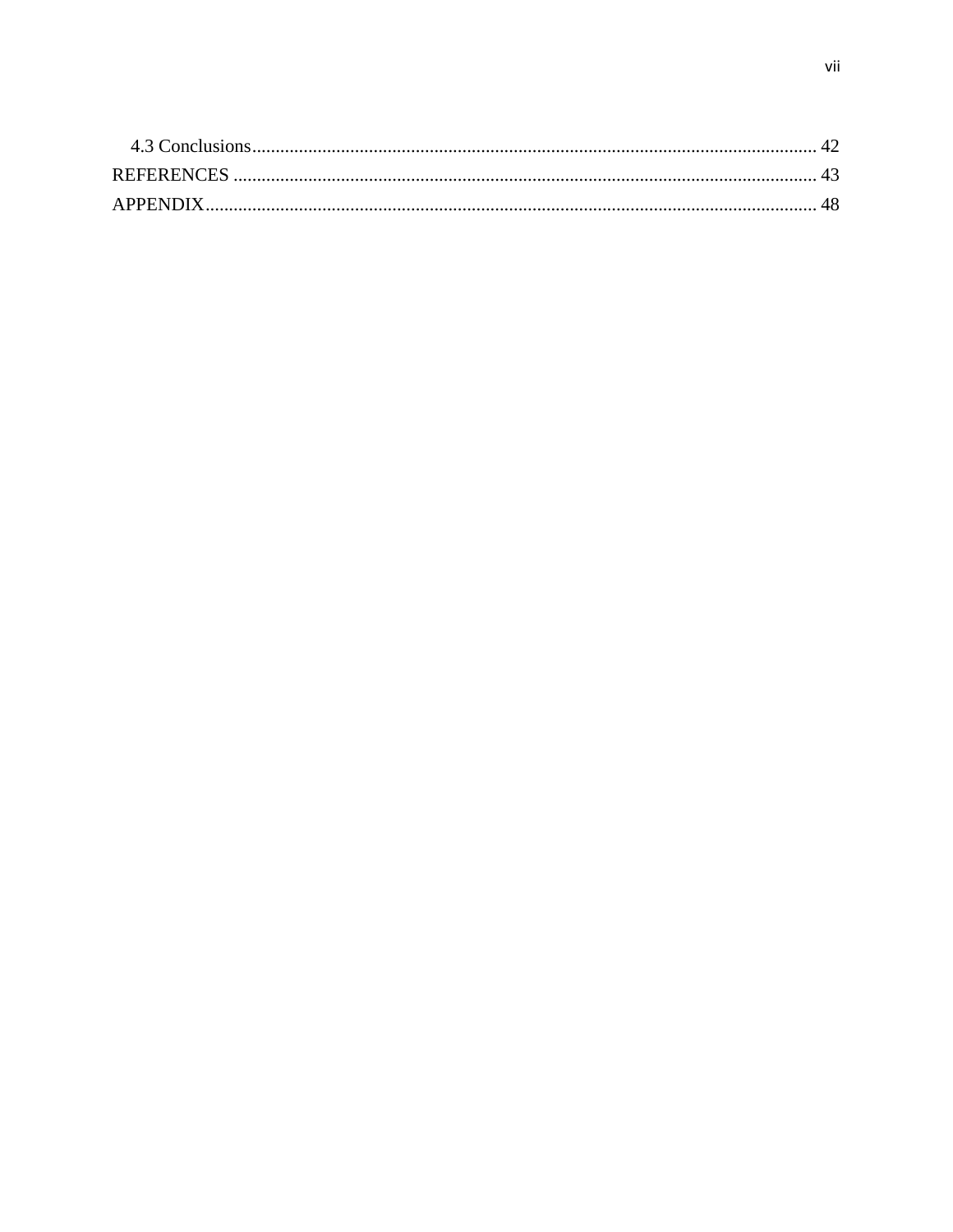4.3 Conclusions ........................................................................................................................ 42

REFERENCES ............................................................................................................................ 43

APPENDIX .................................................................................................................................. 48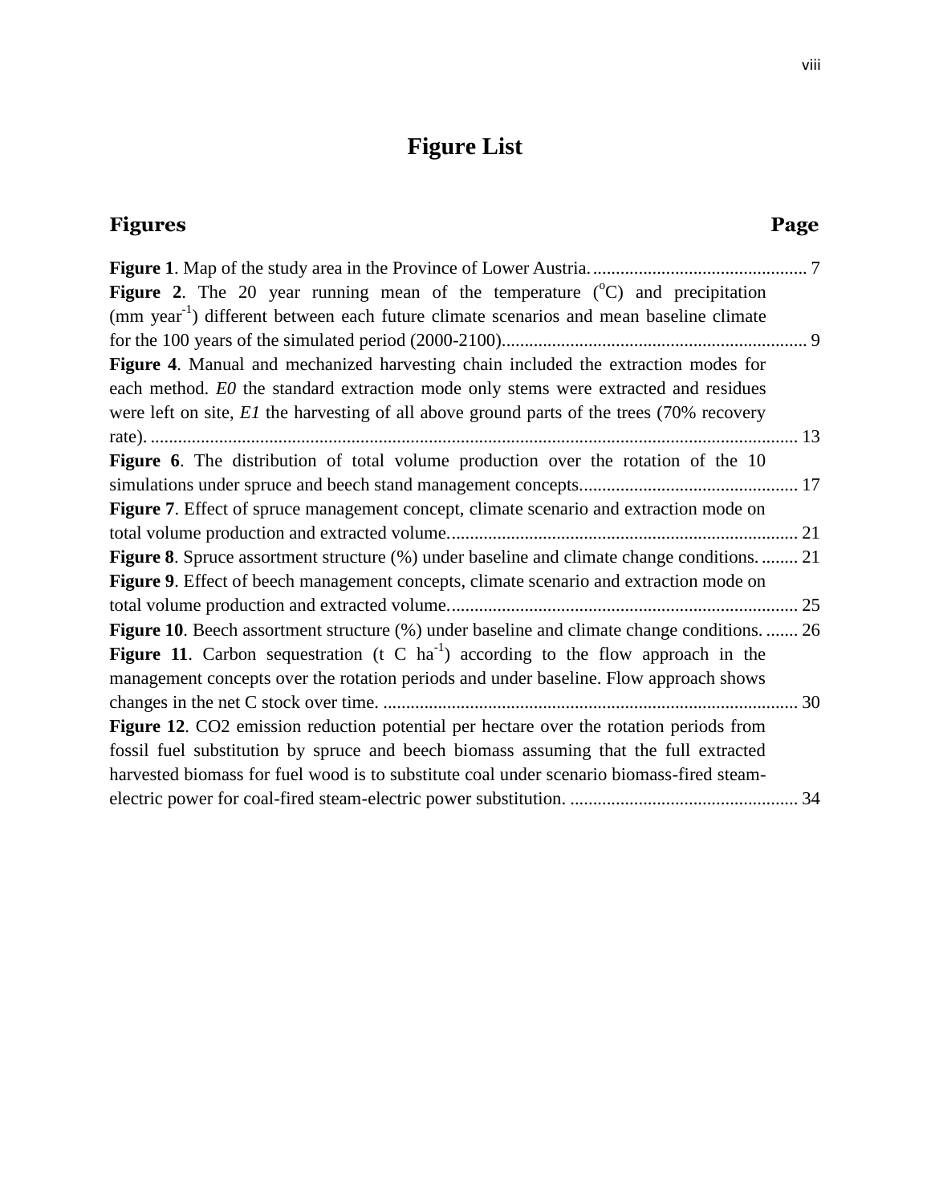# Figure List

| Figures | Page |
|---|---|
| **Figure 1**. Map of the study area in the Province of Lower Austria. | 7 |
| **Figure 2**. The 20 year running mean of the temperature ($^{o}$C) and precipitation (mm year$^{-1}$) different between each future climate scenarios and mean baseline climate for the 100 years of the simulated period (2000-2100). | 9 |
| **Figure 4**. Manual and mechanized harvesting chain included the extraction modes for each method. *E0* the standard extraction mode only stems were extracted and residues were left on site, *E1* the harvesting of all above ground parts of the trees (70% recovery rate). | 13 |
| **Figure 6**. The distribution of total volume production over the rotation of the 10 simulations under spruce and beech stand management concepts. | 17 |
| **Figure 7**. Effect of spruce management concept, climate scenario and extraction mode on total volume production and extracted volume. | 21 |
| **Figure 8**. Spruce assortment structure (%) under baseline and climate change conditions. | 21 |
| **Figure 9**. Effect of beech management concepts, climate scenario and extraction mode on total volume production and extracted volume. | 25 |
| **Figure 10**. Beech assortment structure (%) under baseline and climate change conditions. | 26 |
| **Figure 11**. Carbon sequestration (t C ha$^{-1}$) according to the flow approach in the management concepts over the rotation periods and under baseline. Flow approach shows changes in the net C stock over time. | 30 |
| **Figure 12**. CO2 emission reduction potential per hectare over the rotation periods from fossil fuel substitution by spruce and beech biomass assuming that the full extracted harvested biomass for fuel wood is to substitute coal under scenario biomass-fired steam-electric power for coal-fired steam-electric power substitution. | 34 |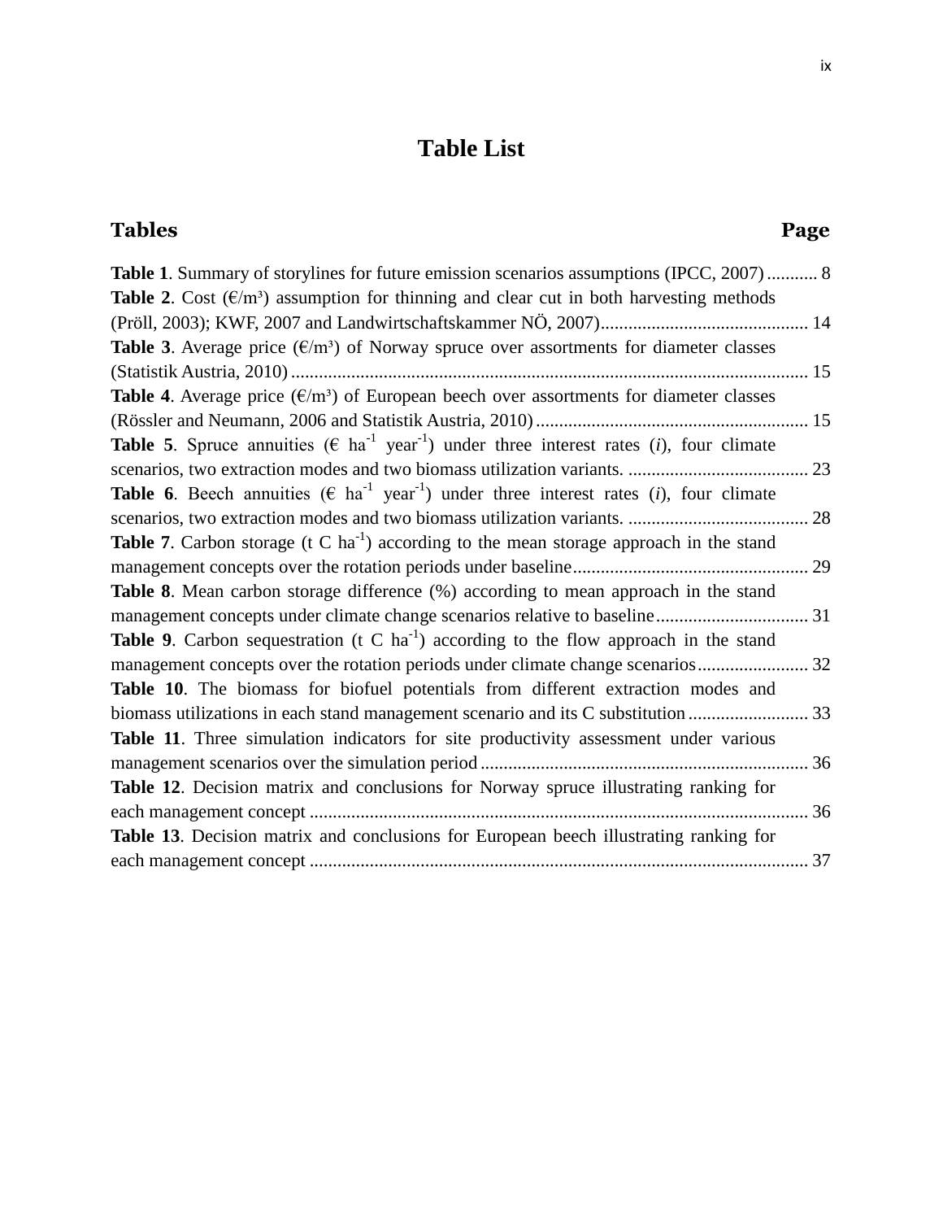# Table List

**Tables** **Page**

**Table 1**. Summary of storylines for future emission scenarios assumptions (IPCC, 2007) ........... 8

**Table 2**. Cost (€/m³) assumption for thinning and clear cut in both harvesting methods (Pröll, 2003); KWF, 2007 and Landwirtschaftskammer NÖ, 2007) ............................................ 14

**Table 3**. Average price (€/m³) of Norway spruce over assortments for diameter classes (Statistik Austria, 2010) ............................................................................................................ 15

**Table 4**. Average price (€/m³) of European beech over assortments for diameter classes (Rössler and Neumann, 2006 and Statistik Austria, 2010) .......................................................... 15

**Table 5**. Spruce annuities (€ $ha^{-1}$ $year^{-1}$) under three interest rates (*i*), four climate scenarios, two extraction modes and two biomass utilization variants. ....................................... 23

**Table 6**. Beech annuities (€ $ha^{-1}$ $year^{-1}$) under three interest rates (*i*), four climate scenarios, two extraction modes and two biomass utilization variants. ....................................... 28

**Table 7**. Carbon storage (t C $ha^{-1}$) according to the mean storage approach in the stand management concepts over the rotation periods under baseline.................................................. 29

**Table 8**. Mean carbon storage difference (%) according to mean approach in the stand management concepts under climate change scenarios relative to baseline................................. 31

**Table 9**. Carbon sequestration (t C $ha^{-1}$) according to the flow approach in the stand management concepts over the rotation periods under climate change scenarios........................ 32

**Table 10**. The biomass for biofuel potentials from different extraction modes and biomass utilizations in each stand management scenario and its C substitution .......................... 33

**Table 11**. Three simulation indicators for site productivity assessment under various management scenarios over the simulation period ...................................................................... 36

**Table 12**. Decision matrix and conclusions for Norway spruce illustrating ranking for each management concept ........................................................................................................... 36

**Table 13**. Decision matrix and conclusions for European beech illustrating ranking for each management concept ........................................................................................................... 37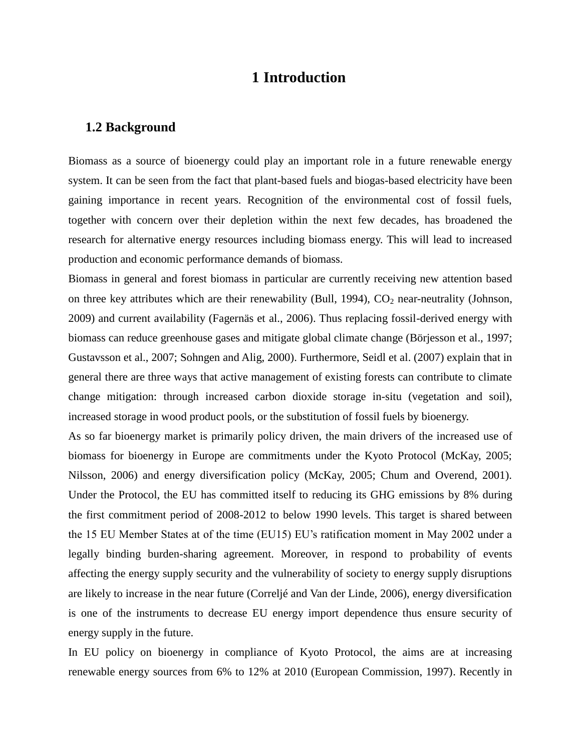# 1 Introduction

## 1.2 Background

Biomass as a source of bioenergy could play an important role in a future renewable energy system. It can be seen from the fact that plant-based fuels and biogas-based electricity have been gaining importance in recent years. Recognition of the environmental cost of fossil fuels, together with concern over their depletion within the next few decades, has broadened the research for alternative energy resources including biomass energy. This will lead to increased production and economic performance demands of biomass.

Biomass in general and forest biomass in particular are currently receiving new attention based on three key attributes which are their renewability (Bull, 1994), $CO_2$ near-neutrality (Johnson, 2009) and current availability (Fagernäs et al., 2006). Thus replacing fossil-derived energy with biomass can reduce greenhouse gases and mitigate global climate change (Börjesson et al., 1997; Gustavsson et al., 2007; Sohngen and Alig, 2000). Furthermore, Seidl et al. (2007) explain that in general there are three ways that active management of existing forests can contribute to climate change mitigation: through increased carbon dioxide storage in-situ (vegetation and soil), increased storage in wood product pools, or the substitution of fossil fuels by bioenergy.

As so far bioenergy market is primarily policy driven, the main drivers of the increased use of biomass for bioenergy in Europe are commitments under the Kyoto Protocol (McKay, 2005; Nilsson, 2006) and energy diversification policy (McKay, 2005; Chum and Overend, 2001). Under the Protocol, the EU has committed itself to reducing its GHG emissions by 8% during the first commitment period of 2008-2012 to below 1990 levels. This target is shared between the 15 EU Member States at of the time (EU15) EU's ratification moment in May 2002 under a legally binding burden-sharing agreement. Moreover, in respond to probability of events affecting the energy supply security and the vulnerability of society to energy supply disruptions are likely to increase in the near future (Correljé and Van der Linde, 2006), energy diversification is one of the instruments to decrease EU energy import dependence thus ensure security of energy supply in the future.

In EU policy on bioenergy in compliance of Kyoto Protocol, the aims are at increasing renewable energy sources from 6% to 12% at 2010 (European Commission, 1997). Recently in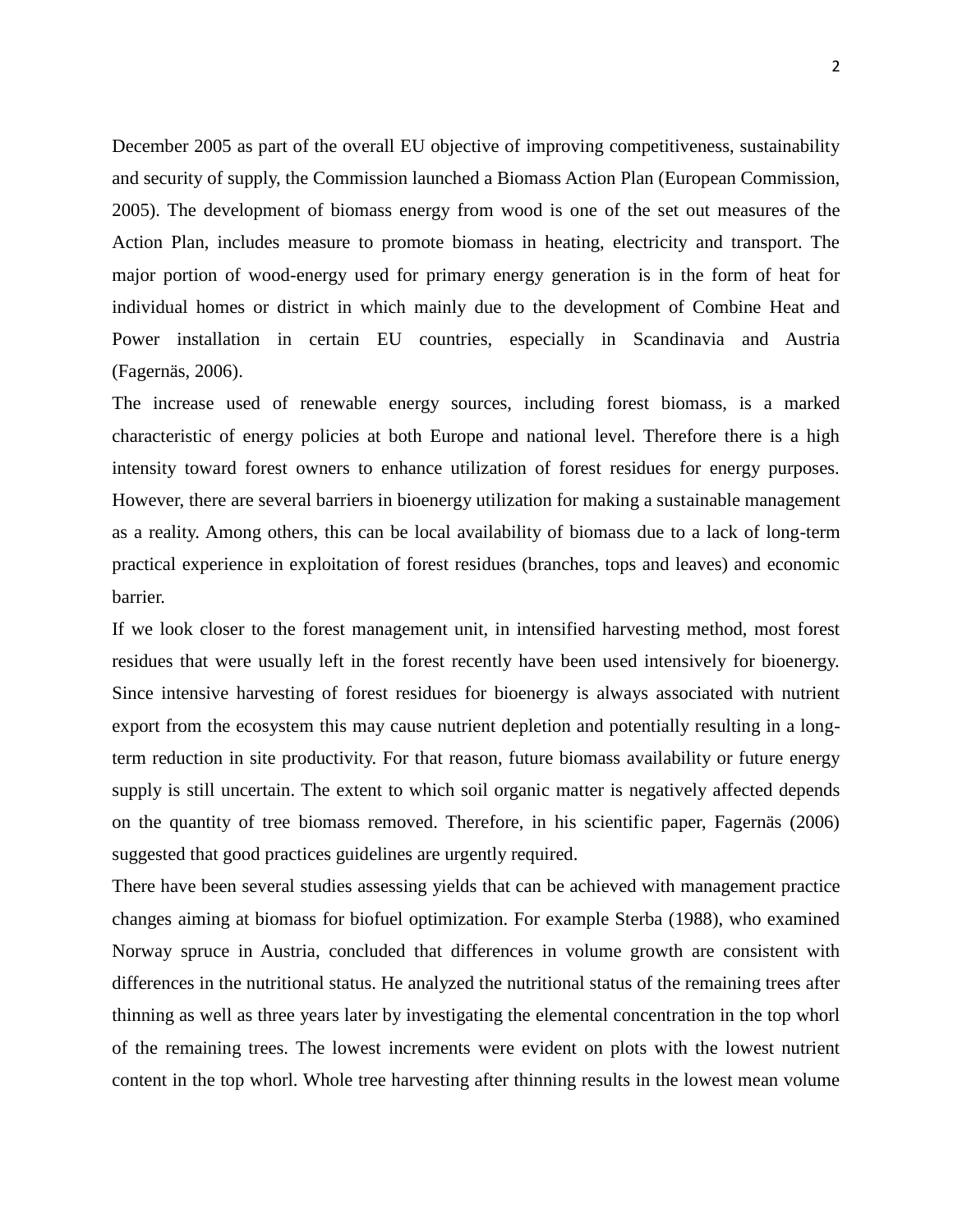December 2005 as part of the overall EU objective of improving competitiveness, sustainability and security of supply, the Commission launched a Biomass Action Plan (European Commission, 2005). The development of biomass energy from wood is one of the set out measures of the Action Plan, includes measure to promote biomass in heating, electricity and transport. The major portion of wood-energy used for primary energy generation is in the form of heat for individual homes or district in which mainly due to the development of Combine Heat and Power installation in certain EU countries, especially in Scandinavia and Austria (Fagernäs, 2006).

The increase used of renewable energy sources, including forest biomass, is a marked characteristic of energy policies at both Europe and national level. Therefore there is a high intensity toward forest owners to enhance utilization of forest residues for energy purposes. However, there are several barriers in bioenergy utilization for making a sustainable management as a reality. Among others, this can be local availability of biomass due to a lack of long-term practical experience in exploitation of forest residues (branches, tops and leaves) and economic barrier.

If we look closer to the forest management unit, in intensified harvesting method, most forest residues that were usually left in the forest recently have been used intensively for bioenergy. Since intensive harvesting of forest residues for bioenergy is always associated with nutrient export from the ecosystem this may cause nutrient depletion and potentially resulting in a long-term reduction in site productivity. For that reason, future biomass availability or future energy supply is still uncertain. The extent to which soil organic matter is negatively affected depends on the quantity of tree biomass removed. Therefore, in his scientific paper, Fagernäs (2006) suggested that good practices guidelines are urgently required.

There have been several studies assessing yields that can be achieved with management practice changes aiming at biomass for biofuel optimization. For example Sterba (1988), who examined Norway spruce in Austria, concluded that differences in volume growth are consistent with differences in the nutritional status. He analyzed the nutritional status of the remaining trees after thinning as well as three years later by investigating the elemental concentration in the top whorl of the remaining trees. The lowest increments were evident on plots with the lowest nutrient content in the top whorl. Whole tree harvesting after thinning results in the lowest mean volume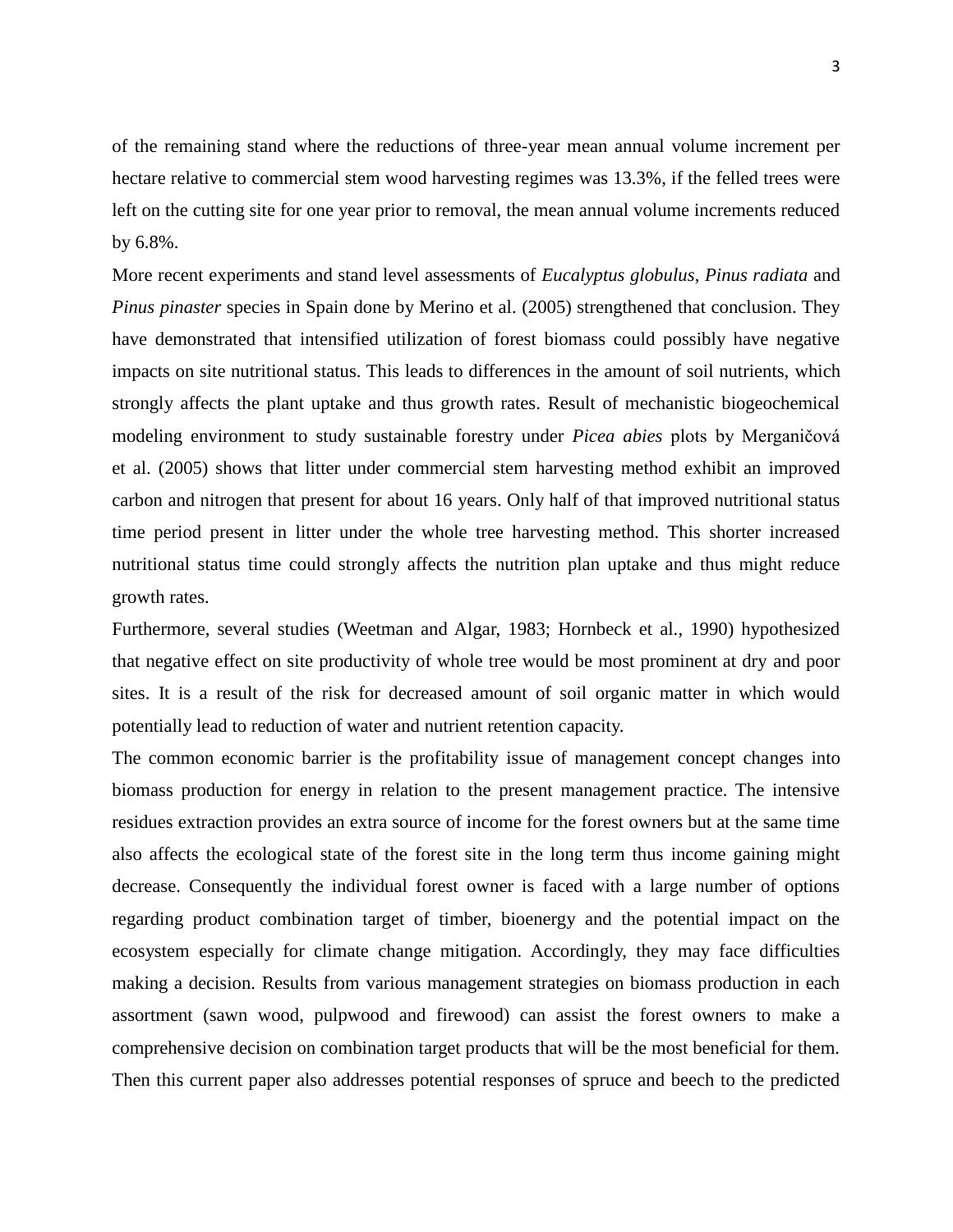of the remaining stand where the reductions of three-year mean annual volume increment per hectare relative to commercial stem wood harvesting regimes was 13.3%, if the felled trees were left on the cutting site for one year prior to removal, the mean annual volume increments reduced by 6.8%.

More recent experiments and stand level assessments of *Eucalyptus globulus*, *Pinus radiata* and *Pinus pinaster* species in Spain done by Merino et al. (2005) strengthened that conclusion. They have demonstrated that intensified utilization of forest biomass could possibly have negative impacts on site nutritional status. This leads to differences in the amount of soil nutrients, which strongly affects the plant uptake and thus growth rates. Result of mechanistic biogeochemical modeling environment to study sustainable forestry under *Picea abies* plots by Merganičová et al. (2005) shows that litter under commercial stem harvesting method exhibit an improved carbon and nitrogen that present for about 16 years. Only half of that improved nutritional status time period present in litter under the whole tree harvesting method. This shorter increased nutritional status time could strongly affects the nutrition plan uptake and thus might reduce growth rates.

Furthermore, several studies (Weetman and Algar, 1983; Hornbeck et al., 1990) hypothesized that negative effect on site productivity of whole tree would be most prominent at dry and poor sites. It is a result of the risk for decreased amount of soil organic matter in which would potentially lead to reduction of water and nutrient retention capacity.

The common economic barrier is the profitability issue of management concept changes into biomass production for energy in relation to the present management practice. The intensive residues extraction provides an extra source of income for the forest owners but at the same time also affects the ecological state of the forest site in the long term thus income gaining might decrease. Consequently the individual forest owner is faced with a large number of options regarding product combination target of timber, bioenergy and the potential impact on the ecosystem especially for climate change mitigation. Accordingly, they may face difficulties making a decision. Results from various management strategies on biomass production in each assortment (sawn wood, pulpwood and firewood) can assist the forest owners to make a comprehensive decision on combination target products that will be the most beneficial for them. Then this current paper also addresses potential responses of spruce and beech to the predicted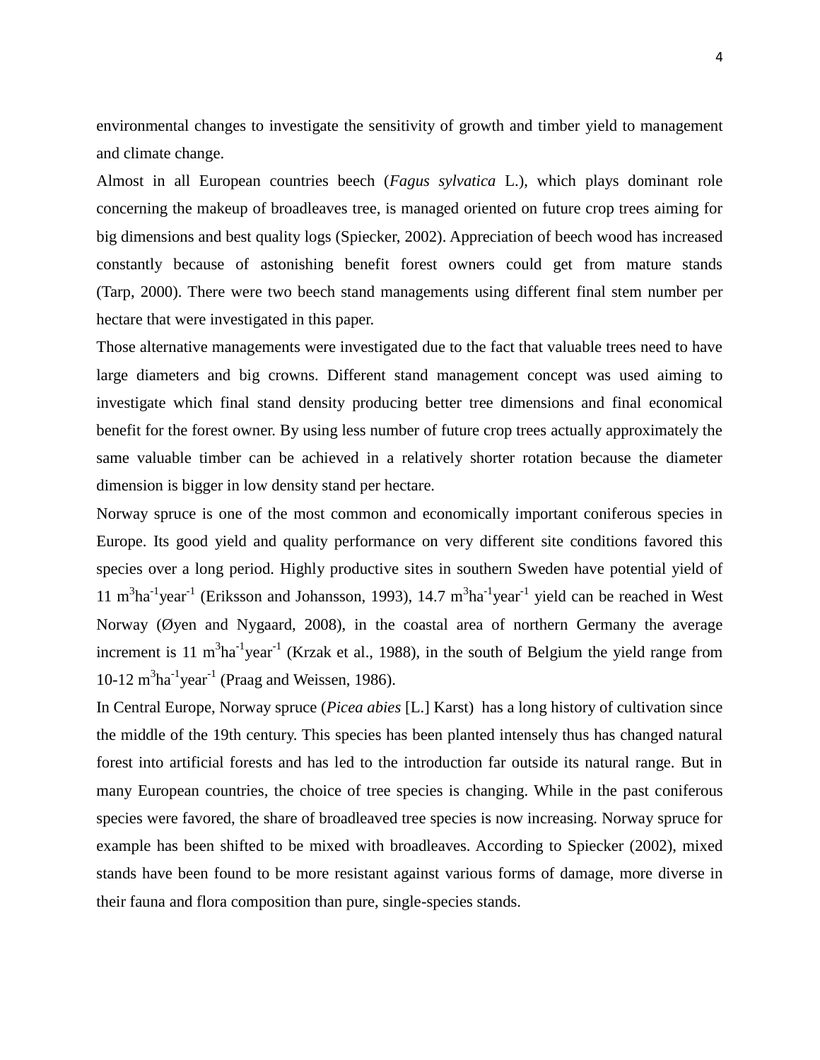environmental changes to investigate the sensitivity of growth and timber yield to management and climate change.

Almost in all European countries beech (*Fagus sylvatica* L.), which plays dominant role concerning the makeup of broadleaves tree, is managed oriented on future crop trees aiming for big dimensions and best quality logs (Spiecker, 2002). Appreciation of beech wood has increased constantly because of astonishing benefit forest owners could get from mature stands (Tarp, 2000). There were two beech stand managements using different final stem number per hectare that were investigated in this paper.

Those alternative managements were investigated due to the fact that valuable trees need to have large diameters and big crowns. Different stand management concept was used aiming to investigate which final stand density producing better tree dimensions and final economical benefit for the forest owner. By using less number of future crop trees actually approximately the same valuable timber can be achieved in a relatively shorter rotation because the diameter dimension is bigger in low density stand per hectare.

Norway spruce is one of the most common and economically important coniferous species in Europe. Its good yield and quality performance on very different site conditions favored this species over a long period. Highly productive sites in southern Sweden have potential yield of 11 $m^3ha^{-1}year^{-1}$ (Eriksson and Johansson, 1993), 14.7 $m^3ha^{-1}year^{-1}$ yield can be reached in West Norway (Øyen and Nygaard, 2008), in the coastal area of northern Germany the average increment is 11 $m^3ha^{-1}year^{-1}$ (Krzak et al., 1988), in the south of Belgium the yield range from 10-12 $m^3ha^{-1}year^{-1}$ (Praag and Weissen, 1986).

In Central Europe, Norway spruce (*Picea abies* [L.] Karst) has a long history of cultivation since the middle of the 19th century. This species has been planted intensely thus has changed natural forest into artificial forests and has led to the introduction far outside its natural range. But in many European countries, the choice of tree species is changing. While in the past coniferous species were favored, the share of broadleaved tree species is now increasing. Norway spruce for example has been shifted to be mixed with broadleaves. According to Spiecker (2002), mixed stands have been found to be more resistant against various forms of damage, more diverse in their fauna and flora composition than pure, single-species stands.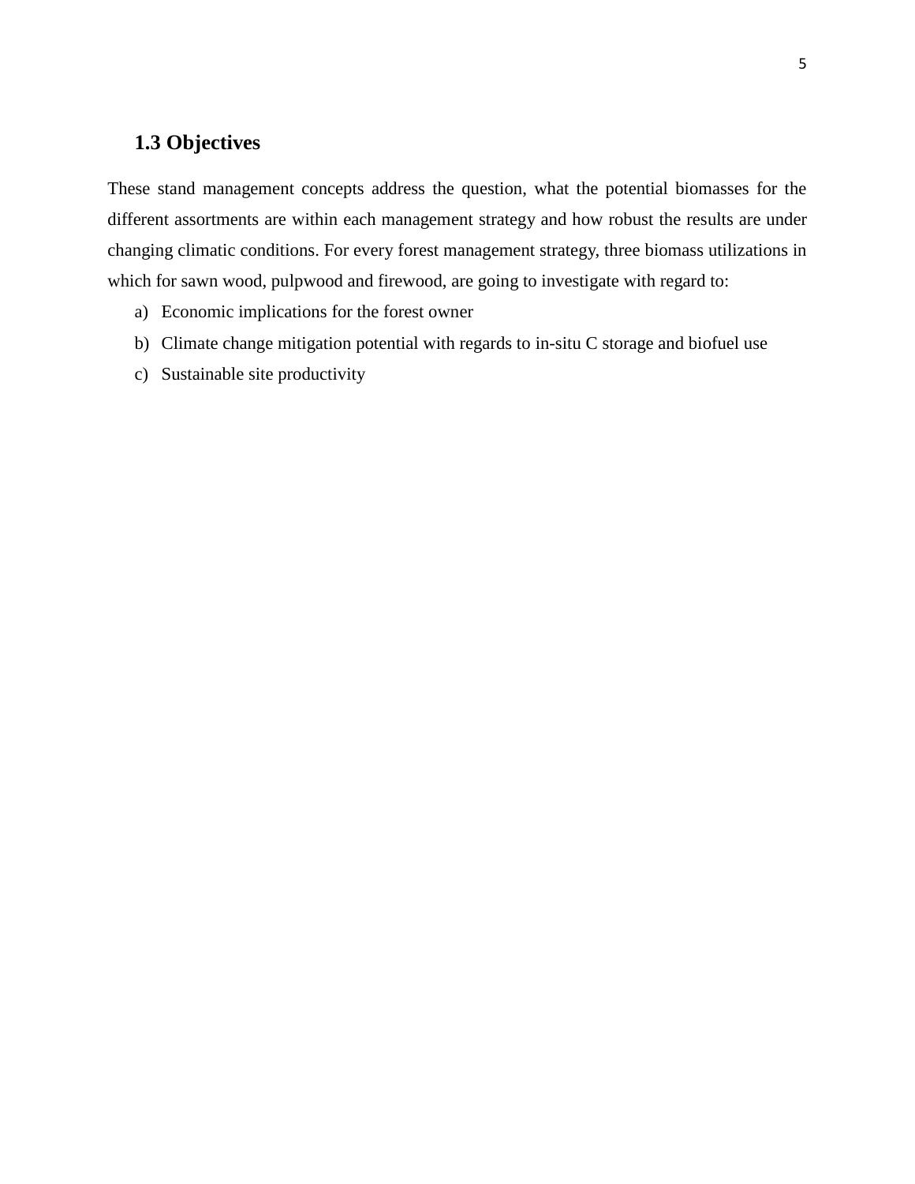## 1.3 Objectives

These stand management concepts address the question, what the potential biomasses for the different assortments are within each management strategy and how robust the results are under changing climatic conditions. For every forest management strategy, three biomass utilizations in which for sawn wood, pulpwood and firewood, are going to investigate with regard to:

a) Economic implications for the forest owner
b) Climate change mitigation potential with regards to in-situ C storage and biofuel use
c) Sustainable site productivity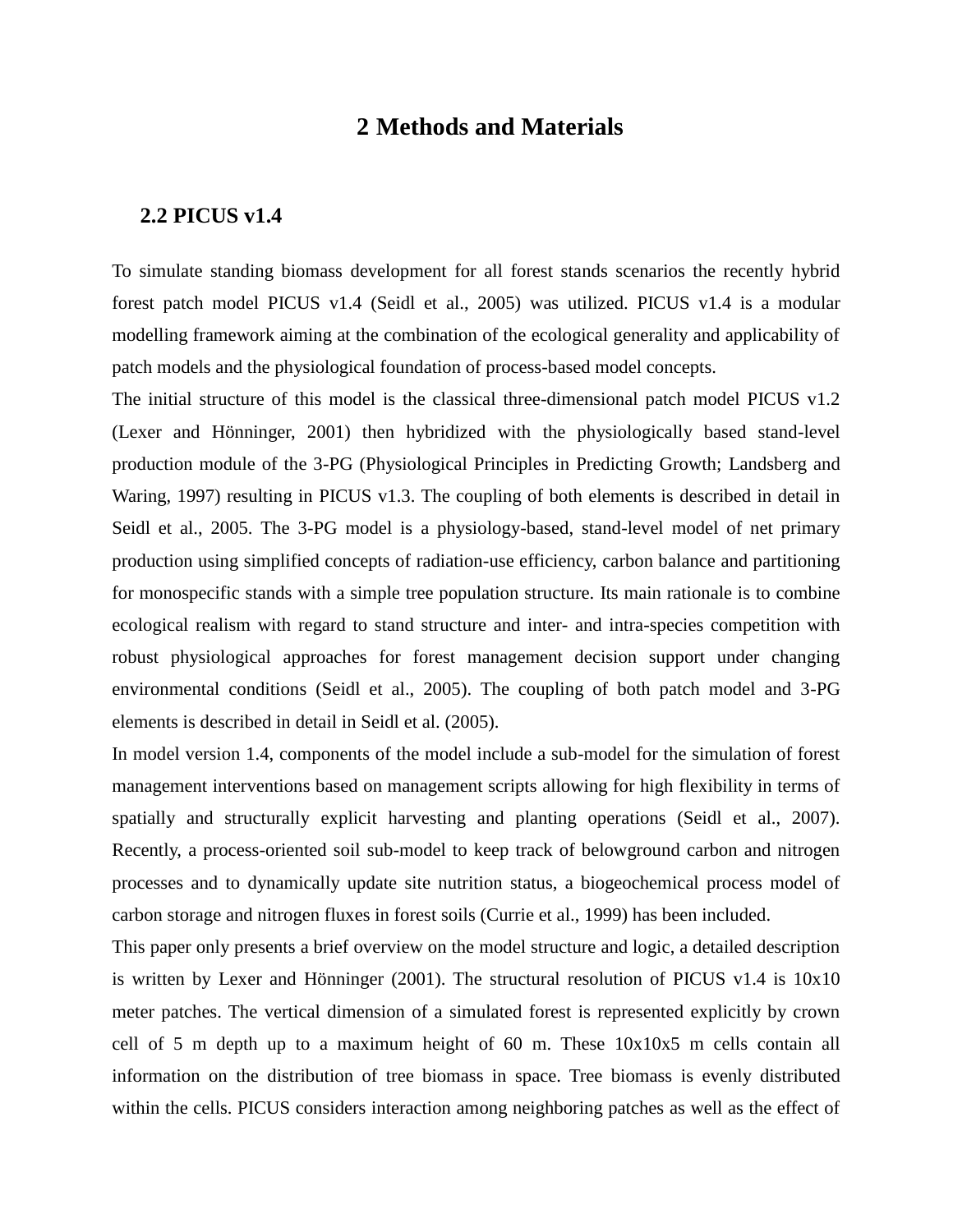# 2 Methods and Materials

## 2.2 PICUS v1.4

To simulate standing biomass development for all forest stands scenarios the recently hybrid forest patch model PICUS v1.4 (Seidl et al., 2005) was utilized. PICUS v1.4 is a modular modelling framework aiming at the combination of the ecological generality and applicability of patch models and the physiological foundation of process-based model concepts.

The initial structure of this model is the classical three-dimensional patch model PICUS v1.2 (Lexer and Hönninger, 2001) then hybridized with the physiologically based stand-level production module of the 3-PG (Physiological Principles in Predicting Growth; Landsberg and Waring, 1997) resulting in PICUS v1.3. The coupling of both elements is described in detail in Seidl et al., 2005. The 3-PG model is a physiology-based, stand-level model of net primary production using simplified concepts of radiation-use efficiency, carbon balance and partitioning for monospecific stands with a simple tree population structure. Its main rationale is to combine ecological realism with regard to stand structure and inter- and intra-species competition with robust physiological approaches for forest management decision support under changing environmental conditions (Seidl et al., 2005). The coupling of both patch model and 3-PG elements is described in detail in Seidl et al. (2005).

In model version 1.4, components of the model include a sub-model for the simulation of forest management interventions based on management scripts allowing for high flexibility in terms of spatially and structurally explicit harvesting and planting operations (Seidl et al., 2007). Recently, a process-oriented soil sub-model to keep track of belowground carbon and nitrogen processes and to dynamically update site nutrition status, a biogeochemical process model of carbon storage and nitrogen fluxes in forest soils (Currie et al., 1999) has been included.

This paper only presents a brief overview on the model structure and logic, a detailed description is written by Lexer and Hönninger (2001). The structural resolution of PICUS v1.4 is 10x10 meter patches. The vertical dimension of a simulated forest is represented explicitly by crown cell of 5 m depth up to a maximum height of 60 m. These 10x10x5 m cells contain all information on the distribution of tree biomass in space. Tree biomass is evenly distributed within the cells. PICUS considers interaction among neighboring patches as well as the effect of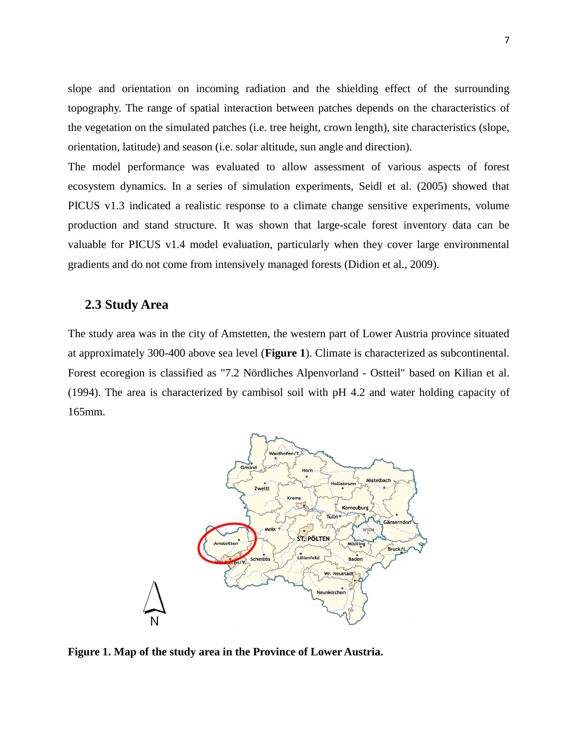slope and orientation on incoming radiation and the shielding effect of the surrounding topography. The range of spatial interaction between patches depends on the characteristics of the vegetation on the simulated patches (i.e. tree height, crown length), site characteristics (slope, orientation, latitude) and season (i.e. solar altitude, sun angle and direction).

The model performance was evaluated to allow assessment of various aspects of forest ecosystem dynamics. In a series of simulation experiments, Seidl et al. (2005) showed that PICUS v1.3 indicated a realistic response to a climate change sensitive experiments, volume production and stand structure. It was shown that large-scale forest inventory data can be valuable for PICUS v1.4 model evaluation, particularly when they cover large environmental gradients and do not come from intensively managed forests (Didion et al., 2009).

## 2.3 Study Area

The study area was in the city of Amstetten, the western part of Lower Austria province situated at approximately 300-400 above sea level (**Figure 1**). Climate is characterized as subcontinental. Forest ecoregion is classified as "7.2 Nördliches Alpenvorland - Ostteil" based on Kilian et al. (1994). The area is characterized by cambisol soil with pH 4.2 and water holding capacity of 165mm.

**Figure 1. Map of the study area in the Province of Lower Austria.**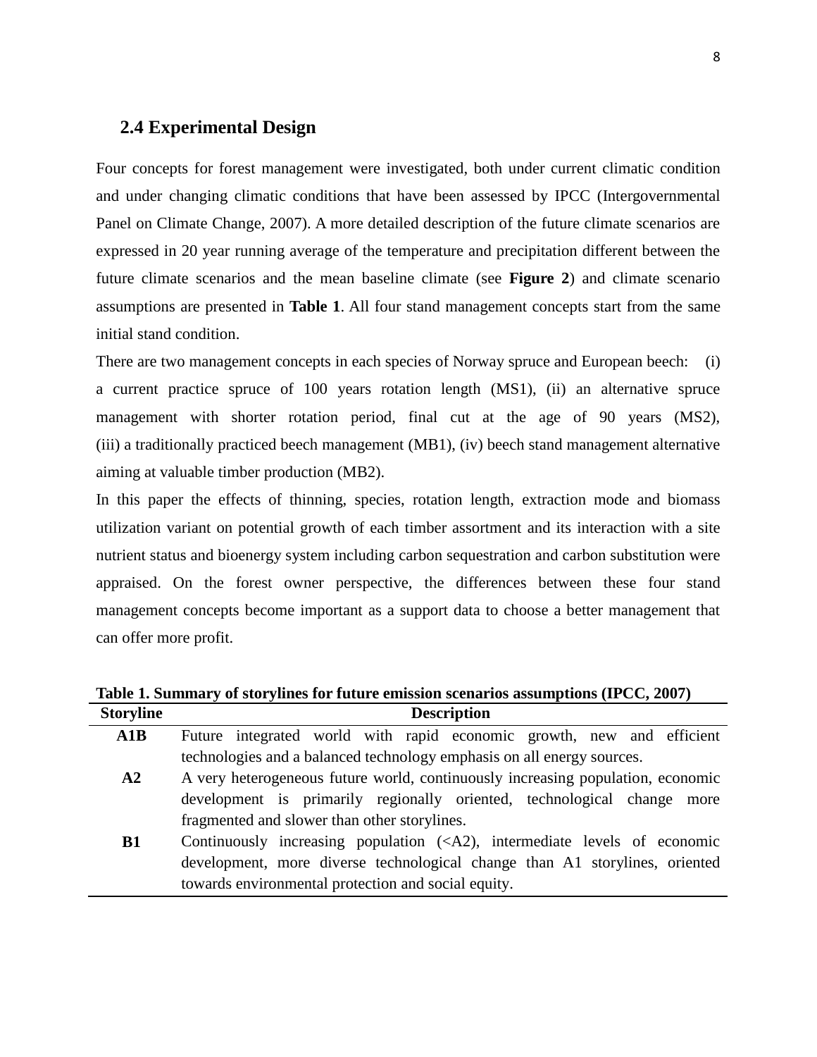## 2.4 Experimental Design

Four concepts for forest management were investigated, both under current climatic condition and under changing climatic conditions that have been assessed by IPCC (Intergovernmental Panel on Climate Change, 2007). A more detailed description of the future climate scenarios are expressed in 20 year running average of the temperature and precipitation different between the future climate scenarios and the mean baseline climate (see **Figure 2**) and climate scenario assumptions are presented in **Table 1**. All four stand management concepts start from the same initial stand condition.

There are two management concepts in each species of Norway spruce and European beech: (i) a current practice spruce of 100 years rotation length (MS1), (ii) an alternative spruce management with shorter rotation period, final cut at the age of 90 years (MS2), (iii) a traditionally practiced beech management (MB1), (iv) beech stand management alternative aiming at valuable timber production (MB2).

In this paper the effects of thinning, species, rotation length, extraction mode and biomass utilization variant on potential growth of each timber assortment and its interaction with a site nutrient status and bioenergy system including carbon sequestration and carbon substitution were appraised. On the forest owner perspective, the differences between these four stand management concepts become important as a support data to choose a better management that can offer more profit.

**Table 1. Summary of storylines for future emission scenarios assumptions (IPCC, 2007)**

| Storyline | Description |
|---|---|
| **A1B** | Future integrated world with rapid economic growth, new and efficient technologies and a balanced technology emphasis on all energy sources. |
| **A2** | A very heterogeneous future world, continuously increasing population, economic development is primarily regionally oriented, technological change more fragmented and slower than other storylines. |
| **B1** | Continuously increasing population (<A2), intermediate levels of economic development, more diverse technological change than A1 storylines, oriented towards environmental protection and social equity. |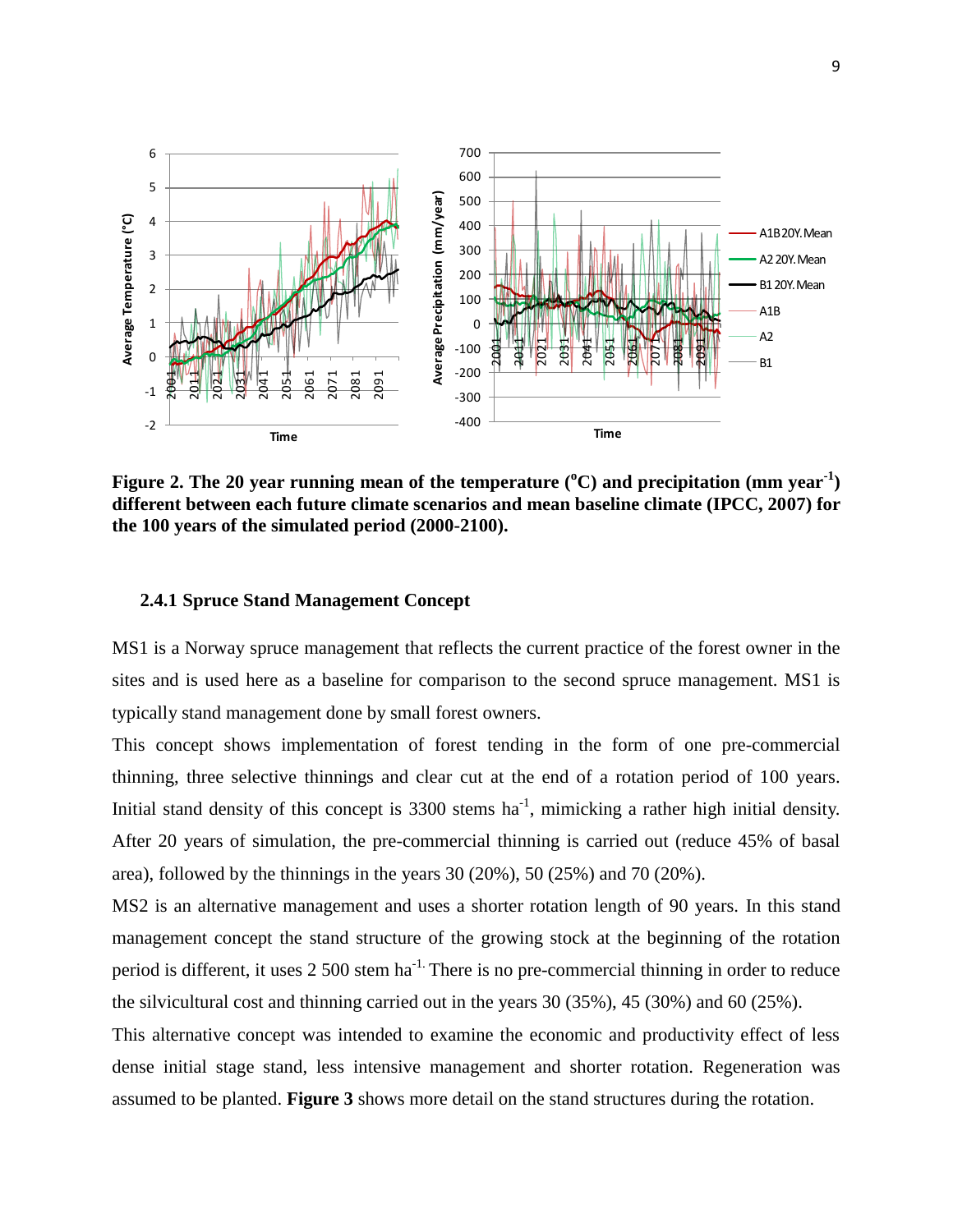**Figure 2. The 20 year running mean of the temperature ($^{o}$C) and precipitation (mm year$^{-1}$) different between each future climate scenarios and mean baseline climate (IPCC, 2007) for the 100 years of the simulated period (2000-2100).**

### 2.4.1 Spruce Stand Management Concept

MS1 is a Norway spruce management that reflects the current practice of the forest owner in the sites and is used here as a baseline for comparison to the second spruce management. MS1 is typically stand management done by small forest owners.

This concept shows implementation of forest tending in the form of one pre-commercial thinning, three selective thinnings and clear cut at the end of a rotation period of 100 years. Initial stand density of this concept is 3300 stems ha$^{-1}$, mimicking a rather high initial density. After 20 years of simulation, the pre-commercial thinning is carried out (reduce 45% of basal area), followed by the thinnings in the years 30 (20%), 50 (25%) and 70 (20%).

MS2 is an alternative management and uses a shorter rotation length of 90 years. In this stand management concept the stand structure of the growing stock at the beginning of the rotation period is different, it uses 2 500 stem ha$^{-1.}$ There is no pre-commercial thinning in order to reduce the silvicultural cost and thinning carried out in the years 30 (35%), 45 (30%) and 60 (25%).

This alternative concept was intended to examine the economic and productivity effect of less dense initial stage stand, less intensive management and shorter rotation. Regeneration was assumed to be planted. **Figure 3** shows more detail on the stand structures during the rotation.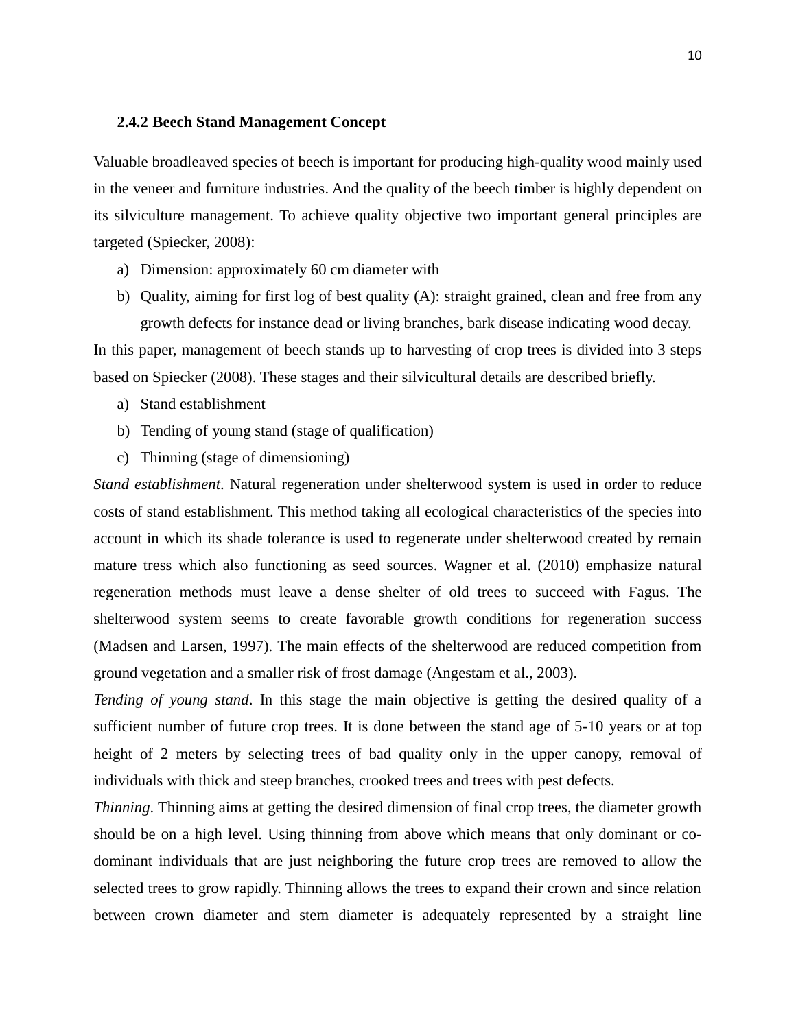#### 2.4.2 Beech Stand Management Concept

Valuable broadleaved species of beech is important for producing high-quality wood mainly used in the veneer and furniture industries. And the quality of the beech timber is highly dependent on its silviculture management. To achieve quality objective two important general principles are targeted (Spiecker, 2008):

a) Dimension: approximately 60 cm diameter with
b) Quality, aiming for first log of best quality (A): straight grained, clean and free from any growth defects for instance dead or living branches, bark disease indicating wood decay.

In this paper, management of beech stands up to harvesting of crop trees is divided into 3 steps based on Spiecker (2008). These stages and their silvicultural details are described briefly.

a) Stand establishment
b) Tending of young stand (stage of qualification)
c) Thinning (stage of dimensioning)

*Stand establishment*. Natural regeneration under shelterwood system is used in order to reduce costs of stand establishment. This method taking all ecological characteristics of the species into account in which its shade tolerance is used to regenerate under shelterwood created by remain mature tress which also functioning as seed sources. Wagner et al. (2010) emphasize natural regeneration methods must leave a dense shelter of old trees to succeed with Fagus. The shelterwood system seems to create favorable growth conditions for regeneration success (Madsen and Larsen, 1997). The main effects of the shelterwood are reduced competition from ground vegetation and a smaller risk of frost damage (Angestam et al., 2003).

*Tending of young stand*. In this stage the main objective is getting the desired quality of a sufficient number of future crop trees. It is done between the stand age of 5-10 years or at top height of 2 meters by selecting trees of bad quality only in the upper canopy, removal of individuals with thick and steep branches, crooked trees and trees with pest defects.

*Thinning*. Thinning aims at getting the desired dimension of final crop trees, the diameter growth should be on a high level. Using thinning from above which means that only dominant or co-dominant individuals that are just neighboring the future crop trees are removed to allow the selected trees to grow rapidly. Thinning allows the trees to expand their crown and since relation between crown diameter and stem diameter is adequately represented by a straight line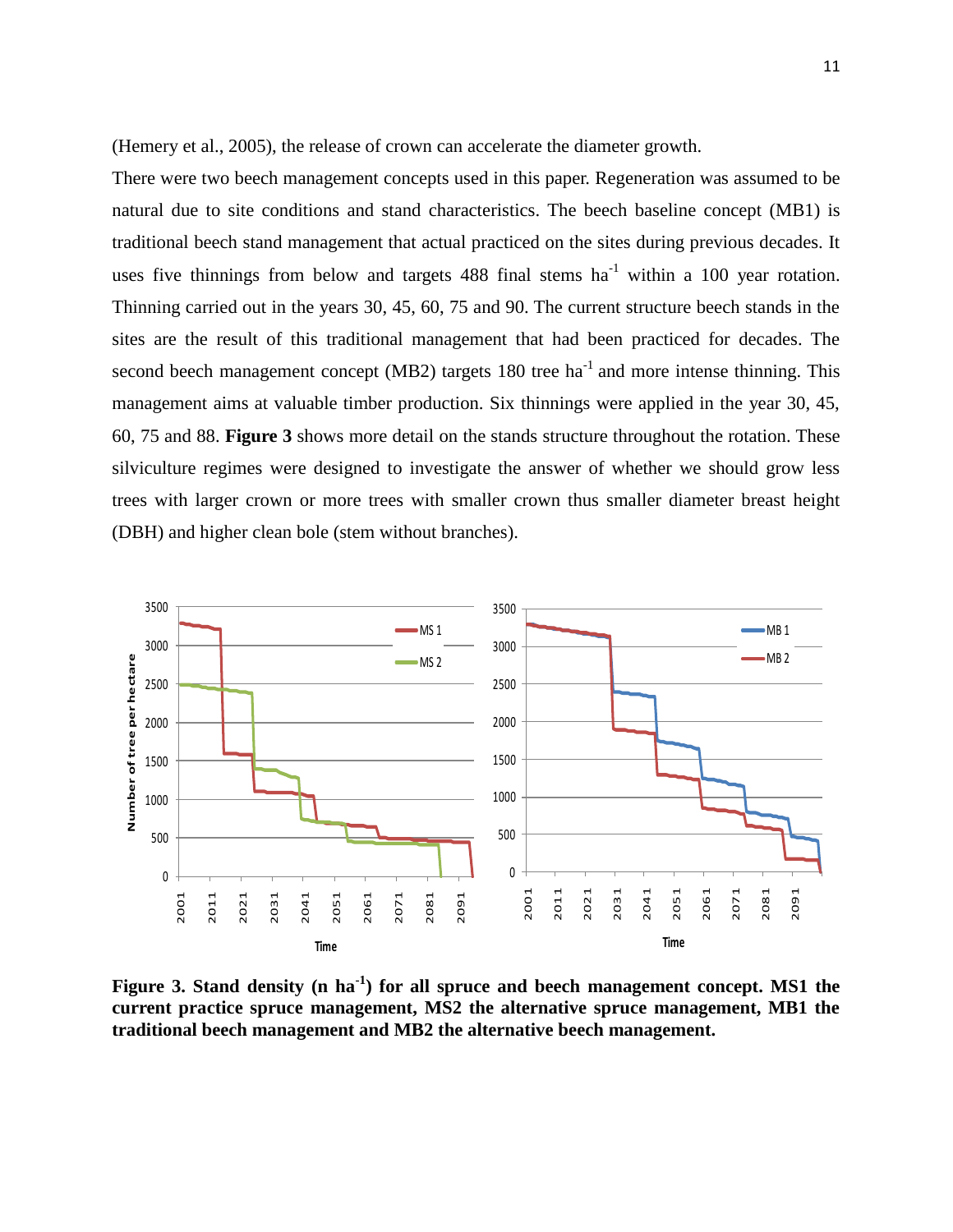(Hemery et al., 2005), the release of crown can accelerate the diameter growth.

There were two beech management concepts used in this paper. Regeneration was assumed to be natural due to site conditions and stand characteristics. The beech baseline concept (MB1) is traditional beech stand management that actual practiced on the sites during previous decades. It uses five thinnings from below and targets 488 final stems ha$^{-1}$ within a 100 year rotation. Thinning carried out in the years 30, 45, 60, 75 and 90. The current structure beech stands in the sites are the result of this traditional management that had been practiced for decades. The second beech management concept (MB2) targets 180 tree ha$^{-1}$ and more intense thinning. This management aims at valuable timber production. Six thinnings were applied in the year 30, 45, 60, 75 and 88. **Figure 3** shows more detail on the stands structure throughout the rotation. These silviculture regimes were designed to investigate the answer of whether we should grow less trees with larger crown or more trees with smaller crown thus smaller diameter breast height (DBH) and higher clean bole (stem without branches).

**Figure 3. Stand density (n ha$^{-1}$) for all spruce and beech management concept. MS1 the current practice spruce management, MS2 the alternative spruce management, MB1 the traditional beech management and MB2 the alternative beech management.**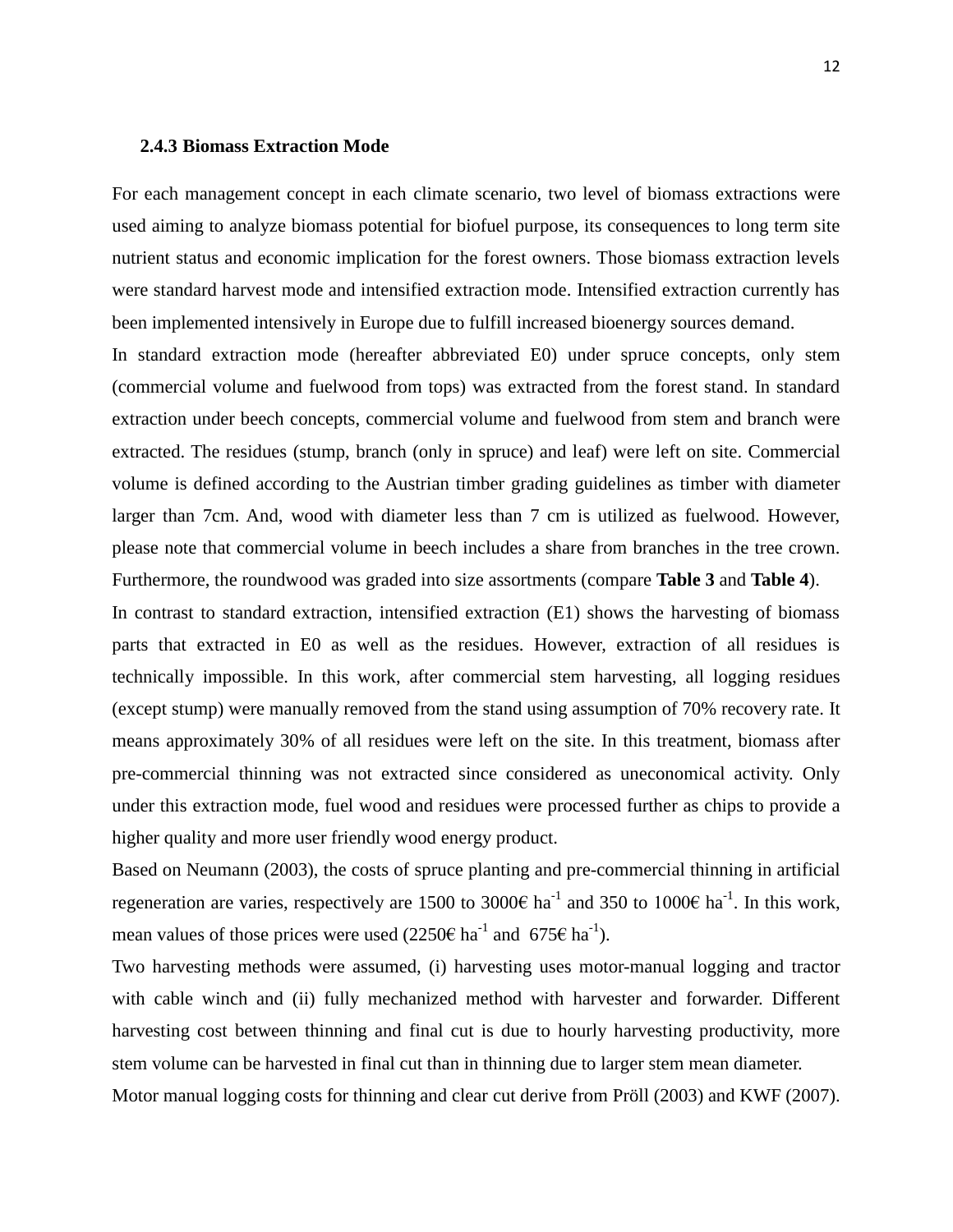### 2.4.3 Biomass Extraction Mode

For each management concept in each climate scenario, two level of biomass extractions were used aiming to analyze biomass potential for biofuel purpose, its consequences to long term site nutrient status and economic implication for the forest owners. Those biomass extraction levels were standard harvest mode and intensified extraction mode. Intensified extraction currently has been implemented intensively in Europe due to fulfill increased bioenergy sources demand.

In standard extraction mode (hereafter abbreviated E0) under spruce concepts, only stem (commercial volume and fuelwood from tops) was extracted from the forest stand. In standard extraction under beech concepts, commercial volume and fuelwood from stem and branch were extracted. The residues (stump, branch (only in spruce) and leaf) were left on site. Commercial volume is defined according to the Austrian timber grading guidelines as timber with diameter larger than 7cm. And, wood with diameter less than 7 cm is utilized as fuelwood. However, please note that commercial volume in beech includes a share from branches in the tree crown. Furthermore, the roundwood was graded into size assortments (compare **Table 3** and **Table 4**).

In contrast to standard extraction, intensified extraction (E1) shows the harvesting of biomass parts that extracted in E0 as well as the residues. However, extraction of all residues is technically impossible. In this work, after commercial stem harvesting, all logging residues (except stump) were manually removed from the stand using assumption of 70% recovery rate. It means approximately 30% of all residues were left on the site. In this treatment, biomass after pre-commercial thinning was not extracted since considered as uneconomical activity. Only under this extraction mode, fuel wood and residues were processed further as chips to provide a higher quality and more user friendly wood energy product.

Based on Neumann (2003), the costs of spruce planting and pre-commercial thinning in artificial regeneration are varies, respectively are 1500 to 3000€ $ha^{-1}$ and 350 to 1000€ $ha^{-1}$. In this work, mean values of those prices were used (2250€ $ha^{-1}$ and 675€ $ha^{-1}$).

Two harvesting methods were assumed, (i) harvesting uses motor-manual logging and tractor with cable winch and (ii) fully mechanized method with harvester and forwarder. Different harvesting cost between thinning and final cut is due to hourly harvesting productivity, more stem volume can be harvested in final cut than in thinning due to larger stem mean diameter.

Motor manual logging costs for thinning and clear cut derive from Pröll (2003) and KWF (2007).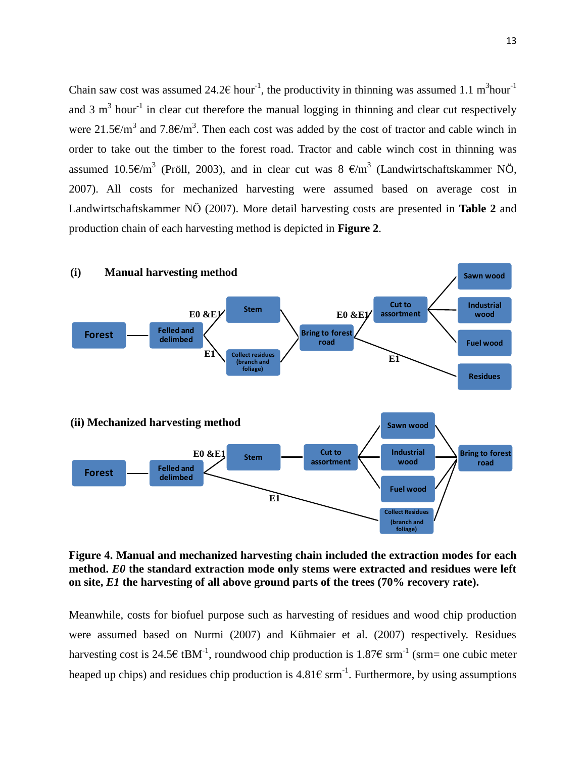Chain saw cost was assumed 24.2€ hour$^{-1}$, the productivity in thinning was assumed 1.1 m$^3$hour$^{-1}$ and 3 m$^3$ hour$^{-1}$ in clear cut therefore the manual logging in thinning and clear cut respectively were 21.5€/m$^3$ and 7.8€/m$^3$. Then each cost was added by the cost of tractor and cable winch in order to take out the timber to the forest road. Tractor and cable winch cost in thinning was assumed 10.5€/m$^3$ (Pröll, 2003), and in clear cut was 8 €/m$^3$ (Landwirtschaftskammer NÖ, 2007). All costs for mechanized harvesting were assumed based on average cost in Landwirtschaftskammer NÖ (2007). More detail harvesting costs are presented in **Table 2** and production chain of each harvesting method is depicted in **Figure 2**.

**(i) Manual harvesting method**

**(ii) Mechanized harvesting method**

**Figure 4. Manual and mechanized harvesting chain included the extraction modes for each method. *E0* the standard extraction mode only stems were extracted and residues were left on site, *E1* the harvesting of all above ground parts of the trees (70% recovery rate).**

Meanwhile, costs for biofuel purpose such as harvesting of residues and wood chip production were assumed based on Nurmi (2007) and Kühmaier et al. (2007) respectively. Residues harvesting cost is 24.5€ tBM$^{-1}$, roundwood chip production is 1.87€ srm$^{-1}$ (srm= one cubic meter heaped up chips) and residues chip production is 4.81€ srm$^{-1}$. Furthermore, by using assumptions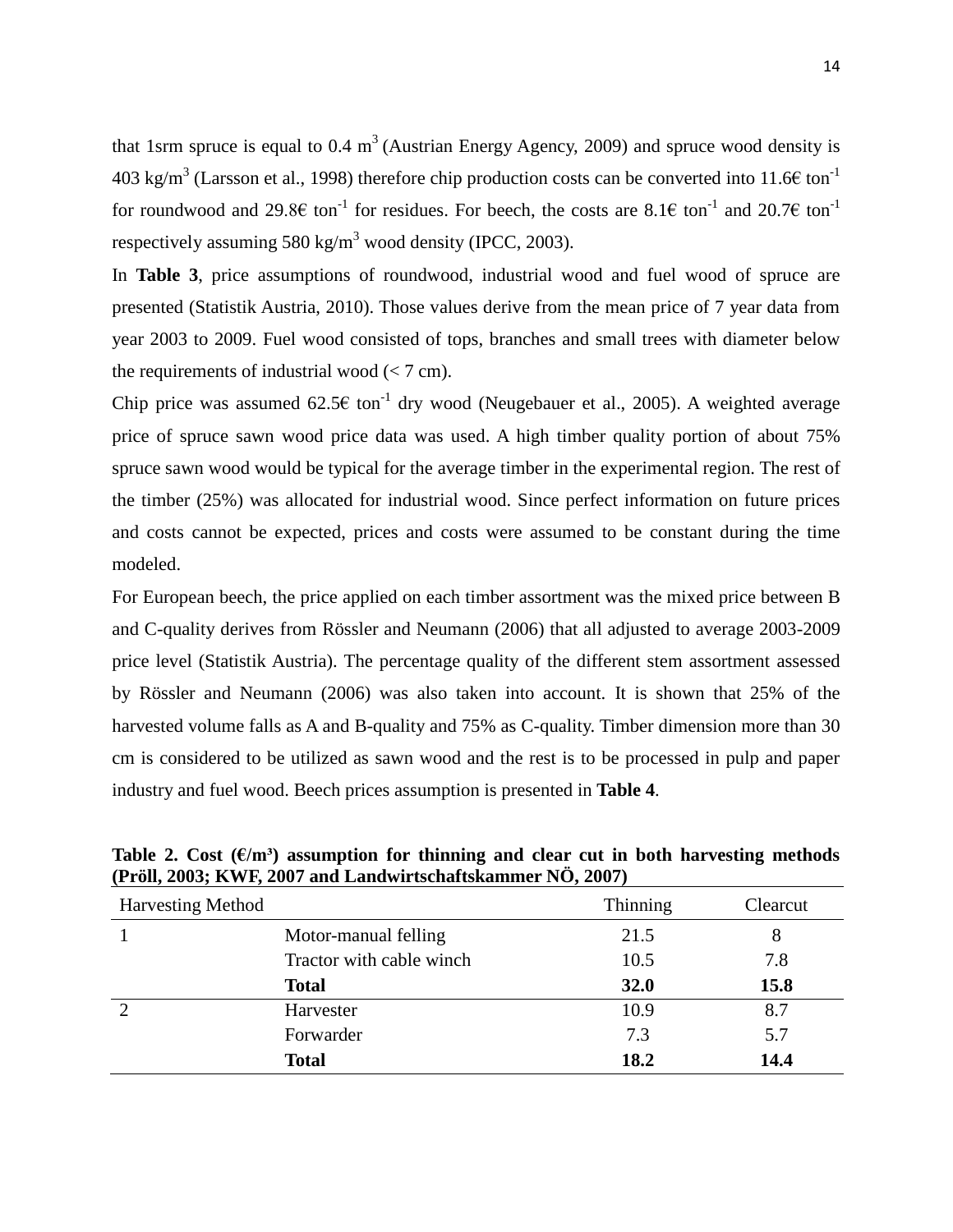that 1srm spruce is equal to 0.4 $m^3$ (Austrian Energy Agency, 2009) and spruce wood density is 403 kg/$m^3$ (Larsson et al., 1998) therefore chip production costs can be converted into 11.6€ $ton^{-1}$ for roundwood and 29.8€ $ton^{-1}$ for residues. For beech, the costs are 8.1€ $ton^{-1}$ and 20.7€ $ton^{-1}$ respectively assuming 580 kg/$m^3$ wood density (IPCC, 2003).

In **Table 3**, price assumptions of roundwood, industrial wood and fuel wood of spruce are presented (Statistik Austria, 2010). Those values derive from the mean price of 7 year data from year 2003 to 2009. Fuel wood consisted of tops, branches and small trees with diameter below the requirements of industrial wood (< 7 cm).

Chip price was assumed 62.5€ $ton^{-1}$ dry wood (Neugebauer et al., 2005). A weighted average price of spruce sawn wood price data was used. A high timber quality portion of about 75% spruce sawn wood would be typical for the average timber in the experimental region. The rest of the timber (25%) was allocated for industrial wood. Since perfect information on future prices and costs cannot be expected, prices and costs were assumed to be constant during the time modeled.

For European beech, the price applied on each timber assortment was the mixed price between B and C-quality derives from Rössler and Neumann (2006) that all adjusted to average 2003-2009 price level (Statistik Austria). The percentage quality of the different stem assortment assessed by Rössler and Neumann (2006) was also taken into account. It is shown that 25% of the harvested volume falls as A and B-quality and 75% as C-quality. Timber dimension more than 30 cm is considered to be utilized as sawn wood and the rest is to be processed in pulp and paper industry and fuel wood. Beech prices assumption is presented in **Table 4**.

**Table 2. Cost (€/m³) assumption for thinning and clear cut in both harvesting methods (Pröll, 2003; KWF, 2007 and Landwirtschaftskammer NÖ, 2007)**

| Harvesting Method | | Thinning | Clearcut |
|---|---|---|---|
| 1 | Motor-manual felling | 21.5 | 8 |
| | Tractor with cable winch | 10.5 | 7.8 |
| | **Total** | **32.0** | **15.8** |
| 2 | Harvester | 10.9 | 8.7 |
| | Forwarder | 7.3 | 5.7 |
| | **Total** | **18.2** | **14.4** |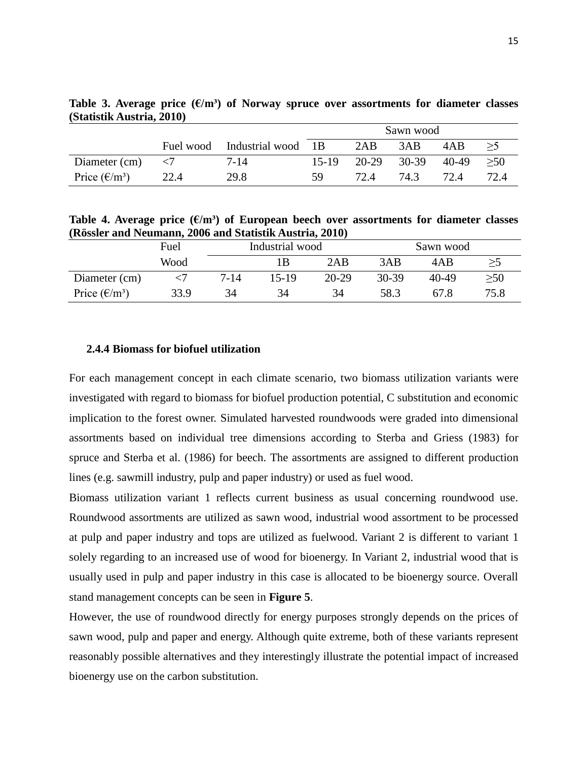**Table 3. Average price (€/m³) of Norway spruce over assortments for diameter classes (Statistik Austria, 2010)**

| | Fuel wood | Industrial wood | Sawn wood | | | | |
|---|---|---|---|---|---|---|---|
| | | | 1B | 2AB | 3AB | 4AB | ≥5 |
| Diameter (cm) | <7 | 7-14 | 15-19 | 20-29 | 30-39 | 40-49 | ≥50 |
| Price (€/m³) | 22.4 | 29.8 | 59 | 72.4 | 74.3 | 72.4 | 72.4 |

**Table 4. Average price (€/m³) of European beech over assortments for diameter classes (Rössler and Neumann, 2006 and Statistik Austria, 2010)**

| | Fuel | Industrial wood | | | Sawn wood | | |
|---|---|---|---|---|---|---|---|
| | Wood | | 1B | 2AB | 3AB | 4AB | ≥5 |
| Diameter (cm) | <7 | 7-14 | 15-19 | 20-29 | 30-39 | 40-49 | ≥50 |
| Price (€/m³) | 33.9 | 34 | 34 | 34 | 58.3 | 67.8 | 75.8 |

### 2.4.4 Biomass for biofuel utilization

For each management concept in each climate scenario, two biomass utilization variants were investigated with regard to biomass for biofuel production potential, C substitution and economic implication to the forest owner. Simulated harvested roundwoods were graded into dimensional assortments based on individual tree dimensions according to Sterba and Griess (1983) for spruce and Sterba et al. (1986) for beech. The assortments are assigned to different production lines (e.g. sawmill industry, pulp and paper industry) or used as fuel wood.

Biomass utilization variant 1 reflects current business as usual concerning roundwood use. Roundwood assortments are utilized as sawn wood, industrial wood assortment to be processed at pulp and paper industry and tops are utilized as fuelwood. Variant 2 is different to variant 1 solely regarding to an increased use of wood for bioenergy. In Variant 2, industrial wood that is usually used in pulp and paper industry in this case is allocated to be bioenergy source. Overall stand management concepts can be seen in **Figure 5**.

However, the use of roundwood directly for energy purposes strongly depends on the prices of sawn wood, pulp and paper and energy. Although quite extreme, both of these variants represent reasonably possible alternatives and they interestingly illustrate the potential impact of increased bioenergy use on the carbon substitution.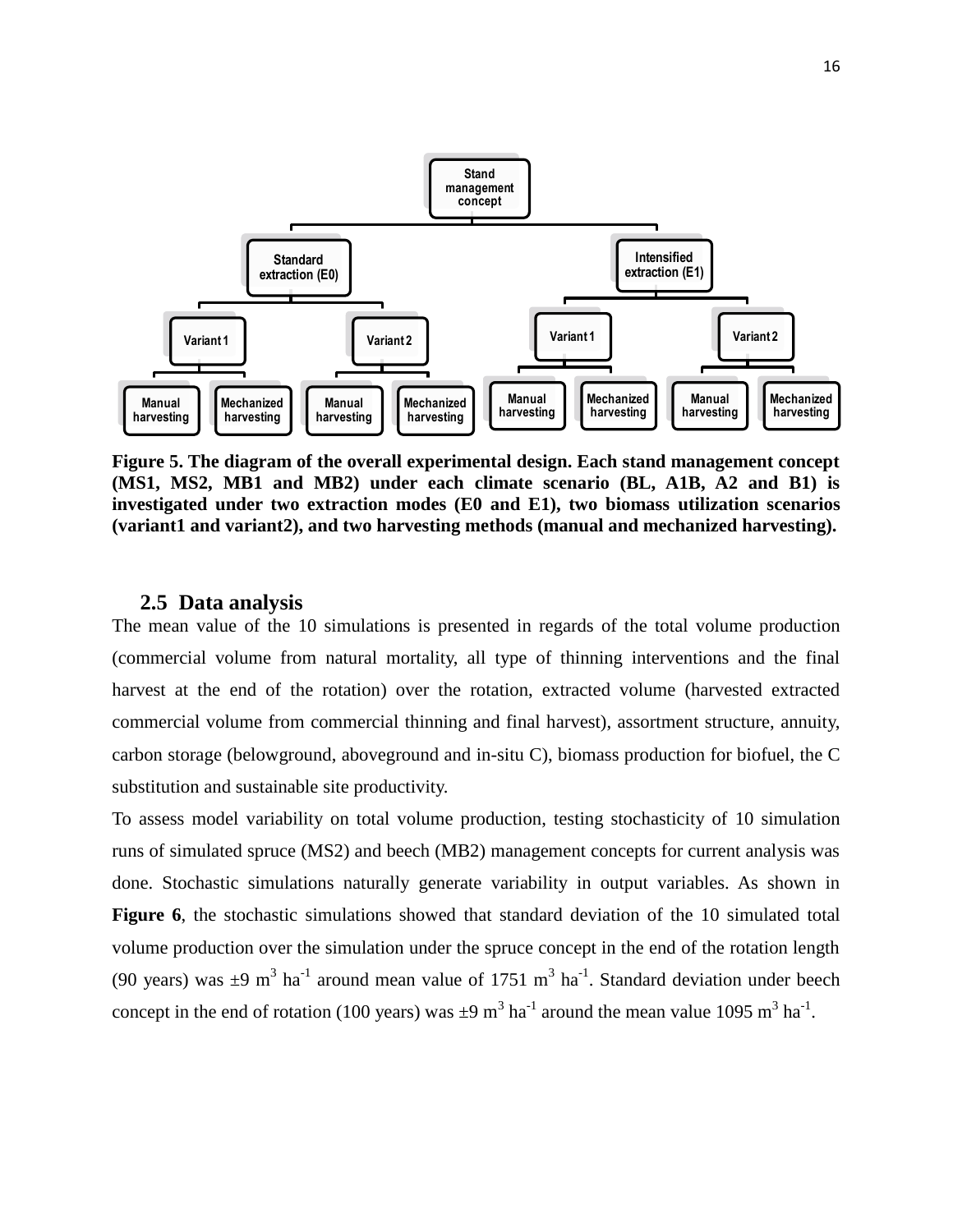**Figure 5. The diagram of the overall experimental design. Each stand management concept (MS1, MS2, MB1 and MB2) under each climate scenario (BL, A1B, A2 and B1) is investigated under two extraction modes (E0 and E1), two biomass utilization scenarios (variant1 and variant2), and two harvesting methods (manual and mechanized harvesting).**

### 2.5 Data analysis

The mean value of the 10 simulations is presented in regards of the total volume production (commercial volume from natural mortality, all type of thinning interventions and the final harvest at the end of the rotation) over the rotation, extracted volume (harvested extracted commercial volume from commercial thinning and final harvest), assortment structure, annuity, carbon storage (belowground, aboveground and in-situ C), biomass production for biofuel, the C substitution and sustainable site productivity.

To assess model variability on total volume production, testing stochasticity of 10 simulation runs of simulated spruce (MS2) and beech (MB2) management concepts for current analysis was done. Stochastic simulations naturally generate variability in output variables. As shown in **Figure 6**, the stochastic simulations showed that standard deviation of the 10 simulated total volume production over the simulation under the spruce concept in the end of the rotation length (90 years) was ±9 $m^3$ $ha^{-1}$ around mean value of 1751 $m^3$ $ha^{-1}$. Standard deviation under beech concept in the end of rotation (100 years) was ±9 $m^3$ $ha^{-1}$ around the mean value 1095 $m^3$ $ha^{-1}$.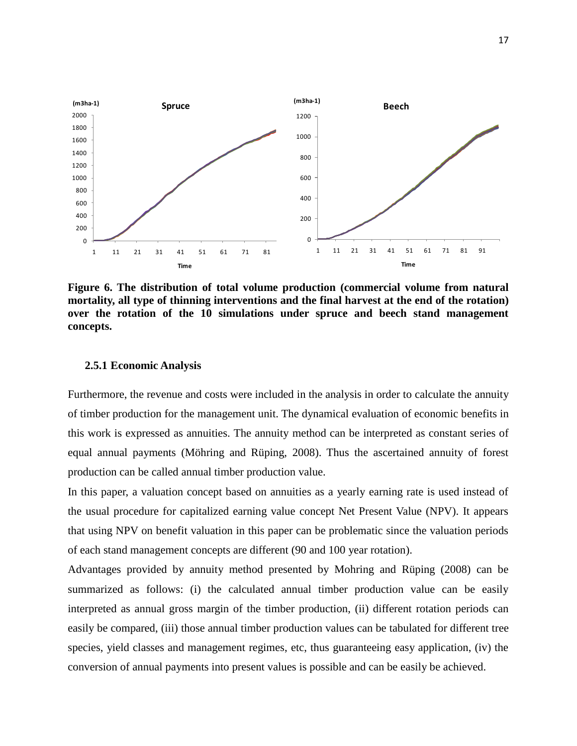**Figure 6. The distribution of total volume production (commercial volume from natural mortality, all type of thinning interventions and the final harvest at the end of the rotation) over the rotation of the 10 simulations under spruce and beech stand management concepts.**

### 2.5.1 Economic Analysis

Furthermore, the revenue and costs were included in the analysis in order to calculate the annuity of timber production for the management unit. The dynamical evaluation of economic benefits in this work is expressed as annuities. The annuity method can be interpreted as constant series of equal annual payments (Möhring and Rüping, 2008). Thus the ascertained annuity of forest production can be called annual timber production value.

In this paper, a valuation concept based on annuities as a yearly earning rate is used instead of the usual procedure for capitalized earning value concept Net Present Value (NPV). It appears that using NPV on benefit valuation in this paper can be problematic since the valuation periods of each stand management concepts are different (90 and 100 year rotation).

Advantages provided by annuity method presented by Mohring and Rüping (2008) can be summarized as follows: (i) the calculated annual timber production value can be easily interpreted as annual gross margin of the timber production, (ii) different rotation periods can easily be compared, (iii) those annual timber production values can be tabulated for different tree species, yield classes and management regimes, etc, thus guaranteeing easy application, (iv) the conversion of annual payments into present values is possible and can be easily be achieved.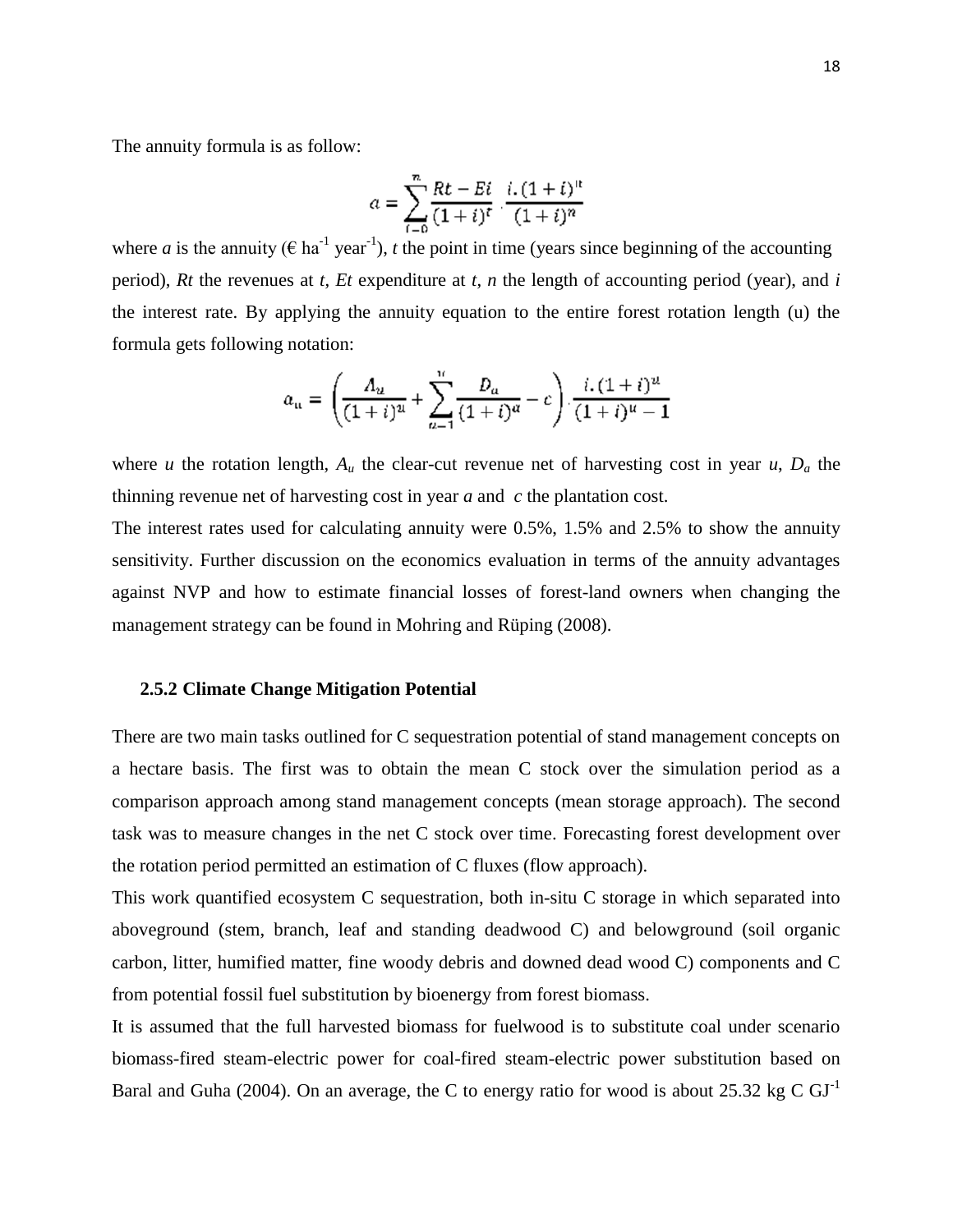The annuity formula is as follow:

$$a = \sum_{t=0}^{n} \frac{Rt - Et}{(1+i)^t} \cdot \frac{i.(1+i)^n}{(1+i)^n}$$

where *a* is the annuity (€ ha$^{-1}$ year$^{-1}$), *t* the point in time (years since beginning of the accounting period), *Rt* the revenues at *t*, *Et* expenditure at *t*, *n* the length of accounting period (year), and *i* the interest rate. By applying the annuity equation to the entire forest rotation length (u) the formula gets following notation:

$$a_u = \left( \frac{A_u}{(1+i)^u} + \sum_{a=1}^{u} \frac{D_a}{(1+i)^a} - c \right) \cdot \frac{i.(1+i)^u}{(1+i)^u - 1}$$

where *u* the rotation length, $A_u$ the clear-cut revenue net of harvesting cost in year *u*, $D_a$ the thinning revenue net of harvesting cost in year *a* and *c* the plantation cost.

The interest rates used for calculating annuity were 0.5%, 1.5% and 2.5% to show the annuity sensitivity. Further discussion on the economics evaluation in terms of the annuity advantages against NVP and how to estimate financial losses of forest-land owners when changing the management strategy can be found in Mohring and Rüping (2008).

### 2.5.2 Climate Change Mitigation Potential

There are two main tasks outlined for C sequestration potential of stand management concepts on a hectare basis. The first was to obtain the mean C stock over the simulation period as a comparison approach among stand management concepts (mean storage approach). The second task was to measure changes in the net C stock over time. Forecasting forest development over the rotation period permitted an estimation of C fluxes (flow approach).

This work quantified ecosystem C sequestration, both in-situ C storage in which separated into aboveground (stem, branch, leaf and standing deadwood C) and belowground (soil organic carbon, litter, humified matter, fine woody debris and downed dead wood C) components and C from potential fossil fuel substitution by bioenergy from forest biomass.

It is assumed that the full harvested biomass for fuelwood is to substitute coal under scenario biomass-fired steam-electric power for coal-fired steam-electric power substitution based on Baral and Guha (2004). On an average, the C to energy ratio for wood is about 25.32 kg C GJ$^{-1}$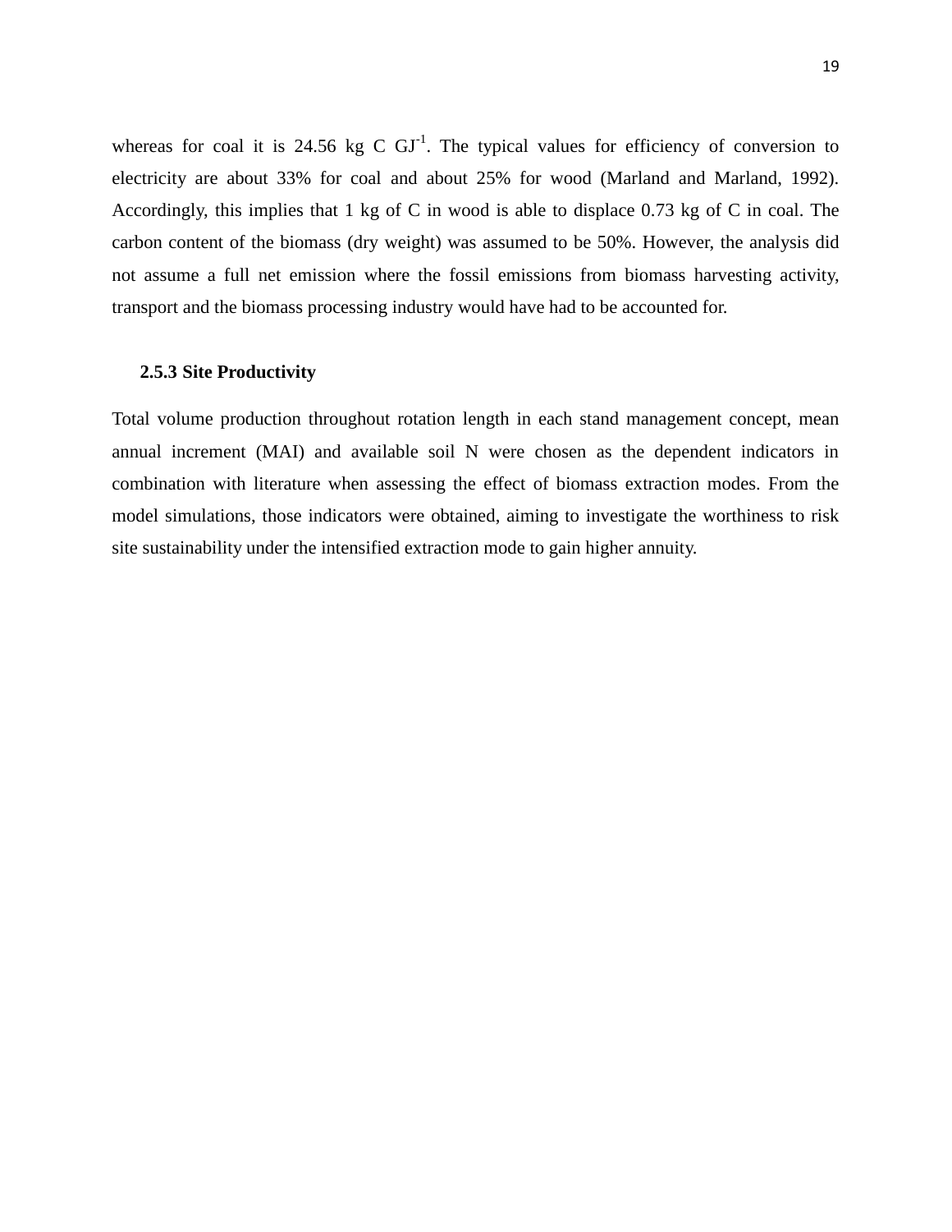whereas for coal it is 24.56 kg C $GJ^{-1}$. The typical values for efficiency of conversion to electricity are about 33% for coal and about 25% for wood (Marland and Marland, 1992). Accordingly, this implies that 1 kg of C in wood is able to displace 0.73 kg of C in coal. The carbon content of the biomass (dry weight) was assumed to be 50%. However, the analysis did not assume a full net emission where the fossil emissions from biomass harvesting activity, transport and the biomass processing industry would have had to be accounted for.

### 2.5.3 Site Productivity

Total volume production throughout rotation length in each stand management concept, mean annual increment (MAI) and available soil N were chosen as the dependent indicators in combination with literature when assessing the effect of biomass extraction modes. From the model simulations, those indicators were obtained, aiming to investigate the worthiness to risk site sustainability under the intensified extraction mode to gain higher annuity.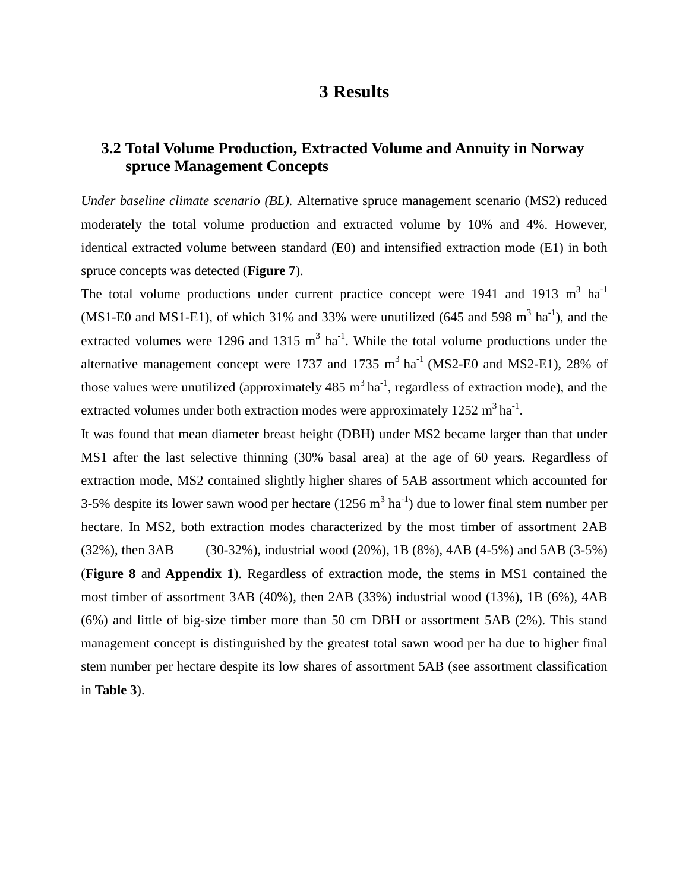# 3 Results

## 3.2 Total Volume Production, Extracted Volume and Annuity in Norway spruce Management Concepts

*Under baseline climate scenario (BL).* Alternative spruce management scenario (MS2) reduced moderately the total volume production and extracted volume by 10% and 4%. However, identical extracted volume between standard (E0) and intensified extraction mode (E1) in both spruce concepts was detected (**Figure 7**).

The total volume productions under current practice concept were 1941 and 1913 $m^3$ $ha^{-1}$ (MS1-E0 and MS1-E1), of which 31% and 33% were unutilized (645 and 598 $m^3$ $ha^{-1}$), and the extracted volumes were 1296 and 1315 $m^3$ $ha^{-1}$. While the total volume productions under the alternative management concept were 1737 and 1735 $m^3$ $ha^{-1}$ (MS2-E0 and MS2-E1), 28% of those values were unutilized (approximately 485 $m^3$ $ha^{-1}$, regardless of extraction mode), and the extracted volumes under both extraction modes were approximately 1252 $m^3$ $ha^{-1}$.

It was found that mean diameter breast height (DBH) under MS2 became larger than that under MS1 after the last selective thinning (30% basal area) at the age of 60 years. Regardless of extraction mode, MS2 contained slightly higher shares of 5AB assortment which accounted for 3-5% despite its lower sawn wood per hectare (1256 $m^3$ $ha^{-1}$) due to lower final stem number per hectare. In MS2, both extraction modes characterized by the most timber of assortment 2AB (32%), then 3AB (30-32%), industrial wood (20%), 1B (8%), 4AB (4-5%) and 5AB (3-5%) (**Figure 8** and **Appendix 1**). Regardless of extraction mode, the stems in MS1 contained the most timber of assortment 3AB (40%), then 2AB (33%) industrial wood (13%), 1B (6%), 4AB (6%) and little of big-size timber more than 50 cm DBH or assortment 5AB (2%). This stand management concept is distinguished by the greatest total sawn wood per ha due to higher final stem number per hectare despite its low shares of assortment 5AB (see assortment classification in **Table 3**).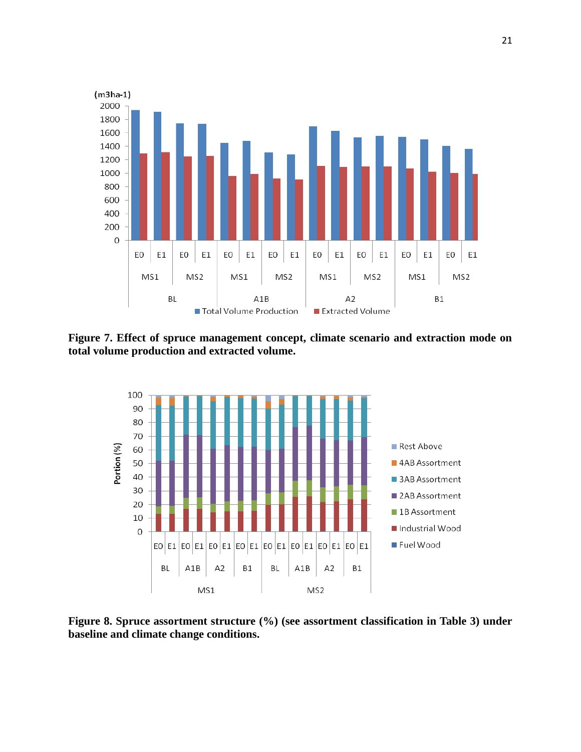**Figure 7. Effect of spruce management concept, climate scenario and extraction mode on total volume production and extracted volume.**

**Figure 8. Spruce assortment structure (%) (see assortment classification in Table 3) under baseline and climate change conditions.**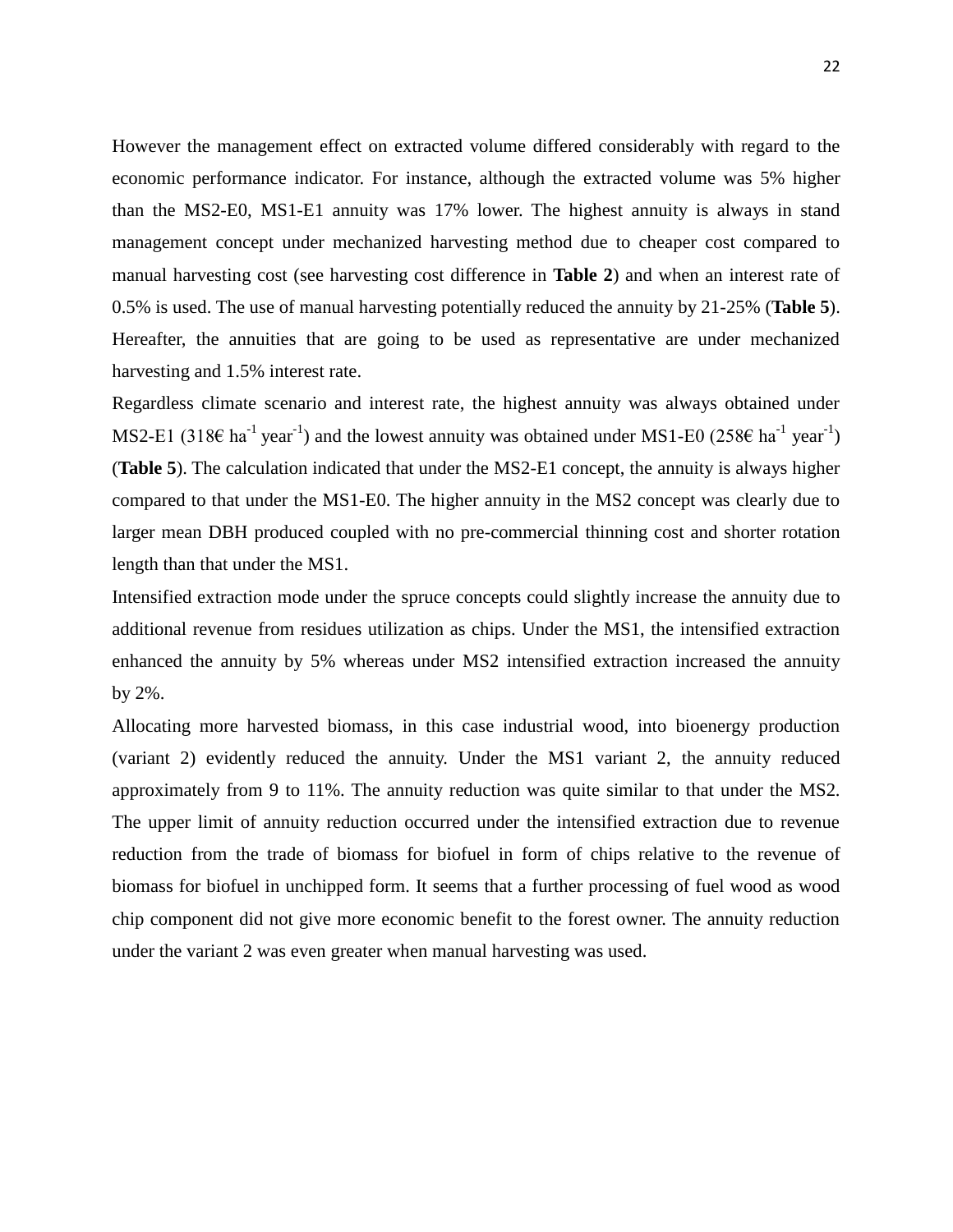However the management effect on extracted volume differed considerably with regard to the economic performance indicator. For instance, although the extracted volume was 5% higher than the MS2-E0, MS1-E1 annuity was 17% lower. The highest annuity is always in stand management concept under mechanized harvesting method due to cheaper cost compared to manual harvesting cost (see harvesting cost difference in **Table 2**) and when an interest rate of 0.5% is used. The use of manual harvesting potentially reduced the annuity by 21-25% (**Table 5**). Hereafter, the annuities that are going to be used as representative are under mechanized harvesting and 1.5% interest rate.

Regardless climate scenario and interest rate, the highest annuity was always obtained under MS2-E1 (318€ $ha^{-1}$ $year^{-1}$) and the lowest annuity was obtained under MS1-E0 (258€ $ha^{-1}$ $year^{-1}$) (**Table 5**). The calculation indicated that under the MS2-E1 concept, the annuity is always higher compared to that under the MS1-E0. The higher annuity in the MS2 concept was clearly due to larger mean DBH produced coupled with no pre-commercial thinning cost and shorter rotation length than that under the MS1.

Intensified extraction mode under the spruce concepts could slightly increase the annuity due to additional revenue from residues utilization as chips. Under the MS1, the intensified extraction enhanced the annuity by 5% whereas under MS2 intensified extraction increased the annuity by 2%.

Allocating more harvested biomass, in this case industrial wood, into bioenergy production (variant 2) evidently reduced the annuity. Under the MS1 variant 2, the annuity reduced approximately from 9 to 11%. The annuity reduction was quite similar to that under the MS2. The upper limit of annuity reduction occurred under the intensified extraction due to revenue reduction from the trade of biomass for biofuel in form of chips relative to the revenue of biomass for biofuel in unchipped form. It seems that a further processing of fuel wood as wood chip component did not give more economic benefit to the forest owner. The annuity reduction under the variant 2 was even greater when manual harvesting was used.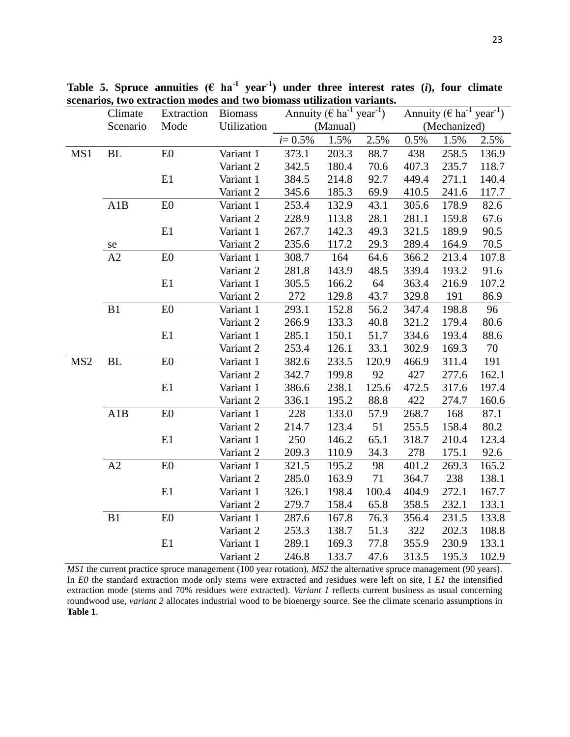**Table 5. Spruce annuities (€ ha$^{-1}$ year$^{-1}$) under three interest rates (*i*), four climate scenarios, two extraction modes and two biomass utilization variants.**

| | Climate Scenario | Extraction Mode | Biomass Utilization | Annuity (€ ha$^{-1}$ year$^{-1}$) (Manual) | | | Annuity (€ ha$^{-1}$ year$^{-1}$) (Mechanized) | | |
|---|---|---|---|---|---|---|---|---|---|
| | | | | *i*= 0.5% | 1.5% | 2.5% | 0.5% | 1.5% | 2.5% |
| MS1 | BL | E0 | Variant 1 | 373.1 | 203.3 | 88.7 | 438 | 258.5 | 136.9 |
| | | | Variant 2 | 342.5 | 180.4 | 70.6 | 407.3 | 235.7 | 118.7 |
| | | E1 | Variant 1 | 384.5 | 214.8 | 92.7 | 449.4 | 271.1 | 140.4 |
| | | | Variant 2 | 345.6 | 185.3 | 69.9 | 410.5 | 241.6 | 117.7 |
| | A1B | E0 | Variant 1 | 253.4 | 132.9 | 43.1 | 305.6 | 178.9 | 82.6 |
| | | | Variant 2 | 228.9 | 113.8 | 28.1 | 281.1 | 159.8 | 67.6 |
| | | E1 | Variant 1 | 267.7 | 142.3 | 49.3 | 321.5 | 189.9 | 90.5 |
| | se | | Variant 2 | 235.6 | 117.2 | 29.3 | 289.4 | 164.9 | 70.5 |
| | A2 | E0 | Variant 1 | 308.7 | 164 | 64.6 | 366.2 | 213.4 | 107.8 |
| | | | Variant 2 | 281.8 | 143.9 | 48.5 | 339.4 | 193.2 | 91.6 |
| | | E1 | Variant 1 | 305.5 | 166.2 | 64 | 363.4 | 216.9 | 107.2 |
| | | | Variant 2 | 272 | 129.8 | 43.7 | 329.8 | 191 | 86.9 |
| | B1 | E0 | Variant 1 | 293.1 | 152.8 | 56.2 | 347.4 | 198.8 | 96 |
| | | | Variant 2 | 266.9 | 133.3 | 40.8 | 321.2 | 179.4 | 80.6 |
| | | E1 | Variant 1 | 285.1 | 150.1 | 51.7 | 334.6 | 193.4 | 88.6 |
| | | | Variant 2 | 253.4 | 126.1 | 33.1 | 302.9 | 169.3 | 70 |
| MS2 | BL | E0 | Variant 1 | 382.6 | 233.5 | 120.9 | 466.9 | 311.4 | 191 |
| | | | Variant 2 | 342.7 | 199.8 | 92 | 427 | 277.6 | 162.1 |
| | | E1 | Variant 1 | 386.6 | 238.1 | 125.6 | 472.5 | 317.6 | 197.4 |
| | | | Variant 2 | 336.1 | 195.2 | 88.8 | 422 | 274.7 | 160.6 |
| | A1B | E0 | Variant 1 | 228 | 133.0 | 57.9 | 268.7 | 168 | 87.1 |
| | | | Variant 2 | 214.7 | 123.4 | 51 | 255.5 | 158.4 | 80.2 |
| | | E1 | Variant 1 | 250 | 146.2 | 65.1 | 318.7 | 210.4 | 123.4 |
| | | | Variant 2 | 209.3 | 110.9 | 34.3 | 278 | 175.1 | 92.6 |
| | A2 | E0 | Variant 1 | 321.5 | 195.2 | 98 | 401.2 | 269.3 | 165.2 |
| | | | Variant 2 | 285.0 | 163.9 | 71 | 364.7 | 238 | 138.1 |
| | | E1 | Variant 1 | 326.1 | 198.4 | 100.4 | 404.9 | 272.1 | 167.7 |
| | | | Variant 2 | 279.7 | 158.4 | 65.8 | 358.5 | 232.1 | 133.1 |
| | B1 | E0 | Variant 1 | 287.6 | 167.8 | 76.3 | 356.4 | 231.5 | 133.8 |
| | | | Variant 2 | 253.3 | 138.7 | 51.3 | 322 | 202.3 | 108.8 |
| | | E1 | Variant 1 | 289.1 | 169.3 | 77.8 | 355.9 | 230.9 | 133.1 |
| | | | Variant 2 | 246.8 | 133.7 | 47.6 | 313.5 | 195.3 | 102.9 |

*MS1* the current practice spruce management (100 year rotation), *MS2* the alternative spruce management (90 years). In *E0* the standard extraction mode only stems were extracted and residues were left on site, I *E1* the intensified extraction mode (stems and 70% residues were extracted). *Variant 1* reflects current business as usual concerning roundwood use, *variant 2* allocates industrial wood to be bioenergy source. See the climate scenario assumptions in **Table 1**.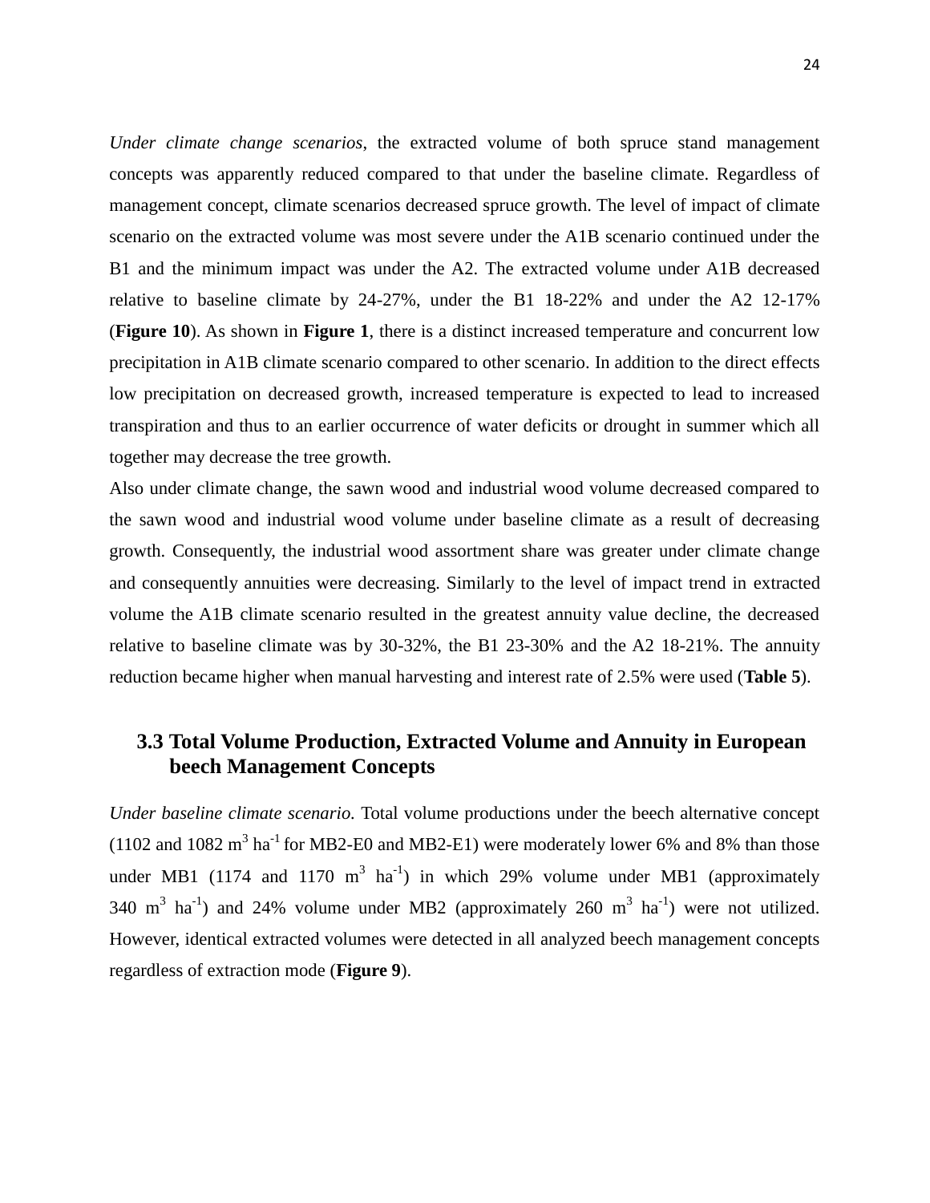*Under climate change scenarios*, the extracted volume of both spruce stand management concepts was apparently reduced compared to that under the baseline climate. Regardless of management concept, climate scenarios decreased spruce growth. The level of impact of climate scenario on the extracted volume was most severe under the A1B scenario continued under the B1 and the minimum impact was under the A2. The extracted volume under A1B decreased relative to baseline climate by 24-27%, under the B1 18-22% and under the A2 12-17% (**Figure 10**). As shown in **Figure 1**, there is a distinct increased temperature and concurrent low precipitation in A1B climate scenario compared to other scenario. In addition to the direct effects low precipitation on decreased growth, increased temperature is expected to lead to increased transpiration and thus to an earlier occurrence of water deficits or drought in summer which all together may decrease the tree growth.

Also under climate change, the sawn wood and industrial wood volume decreased compared to the sawn wood and industrial wood volume under baseline climate as a result of decreasing growth. Consequently, the industrial wood assortment share was greater under climate change and consequently annuities were decreasing. Similarly to the level of impact trend in extracted volume the A1B climate scenario resulted in the greatest annuity value decline, the decreased relative to baseline climate was by 30-32%, the B1 23-30% and the A2 18-21%. The annuity reduction became higher when manual harvesting and interest rate of 2.5% were used (**Table 5**).

## 3.3 Total Volume Production, Extracted Volume and Annuity in European beech Management Concepts

*Under baseline climate scenario.* Total volume productions under the beech alternative concept (1102 and 1082 $m^3$ $ha^{-1}$ for MB2-E0 and MB2-E1) were moderately lower 6% and 8% than those under MB1 (1174 and 1170 $m^3$ $ha^{-1}$) in which 29% volume under MB1 (approximately 340 $m^3$ $ha^{-1}$) and 24% volume under MB2 (approximately 260 $m^3$ $ha^{-1}$) were not utilized. However, identical extracted volumes were detected in all analyzed beech management concepts regardless of extraction mode (**Figure 9**).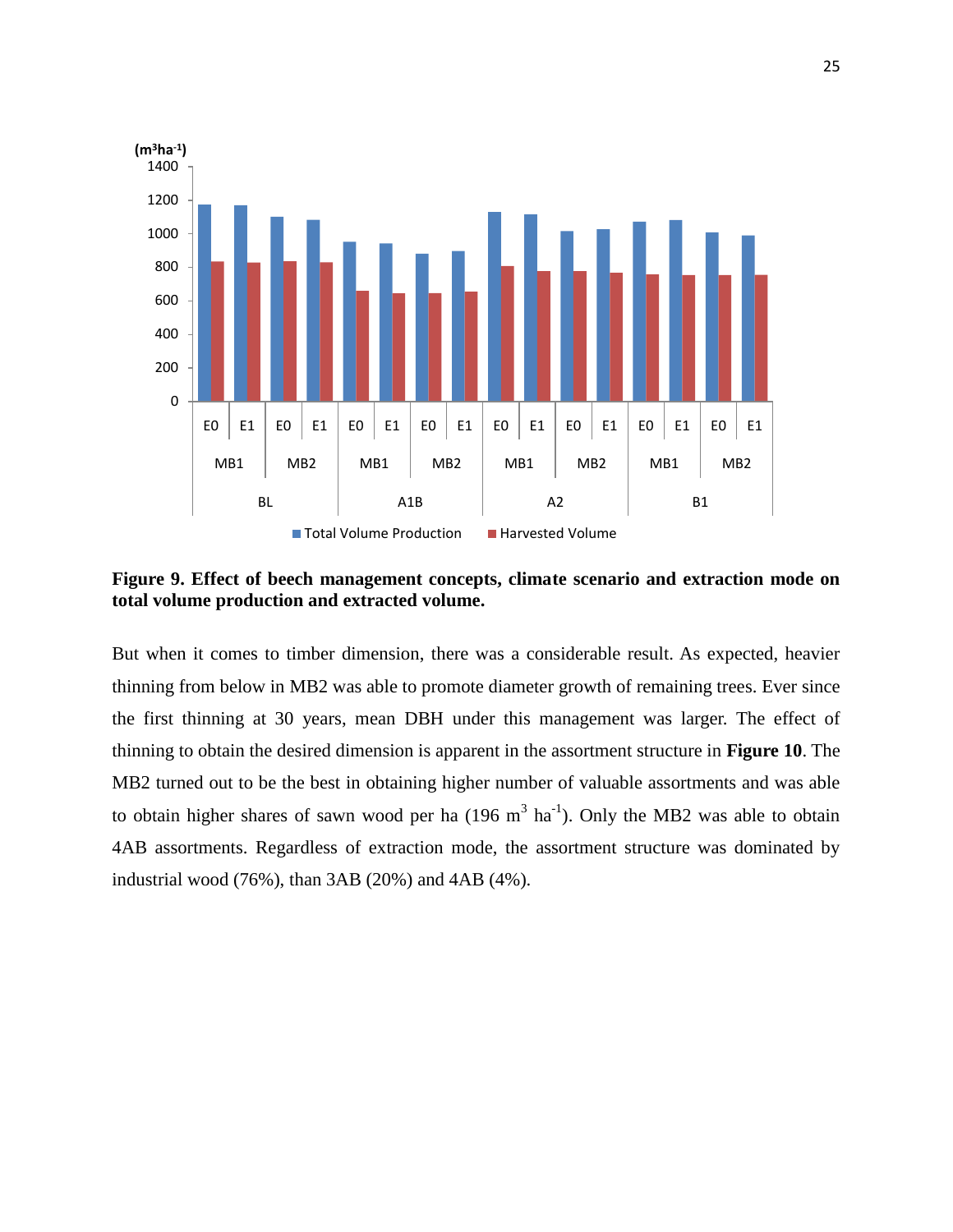**Figure 9. Effect of beech management concepts, climate scenario and extraction mode on total volume production and extracted volume.**

But when it comes to timber dimension, there was a considerable result. As expected, heavier thinning from below in MB2 was able to promote diameter growth of remaining trees. Ever since the first thinning at 30 years, mean DBH under this management was larger. The effect of thinning to obtain the desired dimension is apparent in the assortment structure in **Figure 10**. The MB2 turned out to be the best in obtaining higher number of valuable assortments and was able to obtain higher shares of sawn wood per ha (196 $m^3$ $ha^{-1}$). Only the MB2 was able to obtain 4AB assortments. Regardless of extraction mode, the assortment structure was dominated by industrial wood (76%), than 3AB (20%) and 4AB (4%).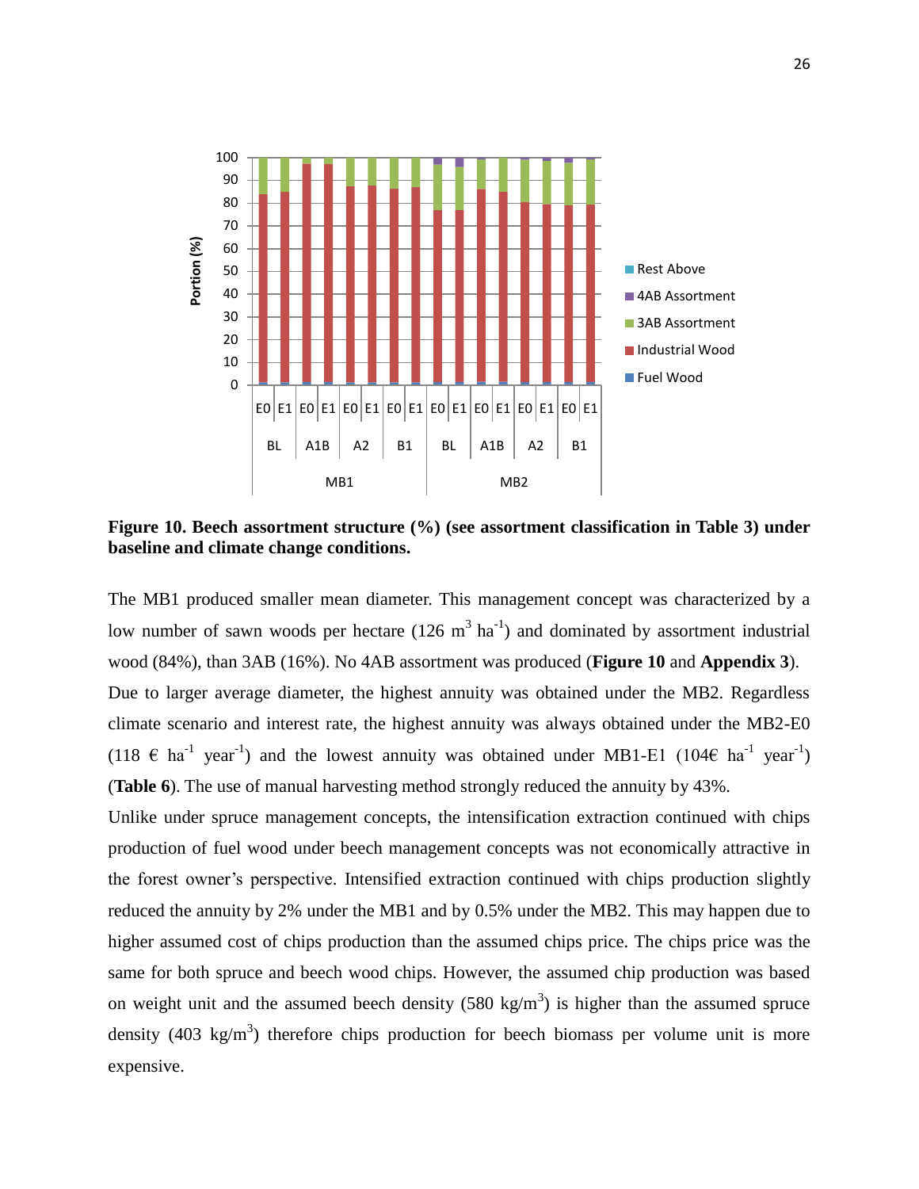**Figure 10. Beech assortment structure (%) (see assortment classification in Table 3) under baseline and climate change conditions.**

The MB1 produced smaller mean diameter. This management concept was characterized by a low number of sawn woods per hectare (126 $m^3$ $ha^{-1}$) and dominated by assortment industrial wood (84%), than 3AB (16%). No 4AB assortment was produced (**Figure 10** and **Appendix 3**). Due to larger average diameter, the highest annuity was obtained under the MB2. Regardless climate scenario and interest rate, the highest annuity was always obtained under the MB2-E0 (118 € $ha^{-1}$ $year^{-1}$) and the lowest annuity was obtained under MB1-E1 (104€ $ha^{-1}$ $year^{-1}$) (**Table 6**). The use of manual harvesting method strongly reduced the annuity by 43%.

Unlike under spruce management concepts, the intensification extraction continued with chips production of fuel wood under beech management concepts was not economically attractive in the forest owner's perspective. Intensified extraction continued with chips production slightly reduced the annuity by 2% under the MB1 and by 0.5% under the MB2. This may happen due to higher assumed cost of chips production than the assumed chips price. The chips price was the same for both spruce and beech wood chips. However, the assumed chip production was based on weight unit and the assumed beech density (580 $kg/m^3$) is higher than the assumed spruce density (403 $kg/m^3$) therefore chips production for beech biomass per volume unit is more expensive.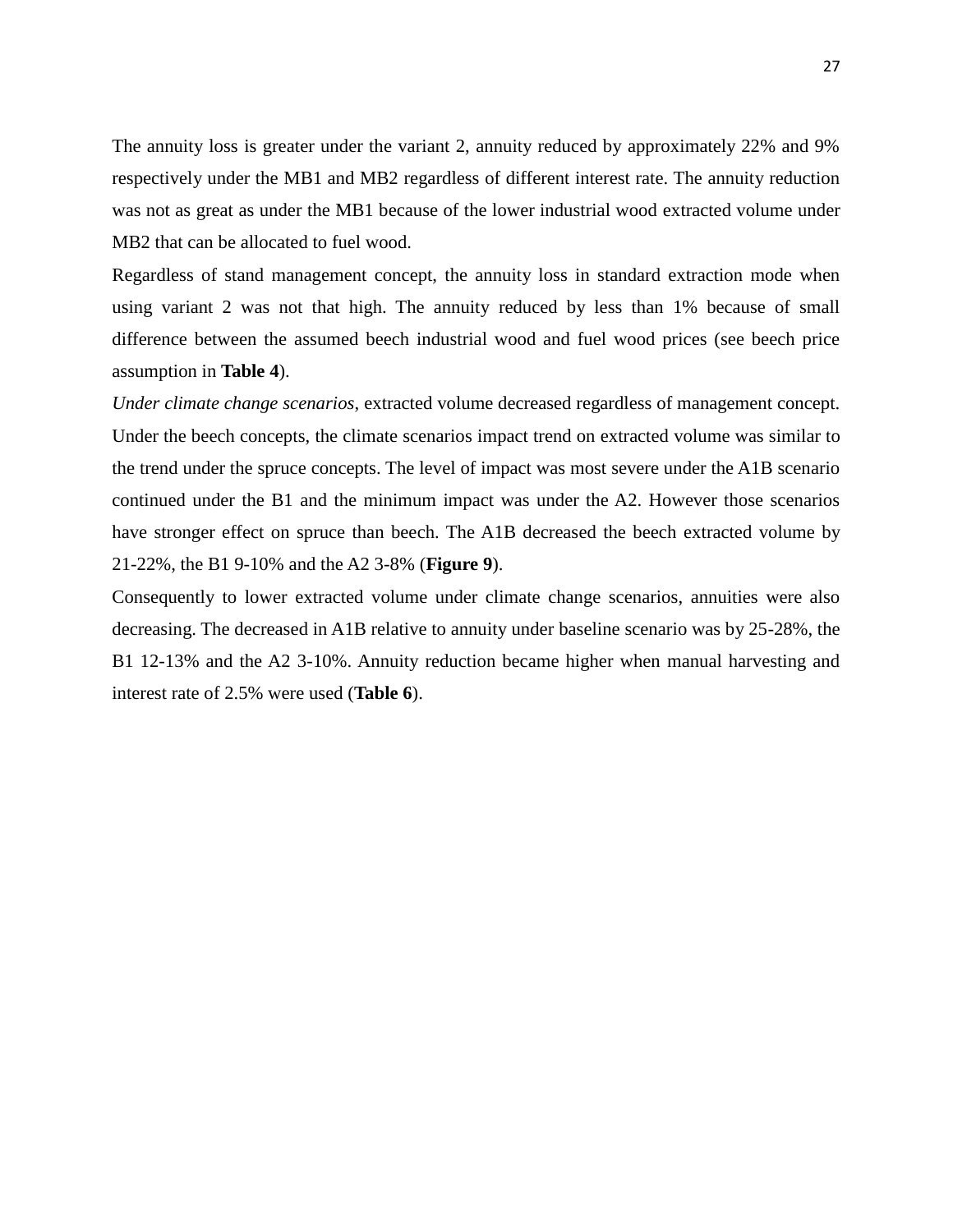The annuity loss is greater under the variant 2, annuity reduced by approximately 22% and 9% respectively under the MB1 and MB2 regardless of different interest rate. The annuity reduction was not as great as under the MB1 because of the lower industrial wood extracted volume under MB2 that can be allocated to fuel wood.

Regardless of stand management concept, the annuity loss in standard extraction mode when using variant 2 was not that high. The annuity reduced by less than 1% because of small difference between the assumed beech industrial wood and fuel wood prices (see beech price assumption in **Table 4**).

*Under climate change scenarios,* extracted volume decreased regardless of management concept. Under the beech concepts, the climate scenarios impact trend on extracted volume was similar to the trend under the spruce concepts. The level of impact was most severe under the A1B scenario continued under the B1 and the minimum impact was under the A2. However those scenarios have stronger effect on spruce than beech. The A1B decreased the beech extracted volume by 21-22%, the B1 9-10% and the A2 3-8% (**Figure 9**).

Consequently to lower extracted volume under climate change scenarios, annuities were also decreasing. The decreased in A1B relative to annuity under baseline scenario was by 25-28%, the B1 12-13% and the A2 3-10%. Annuity reduction became higher when manual harvesting and interest rate of 2.5% were used (**Table 6**).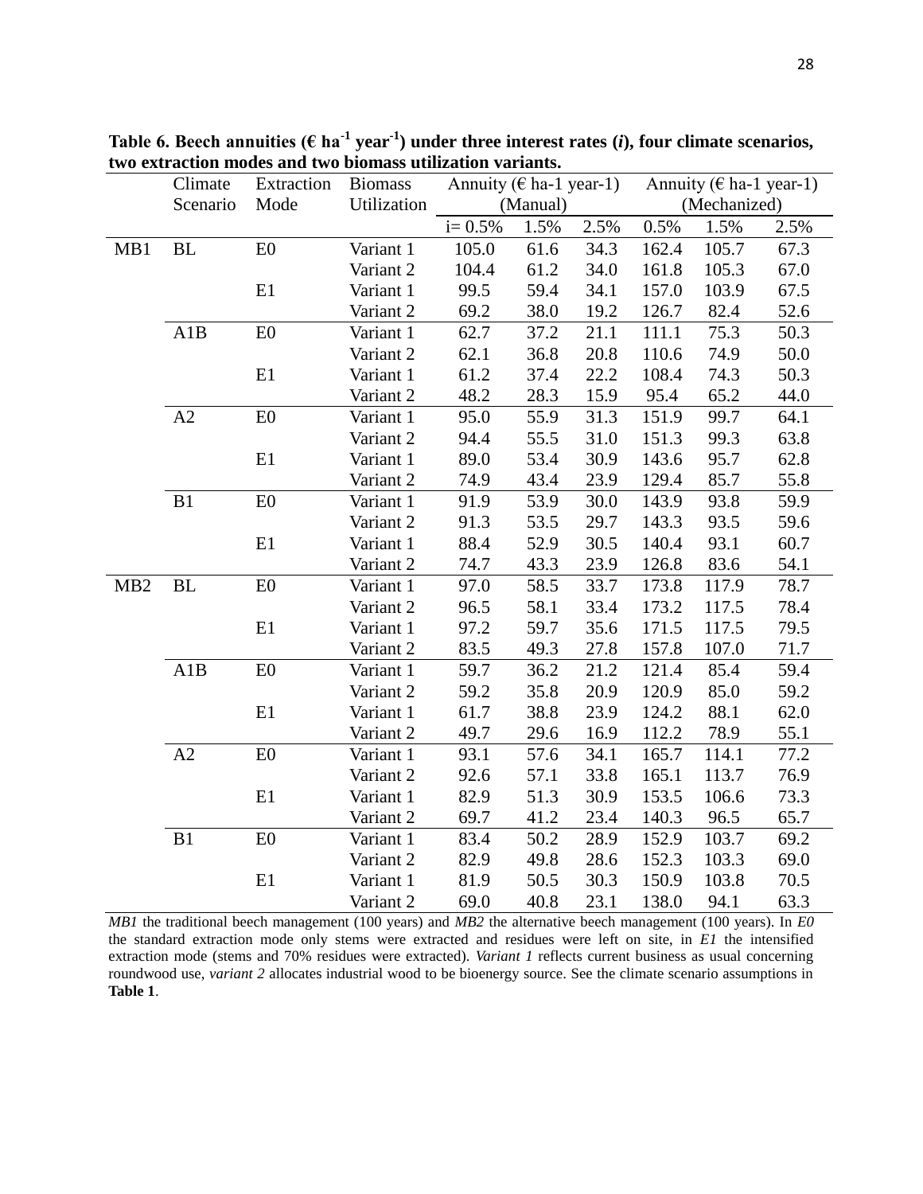**Table 6. Beech annuities (€ ha$^{-1}$ year$^{-1}$) under three interest rates (*i*), four climate scenarios, two extraction modes and two biomass utilization variants.**

| | Climate Scenario | Extraction Mode | Biomass Utilization | Annuity (€ ha-1 year-1) (Manual) | | | Annuity (€ ha-1 year-1) (Mechanized) | | |
|---|---|---|---|---|---|---|---|---|---|
| | | | | i= 0.5% | 1.5% | 2.5% | 0.5% | 1.5% | 2.5% |
| MB1 | BL | E0 | Variant 1 | 105.0 | 61.6 | 34.3 | 162.4 | 105.7 | 67.3 |
| | | | Variant 2 | 104.4 | 61.2 | 34.0 | 161.8 | 105.3 | 67.0 |
| | | E1 | Variant 1 | 99.5 | 59.4 | 34.1 | 157.0 | 103.9 | 67.5 |
| | | | Variant 2 | 69.2 | 38.0 | 19.2 | 126.7 | 82.4 | 52.6 |
| | A1B | E0 | Variant 1 | 62.7 | 37.2 | 21.1 | 111.1 | 75.3 | 50.3 |
| | | | Variant 2 | 62.1 | 36.8 | 20.8 | 110.6 | 74.9 | 50.0 |
| | | E1 | Variant 1 | 61.2 | 37.4 | 22.2 | 108.4 | 74.3 | 50.3 |
| | | | Variant 2 | 48.2 | 28.3 | 15.9 | 95.4 | 65.2 | 44.0 |
| | A2 | E0 | Variant 1 | 95.0 | 55.9 | 31.3 | 151.9 | 99.7 | 64.1 |
| | | | Variant 2 | 94.4 | 55.5 | 31.0 | 151.3 | 99.3 | 63.8 |
| | | E1 | Variant 1 | 89.0 | 53.4 | 30.9 | 143.6 | 95.7 | 62.8 |
| | | | Variant 2 | 74.9 | 43.4 | 23.9 | 129.4 | 85.7 | 55.8 |
| | B1 | E0 | Variant 1 | 91.9 | 53.9 | 30.0 | 143.9 | 93.8 | 59.9 |
| | | | Variant 2 | 91.3 | 53.5 | 29.7 | 143.3 | 93.5 | 59.6 |
| | | E1 | Variant 1 | 88.4 | 52.9 | 30.5 | 140.4 | 93.1 | 60.7 |
| | | | Variant 2 | 74.7 | 43.3 | 23.9 | 126.8 | 83.6 | 54.1 |
| MB2 | BL | E0 | Variant 1 | 97.0 | 58.5 | 33.7 | 173.8 | 117.9 | 78.7 |
| | | | Variant 2 | 96.5 | 58.1 | 33.4 | 173.2 | 117.5 | 78.4 |
| | | E1 | Variant 1 | 97.2 | 59.7 | 35.6 | 171.5 | 117.5 | 79.5 |
| | | | Variant 2 | 83.5 | 49.3 | 27.8 | 157.8 | 107.0 | 71.7 |
| | A1B | E0 | Variant 1 | 59.7 | 36.2 | 21.2 | 121.4 | 85.4 | 59.4 |
| | | | Variant 2 | 59.2 | 35.8 | 20.9 | 120.9 | 85.0 | 59.2 |
| | | E1 | Variant 1 | 61.7 | 38.8 | 23.9 | 124.2 | 88.1 | 62.0 |
| | | | Variant 2 | 49.7 | 29.6 | 16.9 | 112.2 | 78.9 | 55.1 |
| | A2 | E0 | Variant 1 | 93.1 | 57.6 | 34.1 | 165.7 | 114.1 | 77.2 |
| | | | Variant 2 | 92.6 | 57.1 | 33.8 | 165.1 | 113.7 | 76.9 |
| | | E1 | Variant 1 | 82.9 | 51.3 | 30.9 | 153.5 | 106.6 | 73.3 |
| | | | Variant 2 | 69.7 | 41.2 | 23.4 | 140.3 | 96.5 | 65.7 |
| | B1 | E0 | Variant 1 | 83.4 | 50.2 | 28.9 | 152.9 | 103.7 | 69.2 |
| | | | Variant 2 | 82.9 | 49.8 | 28.6 | 152.3 | 103.3 | 69.0 |
| | | E1 | Variant 1 | 81.9 | 50.5 | 30.3 | 150.9 | 103.8 | 70.5 |
| | | | Variant 2 | 69.0 | 40.8 | 23.1 | 138.0 | 94.1 | 63.3 |

*MB1* the traditional beech management (100 years) and *MB2* the alternative beech management (100 years). In *E0* the standard extraction mode only stems were extracted and residues were left on site, in *E1* the intensified extraction mode (stems and 70% residues were extracted). *Variant 1* reflects current business as usual concerning roundwood use, *variant 2* allocates industrial wood to be bioenergy source. See the climate scenario assumptions in **Table 1**.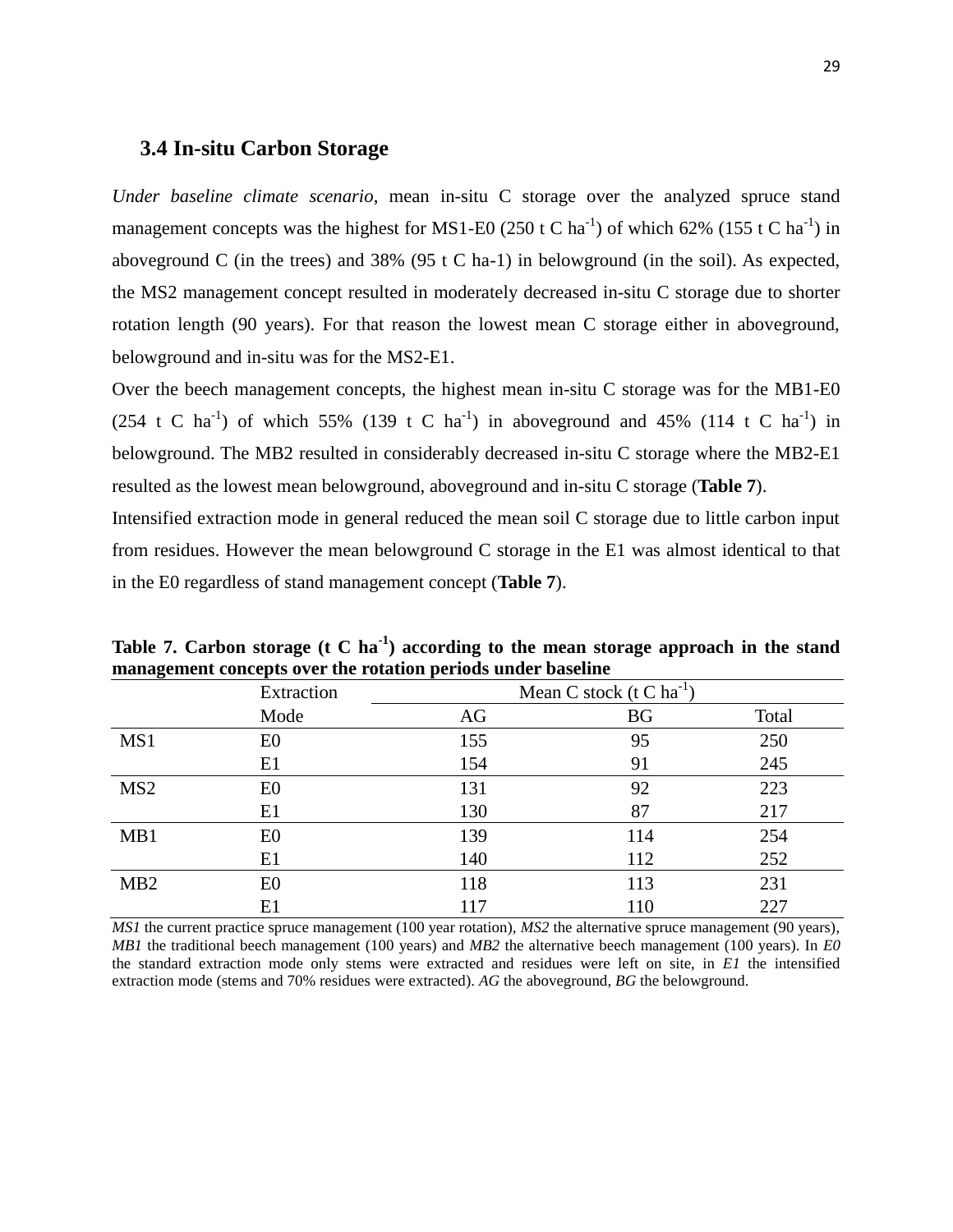## 3.4 In-situ Carbon Storage

*Under baseline climate scenario*, mean in-situ C storage over the analyzed spruce stand management concepts was the highest for MS1-E0 (250 t C $ha^{-1}$) of which 62% (155 t C $ha^{-1}$) in aboveground C (in the trees) and 38% (95 t C ha-1) in belowground (in the soil). As expected, the MS2 management concept resulted in moderately decreased in-situ C storage due to shorter rotation length (90 years). For that reason the lowest mean C storage either in aboveground, belowground and in-situ was for the MS2-E1.

Over the beech management concepts, the highest mean in-situ C storage was for the MB1-E0 (254 t C $ha^{-1}$) of which 55% (139 t C $ha^{-1}$) in aboveground and 45% (114 t C $ha^{-1}$) in belowground. The MB2 resulted in considerably decreased in-situ C storage where the MB2-E1 resulted as the lowest mean belowground, aboveground and in-situ C storage (**Table 7**).

Intensified extraction mode in general reduced the mean soil C storage due to little carbon input from residues. However the mean belowground C storage in the E1 was almost identical to that in the E0 regardless of stand management concept (**Table 7**).

**Table 7. Carbon storage (t C $ha^{-1}$) according to the mean storage approach in the stand management concepts over the rotation periods under baseline**

| | Extraction Mode | Mean C stock (t C $ha^{-1}$) | | |
|---|---|---|---|---|
| | | AG | BG | Total |
| MS1 | E0 | 155 | 95 | 250 |
| | E1 | 154 | 91 | 245 |
| MS2 | E0 | 131 | 92 | 223 |
| | E1 | 130 | 87 | 217 |
| MB1 | E0 | 139 | 114 | 254 |
| | E1 | 140 | 112 | 252 |
| MB2 | E0 | 118 | 113 | 231 |
| | E1 | 117 | 110 | 227 |

*MS1* the current practice spruce management (100 year rotation), *MS2* the alternative spruce management (90 years), *MB1* the traditional beech management (100 years) and *MB2* the alternative beech management (100 years). In *E0* the standard extraction mode only stems were extracted and residues were left on site, in *E1* the intensified extraction mode (stems and 70% residues were extracted). *AG* the aboveground, *BG* the belowground.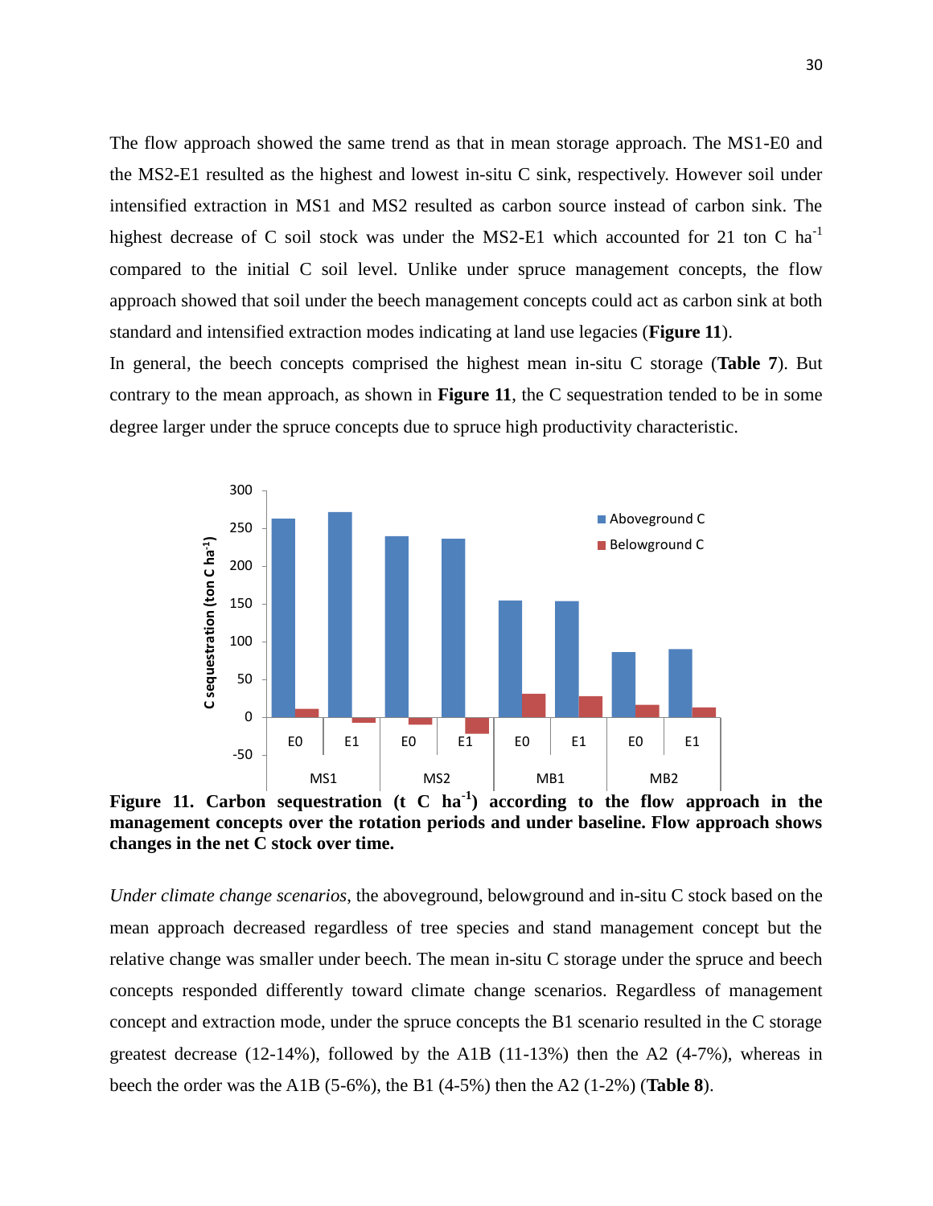The flow approach showed the same trend as that in mean storage approach. The MS1-E0 and the MS2-E1 resulted as the highest and lowest in-situ C sink, respectively. However soil under intensified extraction in MS1 and MS2 resulted as carbon source instead of carbon sink. The highest decrease of C soil stock was under the MS2-E1 which accounted for 21 ton C $ha^{-1}$ compared to the initial C soil level. Unlike under spruce management concepts, the flow approach showed that soil under the beech management concepts could act as carbon sink at both standard and intensified extraction modes indicating at land use legacies (**Figure 11**).

In general, the beech concepts comprised the highest mean in-situ C storage (**Table 7**). But contrary to the mean approach, as shown in **Figure 11**, the C sequestration tended to be in some degree larger under the spruce concepts due to spruce high productivity characteristic.

**Figure 11. Carbon sequestration (t C $ha^{-1}$) according to the flow approach in the management concepts over the rotation periods and under baseline. Flow approach shows changes in the net C stock over time.**

*Under climate change scenarios*, the aboveground, belowground and in-situ C stock based on the mean approach decreased regardless of tree species and stand management concept but the relative change was smaller under beech. The mean in-situ C storage under the spruce and beech concepts responded differently toward climate change scenarios. Regardless of management concept and extraction mode, under the spruce concepts the B1 scenario resulted in the C storage greatest decrease (12-14%), followed by the A1B (11-13%) then the A2 (4-7%), whereas in beech the order was the A1B (5-6%), the B1 (4-5%) then the A2 (1-2%) (**Table 8**).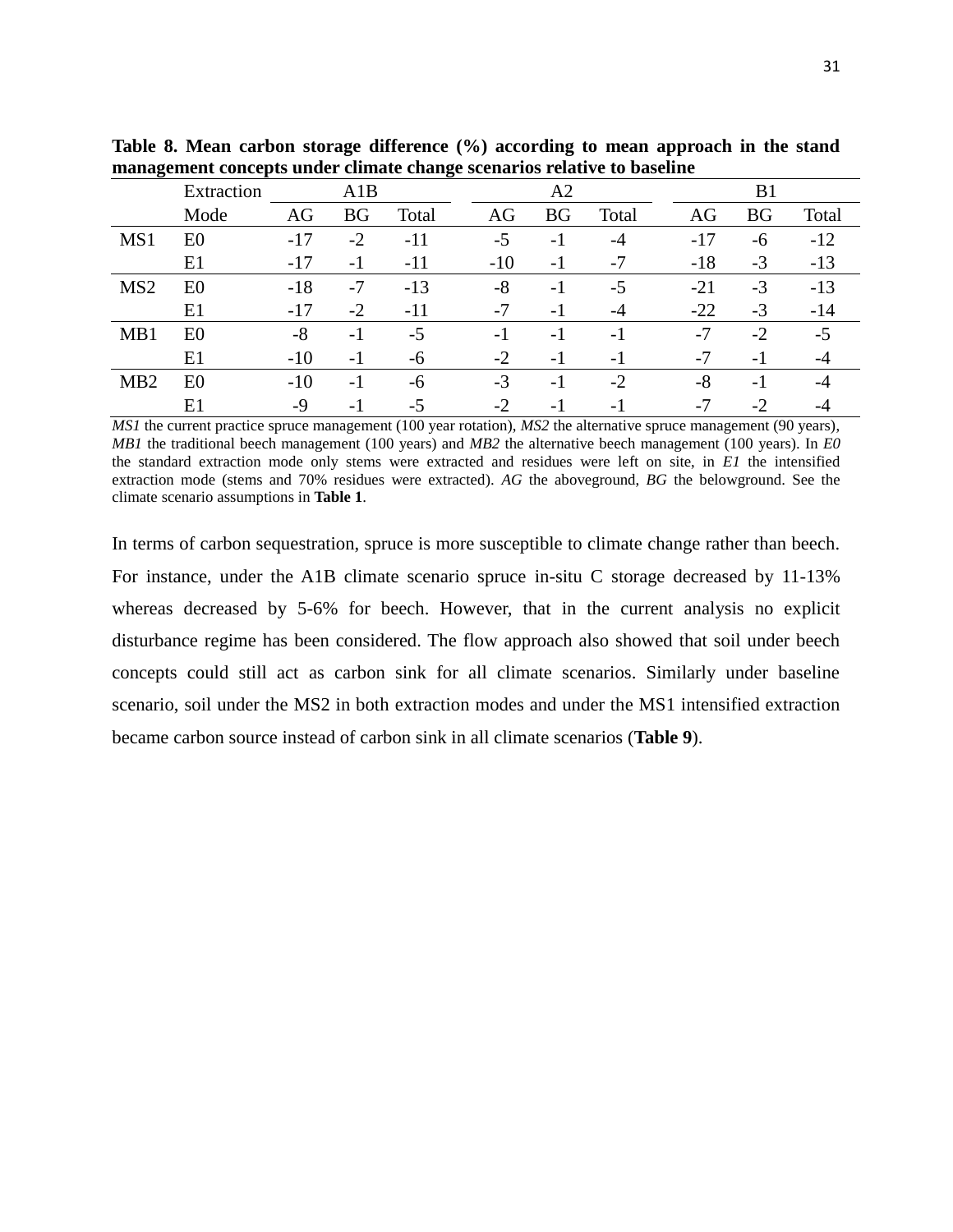**Table 8. Mean carbon storage difference (%) according to mean approach in the stand management concepts under climate change scenarios relative to baseline**

| | Extraction | A1B | | | A2 | | | B1 | | |
|---|---|---|---|---|---|---|---|---|---|---|
| | Mode | AG | BG | Total | AG | BG | Total | AG | BG | Total |
| MS1 | E0 | -17 | -2 | -11 | -5 | -1 | -4 | -17 | -6 | -12 |
| | E1 | -17 | -1 | -11 | -10 | -1 | -7 | -18 | -3 | -13 |
| MS2 | E0 | -18 | -7 | -13 | -8 | -1 | -5 | -21 | -3 | -13 |
| | E1 | -17 | -2 | -11 | -7 | -1 | -4 | -22 | -3 | -14 |
| MB1 | E0 | -8 | -1 | -5 | -1 | -1 | -1 | -7 | -2 | -5 |
| | E1 | -10 | -1 | -6 | -2 | -1 | -1 | -7 | -1 | -4 |
| MB2 | E0 | -10 | -1 | -6 | -3 | -1 | -2 | -8 | -1 | -4 |
| | E1 | -9 | -1 | -5 | -2 | -1 | -1 | -7 | -2 | -4 |

*MS1* the current practice spruce management (100 year rotation), *MS2* the alternative spruce management (90 years), *MB1* the traditional beech management (100 years) and *MB2* the alternative beech management (100 years). In *E0* the standard extraction mode only stems were extracted and residues were left on site, in *E1* the intensified extraction mode (stems and 70% residues were extracted). *AG* the aboveground, *BG* the belowground. See the climate scenario assumptions in **Table 1**.

In terms of carbon sequestration, spruce is more susceptible to climate change rather than beech. For instance, under the A1B climate scenario spruce in-situ C storage decreased by 11-13% whereas decreased by 5-6% for beech. However, that in the current analysis no explicit disturbance regime has been considered. The flow approach also showed that soil under beech concepts could still act as carbon sink for all climate scenarios. Similarly under baseline scenario, soil under the MS2 in both extraction modes and under the MS1 intensified extraction became carbon source instead of carbon sink in all climate scenarios (**Table 9**).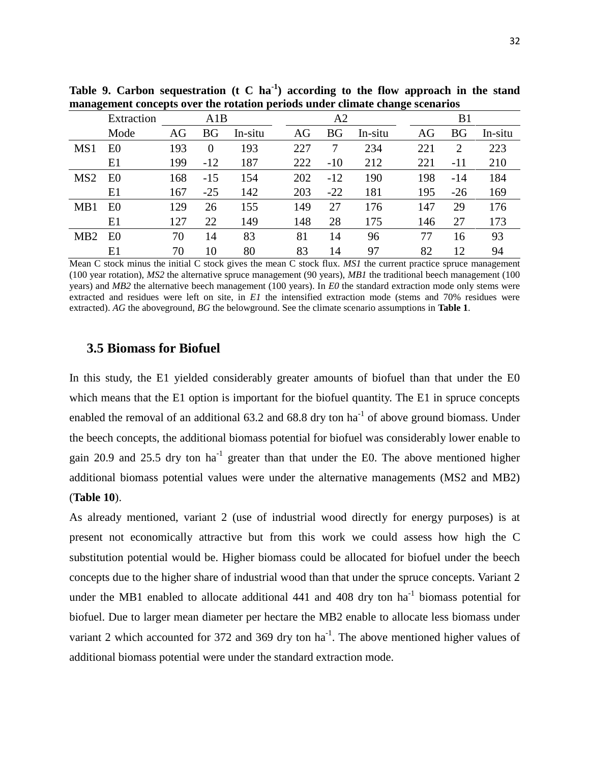**Table 9. Carbon sequestration (t C ha$^{-1}$) according to the flow approach in the stand management concepts over the rotation periods under climate change scenarios**

| | Extraction | A1B | | | A2 | | | B1 | | |
|---|---|---|---|---|---|---|---|---|---|---|
| | Mode | AG | BG | In-situ | AG | BG | In-situ | AG | BG | In-situ |
| MS1 | E0 | 193 | 0 | 193 | 227 | 7 | 234 | 221 | 2 | 223 |
| | E1 | 199 | -12 | 187 | 222 | -10 | 212 | 221 | -11 | 210 |
| MS2 | E0 | 168 | -15 | 154 | 202 | -12 | 190 | 198 | -14 | 184 |
| | E1 | 167 | -25 | 142 | 203 | -22 | 181 | 195 | -26 | 169 |
| MB1 | E0 | 129 | 26 | 155 | 149 | 27 | 176 | 147 | 29 | 176 |
| | E1 | 127 | 22 | 149 | 148 | 28 | 175 | 146 | 27 | 173 |
| MB2 | E0 | 70 | 14 | 83 | 81 | 14 | 96 | 77 | 16 | 93 |
| | E1 | 70 | 10 | 80 | 83 | 14 | 97 | 82 | 12 | 94 |

Mean C stock minus the initial C stock gives the mean C stock flux. *MS1* the current practice spruce management (100 year rotation), *MS2* the alternative spruce management (90 years), *MB1* the traditional beech management (100 years) and *MB2* the alternative beech management (100 years). In *E0* the standard extraction mode only stems were extracted and residues were left on site, in *E1* the intensified extraction mode (stems and 70% residues were extracted). *AG* the aboveground, *BG* the belowground. See the climate scenario assumptions in **Table 1**.

### 3.5 Biomass for Biofuel

In this study, the E1 yielded considerably greater amounts of biofuel than that under the E0 which means that the E1 option is important for the biofuel quantity. The E1 in spruce concepts enabled the removal of an additional 63.2 and 68.8 dry ton ha$^{-1}$ of above ground biomass. Under the beech concepts, the additional biomass potential for biofuel was considerably lower enable to gain 20.9 and 25.5 dry ton ha$^{-1}$ greater than that under the E0. The above mentioned higher additional biomass potential values were under the alternative managements (MS2 and MB2) (**Table 10**).

As already mentioned, variant 2 (use of industrial wood directly for energy purposes) is at present not economically attractive but from this work we could assess how high the C substitution potential would be. Higher biomass could be allocated for biofuel under the beech concepts due to the higher share of industrial wood than that under the spruce concepts. Variant 2 under the MB1 enabled to allocate additional 441 and 408 dry ton ha$^{-1}$ biomass potential for biofuel. Due to larger mean diameter per hectare the MB2 enable to allocate less biomass under variant 2 which accounted for 372 and 369 dry ton ha$^{-1}$. The above mentioned higher values of additional biomass potential were under the standard extraction mode.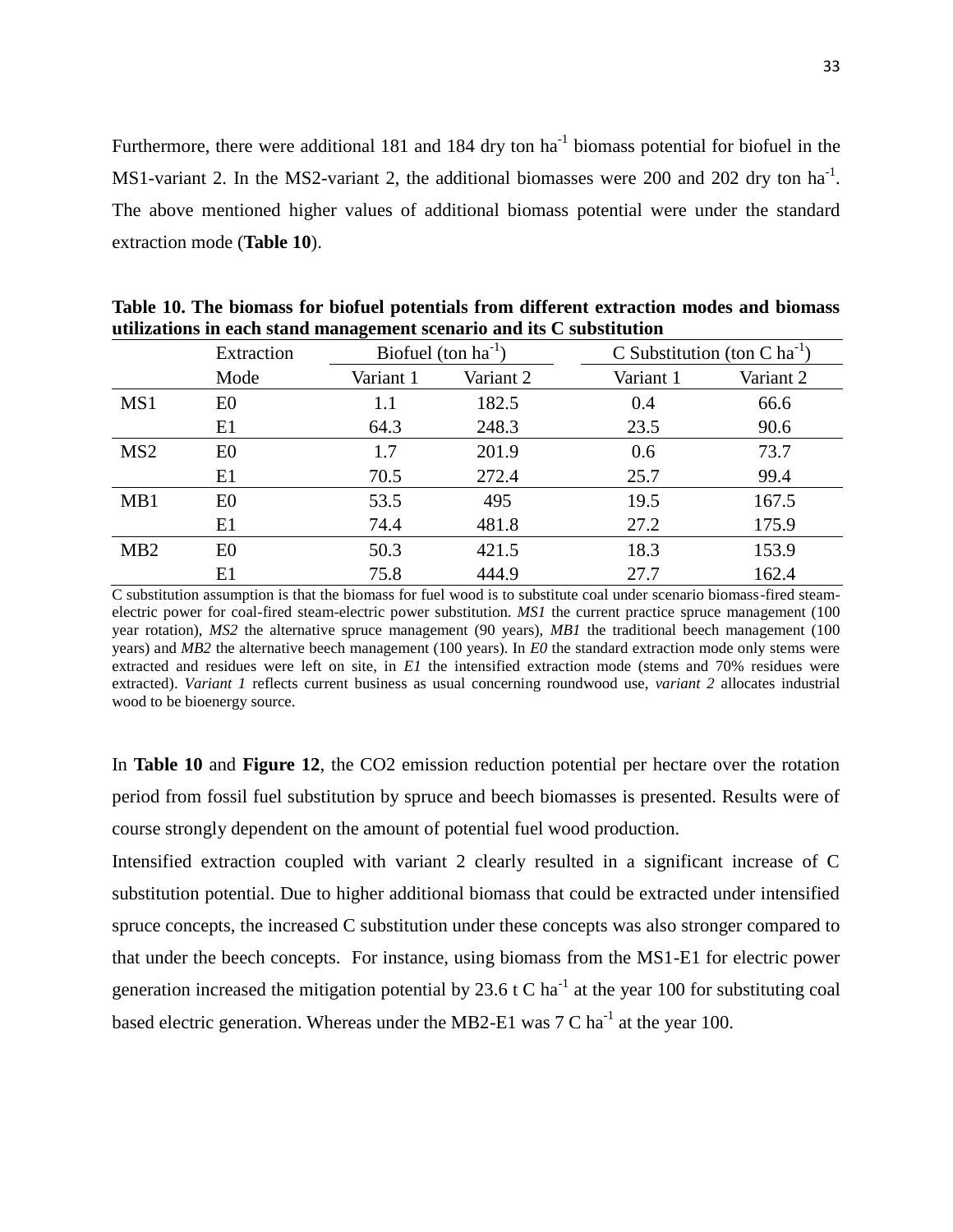Furthermore, there were additional 181 and 184 dry ton ha$^{-1}$ biomass potential for biofuel in the MS1-variant 2. In the MS2-variant 2, the additional biomasses were 200 and 202 dry ton ha$^{-1}$. The above mentioned higher values of additional biomass potential were under the standard extraction mode (**Table 10**).

**Table 10. The biomass for biofuel potentials from different extraction modes and biomass utilizations in each stand management scenario and its C substitution**

| | Extraction | Biofuel (ton ha$^{-1}$) | | C Substitution (ton C ha$^{-1}$) | |
|---|---|---|---|---|---|
| | Mode | Variant 1 | Variant 2 | Variant 1 | Variant 2 |
| MS1 | E0 | 1.1 | 182.5 | 0.4 | 66.6 |
| | E1 | 64.3 | 248.3 | 23.5 | 90.6 |
| MS2 | E0 | 1.7 | 201.9 | 0.6 | 73.7 |
| | E1 | 70.5 | 272.4 | 25.7 | 99.4 |
| MB1 | E0 | 53.5 | 495 | 19.5 | 167.5 |
| | E1 | 74.4 | 481.8 | 27.2 | 175.9 |
| MB2 | E0 | 50.3 | 421.5 | 18.3 | 153.9 |
| | E1 | 75.8 | 444.9 | 27.7 | 162.4 |

C substitution assumption is that the biomass for fuel wood is to substitute coal under scenario biomass-fired steam-electric power for coal-fired steam-electric power substitution. *MS1* the current practice spruce management (100 year rotation), *MS2* the alternative spruce management (90 years), *MB1* the traditional beech management (100 years) and *MB2* the alternative beech management (100 years). In *E0* the standard extraction mode only stems were extracted and residues were left on site, in *E1* the intensified extraction mode (stems and 70% residues were extracted). *Variant 1* reflects current business as usual concerning roundwood use, *variant 2* allocates industrial wood to be bioenergy source.

In **Table 10** and **Figure 12**, the CO2 emission reduction potential per hectare over the rotation period from fossil fuel substitution by spruce and beech biomasses is presented. Results were of course strongly dependent on the amount of potential fuel wood production.

Intensified extraction coupled with variant 2 clearly resulted in a significant increase of C substitution potential. Due to higher additional biomass that could be extracted under intensified spruce concepts, the increased C substitution under these concepts was also stronger compared to that under the beech concepts. For instance, using biomass from the MS1-E1 for electric power generation increased the mitigation potential by 23.6 t C ha$^{-1}$ at the year 100 for substituting coal based electric generation. Whereas under the MB2-E1 was 7 C ha$^{-1}$ at the year 100.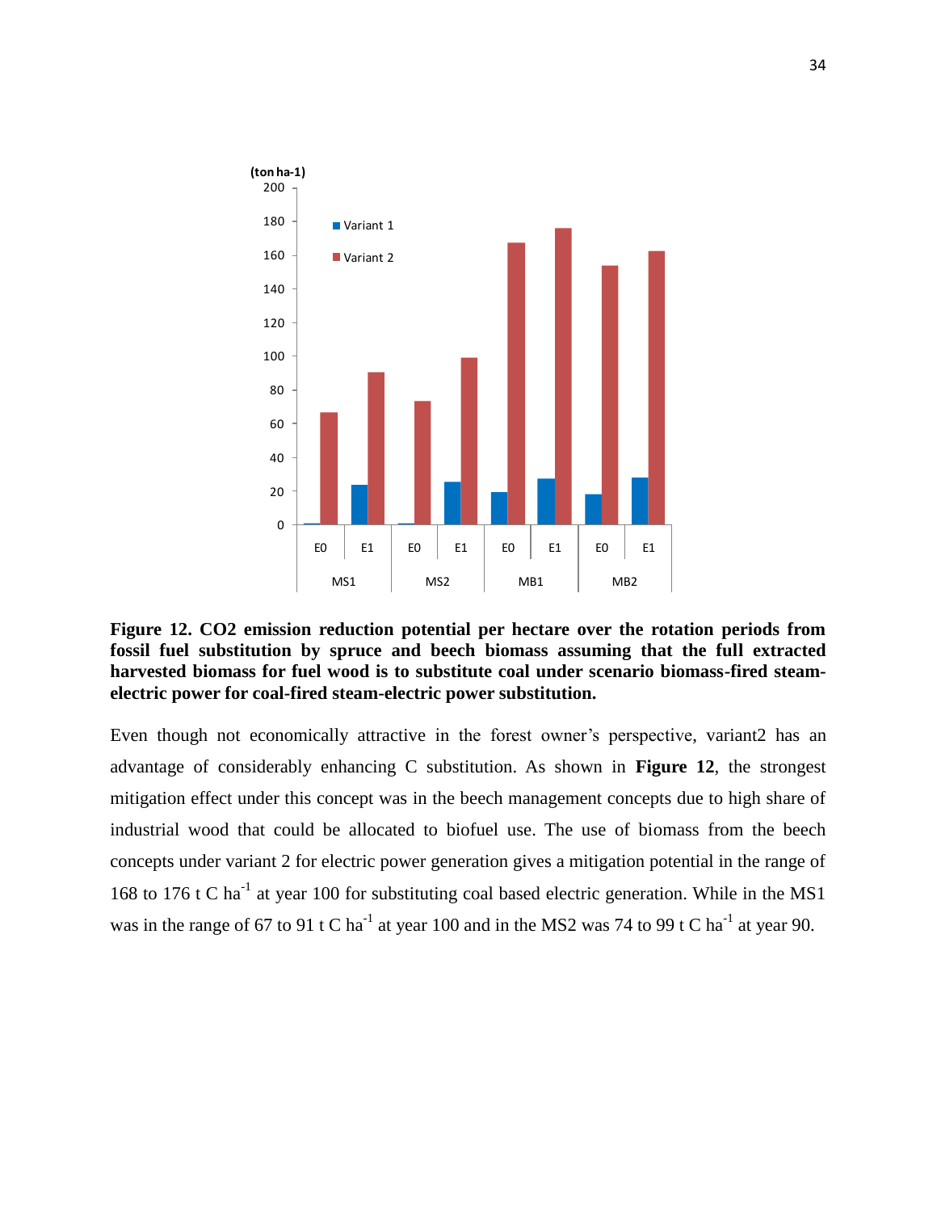**Figure 12. CO2 emission reduction potential per hectare over the rotation periods from fossil fuel substitution by spruce and beech biomass assuming that the full extracted harvested biomass for fuel wood is to substitute coal under scenario biomass-fired steam-electric power for coal-fired steam-electric power substitution.**

Even though not economically attractive in the forest owner's perspective, variant2 has an advantage of considerably enhancing C substitution. As shown in **Figure 12**, the strongest mitigation effect under this concept was in the beech management concepts due to high share of industrial wood that could be allocated to biofuel use. The use of biomass from the beech concepts under variant 2 for electric power generation gives a mitigation potential in the range of 168 to 176 t C $ha^{-1}$ at year 100 for substituting coal based electric generation. While in the MS1 was in the range of 67 to 91 t C $ha^{-1}$ at year 100 and in the MS2 was 74 to 99 t C $ha^{-1}$ at year 90.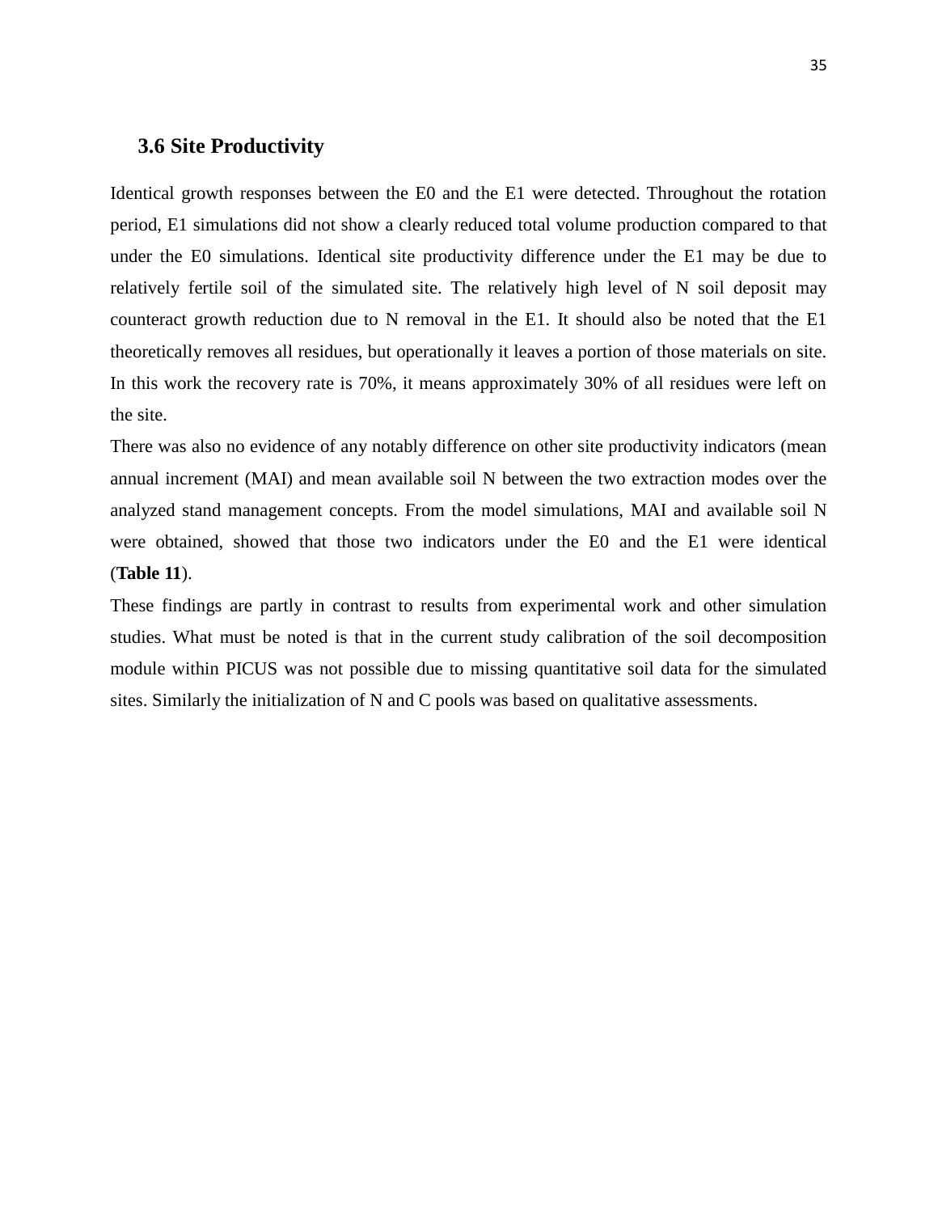### 3.6 Site Productivity

Identical growth responses between the E0 and the E1 were detected. Throughout the rotation period, E1 simulations did not show a clearly reduced total volume production compared to that under the E0 simulations. Identical site productivity difference under the E1 may be due to relatively fertile soil of the simulated site. The relatively high level of N soil deposit may counteract growth reduction due to N removal in the E1. It should also be noted that the E1 theoretically removes all residues, but operationally it leaves a portion of those materials on site. In this work the recovery rate is 70%, it means approximately 30% of all residues were left on the site.

There was also no evidence of any notably difference on other site productivity indicators (mean annual increment (MAI) and mean available soil N between the two extraction modes over the analyzed stand management concepts. From the model simulations, MAI and available soil N were obtained, showed that those two indicators under the E0 and the E1 were identical (**Table 11**).

These findings are partly in contrast to results from experimental work and other simulation studies. What must be noted is that in the current study calibration of the soil decomposition module within PICUS was not possible due to missing quantitative soil data for the simulated sites. Similarly the initialization of N and C pools was based on qualitative assessments.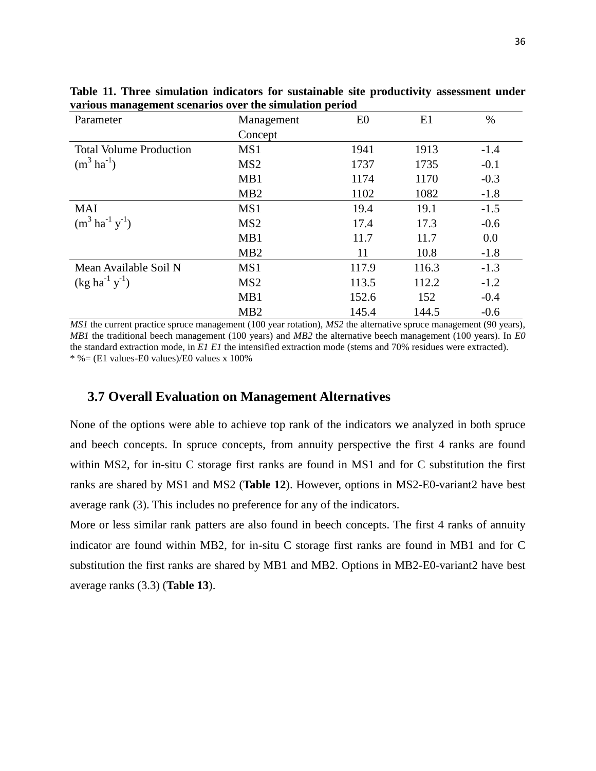**Table 11. Three simulation indicators for sustainable site productivity assessment under various management scenarios over the simulation period**

| Parameter | Management Concept | E0 | E1 | % |
|---|---|---|---|---|
| Total Volume Production ($m^3$ $ha^{-1}$) | MS1 | 1941 | 1913 | -1.4 |
| | MS2 | 1737 | 1735 | -0.1 |
| | MB1 | 1174 | 1170 | -0.3 |
| | MB2 | 1102 | 1082 | -1.8 |
| MAI ($m^3$ $ha^{-1}$ $y^{-1}$) | MS1 | 19.4 | 19.1 | -1.5 |
| | MS2 | 17.4 | 17.3 | -0.6 |
| | MB1 | 11.7 | 11.7 | 0.0 |
| | MB2 | 11 | 10.8 | -1.8 |
| Mean Available Soil N (kg $ha^{-1}$ $y^{-1}$) | MS1 | 117.9 | 116.3 | -1.3 |
| | MS2 | 113.5 | 112.2 | -1.2 |
| | MB1 | 152.6 | 152 | -0.4 |
| | MB2 | 145.4 | 144.5 | -0.6 |

*MS1* the current practice spruce management (100 year rotation), *MS2* the alternative spruce management (90 years), *MB1* the traditional beech management (100 years) and *MB2* the alternative beech management (100 years). In *E0* the standard extraction mode, in *E1 E1* the intensified extraction mode (stems and 70% residues were extracted).
* %= (E1 values-E0 values)/E0 values x 100%

## 3.7 Overall Evaluation on Management Alternatives

None of the options were able to achieve top rank of the indicators we analyzed in both spruce and beech concepts. In spruce concepts, from annuity perspective the first 4 ranks are found within MS2, for in-situ C storage first ranks are found in MS1 and for C substitution the first ranks are shared by MS1 and MS2 (**Table 12**). However, options in MS2-E0-variant2 have best average rank (3). This includes no preference for any of the indicators.

More or less similar rank patters are also found in beech concepts. The first 4 ranks of annuity indicator are found within MB2, for in-situ C storage first ranks are found in MB1 and for C substitution the first ranks are shared by MB1 and MB2. Options in MB2-E0-variant2 have best average ranks (3.3) (**Table 13**).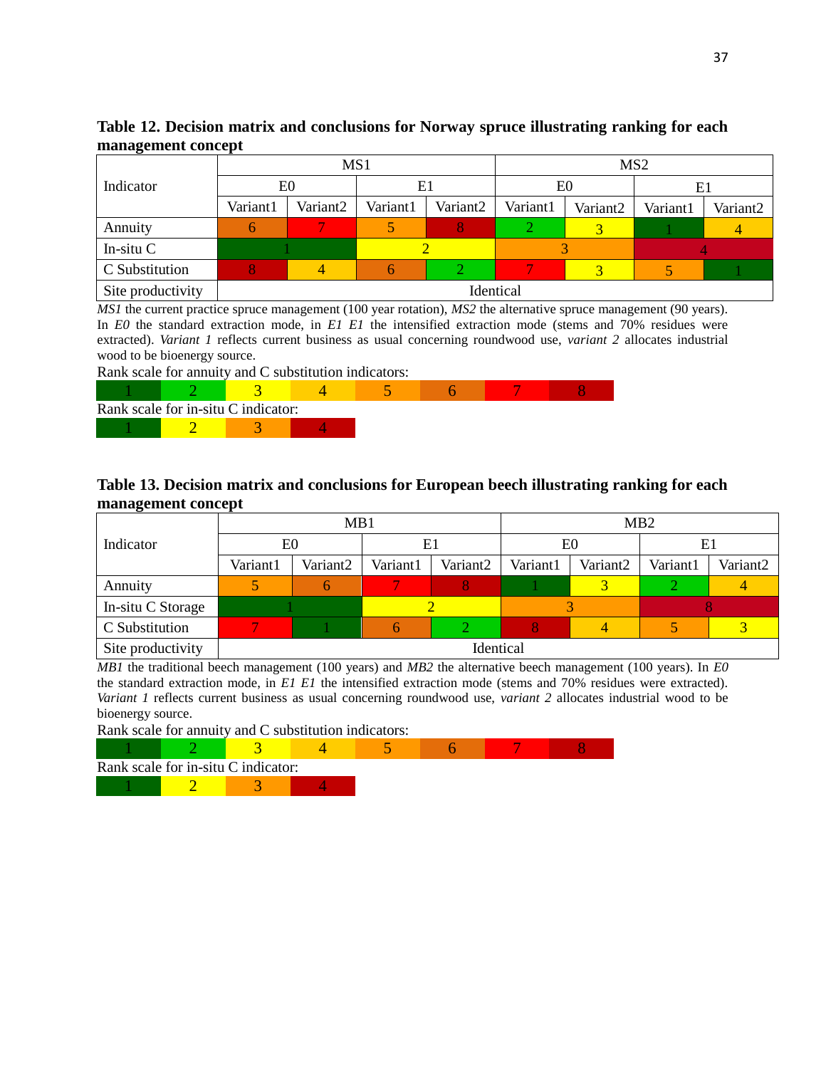**Table 12. Decision matrix and conclusions for Norway spruce illustrating ranking for each management concept**

| Indicator | MS1 | | | | MS2 | | | |
|---|---|---|---|---|---|---|---|---|
| | E0 | | E1 | | E0 | | E1 | |
| | Variant1 | Variant2 | Variant1 | Variant2 | Variant1 | Variant2 | Variant1 | Variant2 |
| Annuity | 6 | 7 | 5 | 8 | 2 | 3 | 1 | 4 |
| In-situ C | 1 | | 2 | | 3 | | 4 | |
| C Substitution | 8 | 4 | 6 | 2 | 7 | 3 | 5 | 1 |
| Site productivity | Identical | | | | | | | |

*MS1* the current practice spruce management (100 year rotation), *MS2* the alternative spruce management (90 years). In *E0* the standard extraction mode, in *E1 E1* the intensified extraction mode (stems and 70% residues were extracted). *Variant 1* reflects current business as usual concerning roundwood use, *variant 2* allocates industrial wood to be bioenergy source.

Rank scale for annuity and C substitution indicators:

| 1 | 2 | 3 | 4 | 5 | 6 | 7 | 8 |
|---|---|---|---|---|---|---|---|

Rank scale for in-situ C indicator:

| 1 | 2 | 3 | 4 |
|---|---|---|---|

**Table 13. Decision matrix and conclusions for European beech illustrating ranking for each management concept**

| Indicator | MB1 | | | | MB2 | | | |
|---|---|---|---|---|---|---|---|---|
| | E0 | | E1 | | E0 | | E1 | |
| | Variant1 | Variant2 | Variant1 | Variant2 | Variant1 | Variant2 | Variant1 | Variant2 |
| Annuity | 5 | 6 | 7 | 8 | 1 | 3 | 2 | 4 |
| In-situ C Storage | 1 | | 2 | | 3 | | 8 | |
| C Substitution | 7 | 1 | 6 | 2 | 8 | 4 | 5 | 3 |
| Site productivity | Identical | | | | | | | |

*MB1* the traditional beech management (100 years) and *MB2* the alternative beech management (100 years). In *E0* the standard extraction mode, in *E1 E1* the intensified extraction mode (stems and 70% residues were extracted). *Variant 1* reflects current business as usual concerning roundwood use, *variant 2* allocates industrial wood to be bioenergy source.

Rank scale for annuity and C substitution indicators:

| 1 | 2 | 3 | 4 | 5 | 6 | 7 | 8 |
|---|---|---|---|---|---|---|---|

Rank scale for in-situ C indicator:

| 1 | 2 | 3 | 4 |
|---|---|---|---|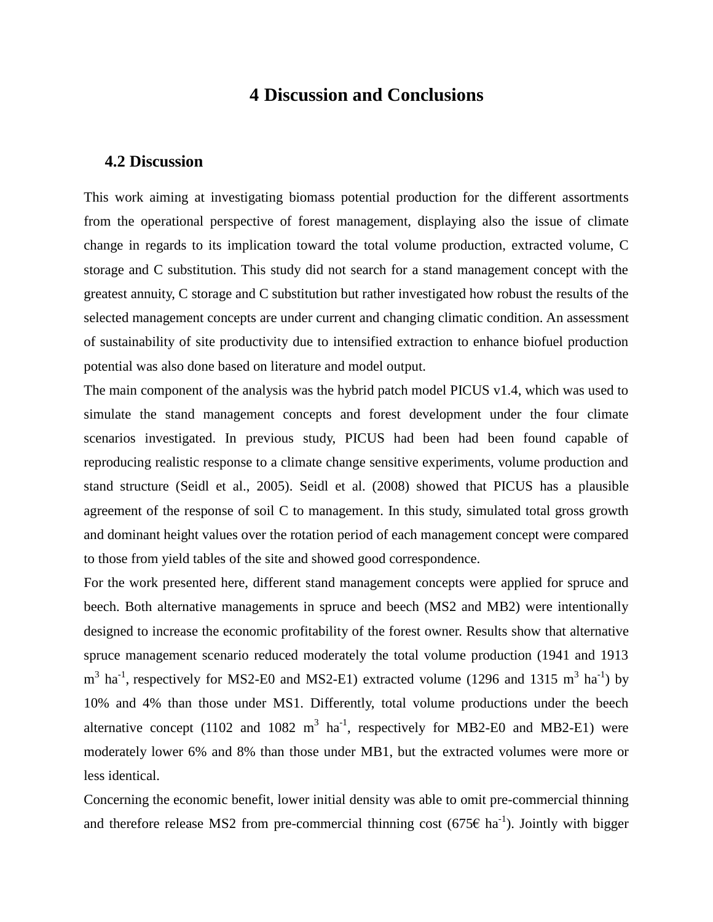# 4 Discussion and Conclusions

## 4.2 Discussion

This work aiming at investigating biomass potential production for the different assortments from the operational perspective of forest management, displaying also the issue of climate change in regards to its implication toward the total volume production, extracted volume, C storage and C substitution. This study did not search for a stand management concept with the greatest annuity, C storage and C substitution but rather investigated how robust the results of the selected management concepts are under current and changing climatic condition. An assessment of sustainability of site productivity due to intensified extraction to enhance biofuel production potential was also done based on literature and model output.

The main component of the analysis was the hybrid patch model PICUS v1.4, which was used to simulate the stand management concepts and forest development under the four climate scenarios investigated. In previous study, PICUS had been had been found capable of reproducing realistic response to a climate change sensitive experiments, volume production and stand structure (Seidl et al., 2005). Seidl et al. (2008) showed that PICUS has a plausible agreement of the response of soil C to management. In this study, simulated total gross growth and dominant height values over the rotation period of each management concept were compared to those from yield tables of the site and showed good correspondence.

For the work presented here, different stand management concepts were applied for spruce and beech. Both alternative managements in spruce and beech (MS2 and MB2) were intentionally designed to increase the economic profitability of the forest owner. Results show that alternative spruce management scenario reduced moderately the total volume production (1941 and 1913 $m^3$ $ha^{-1}$, respectively for MS2-E0 and MS2-E1) extracted volume (1296 and 1315 $m^3$ $ha^{-1}$) by 10% and 4% than those under MS1. Differently, total volume productions under the beech alternative concept (1102 and 1082 $m^3$ $ha^{-1}$, respectively for MB2-E0 and MB2-E1) were moderately lower 6% and 8% than those under MB1, but the extracted volumes were more or less identical.

Concerning the economic benefit, lower initial density was able to omit pre-commercial thinning and therefore release MS2 from pre-commercial thinning cost (675€ $ha^{-1}$). Jointly with bigger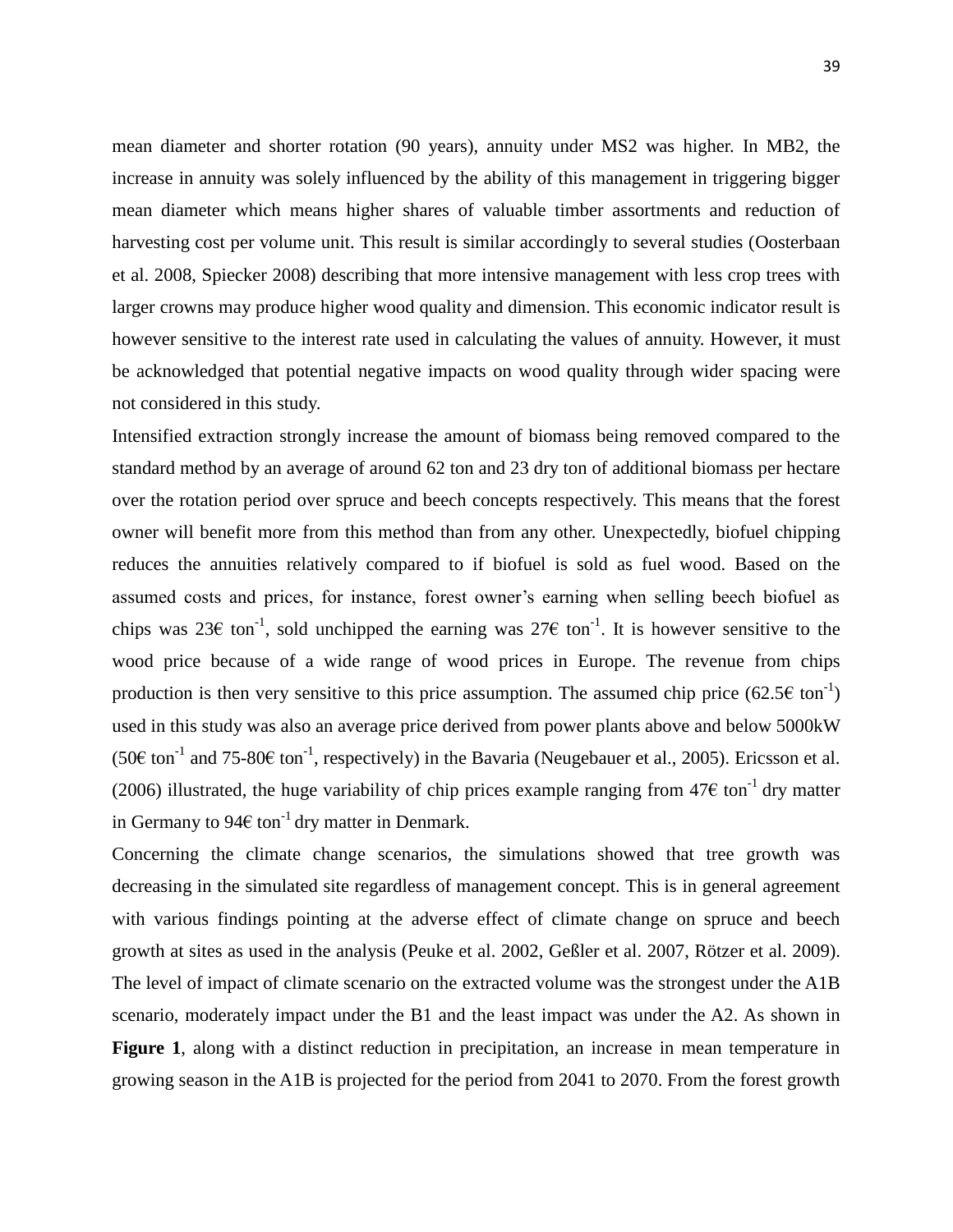mean diameter and shorter rotation (90 years), annuity under MS2 was higher. In MB2, the increase in annuity was solely influenced by the ability of this management in triggering bigger mean diameter which means higher shares of valuable timber assortments and reduction of harvesting cost per volume unit. This result is similar accordingly to several studies (Oosterbaan et al. 2008, Spiecker 2008) describing that more intensive management with less crop trees with larger crowns may produce higher wood quality and dimension. This economic indicator result is however sensitive to the interest rate used in calculating the values of annuity. However, it must be acknowledged that potential negative impacts on wood quality through wider spacing were not considered in this study.

Intensified extraction strongly increase the amount of biomass being removed compared to the standard method by an average of around 62 ton and 23 dry ton of additional biomass per hectare over the rotation period over spruce and beech concepts respectively. This means that the forest owner will benefit more from this method than from any other. Unexpectedly, biofuel chipping reduces the annuities relatively compared to if biofuel is sold as fuel wood. Based on the assumed costs and prices, for instance, forest owner's earning when selling beech biofuel as chips was 23€ $ton^{-1}$, sold unchipped the earning was 27€ $ton^{-1}$. It is however sensitive to the wood price because of a wide range of wood prices in Europe. The revenue from chips production is then very sensitive to this price assumption. The assumed chip price (62.5€ $ton^{-1}$) used in this study was also an average price derived from power plants above and below 5000kW (50€ $ton^{-1}$ and 75-80€ $ton^{-1}$, respectively) in the Bavaria (Neugebauer et al., 2005). Ericsson et al. (2006) illustrated, the huge variability of chip prices example ranging from 47€ $ton^{-1}$ dry matter in Germany to 94€ $ton^{-1}$ dry matter in Denmark.

Concerning the climate change scenarios, the simulations showed that tree growth was decreasing in the simulated site regardless of management concept. This is in general agreement with various findings pointing at the adverse effect of climate change on spruce and beech growth at sites as used in the analysis (Peuke et al. 2002, Geßler et al. 2007, Rötzer et al. 2009). The level of impact of climate scenario on the extracted volume was the strongest under the A1B scenario, moderately impact under the B1 and the least impact was under the A2. As shown in **Figure 1**, along with a distinct reduction in precipitation, an increase in mean temperature in growing season in the A1B is projected for the period from 2041 to 2070. From the forest growth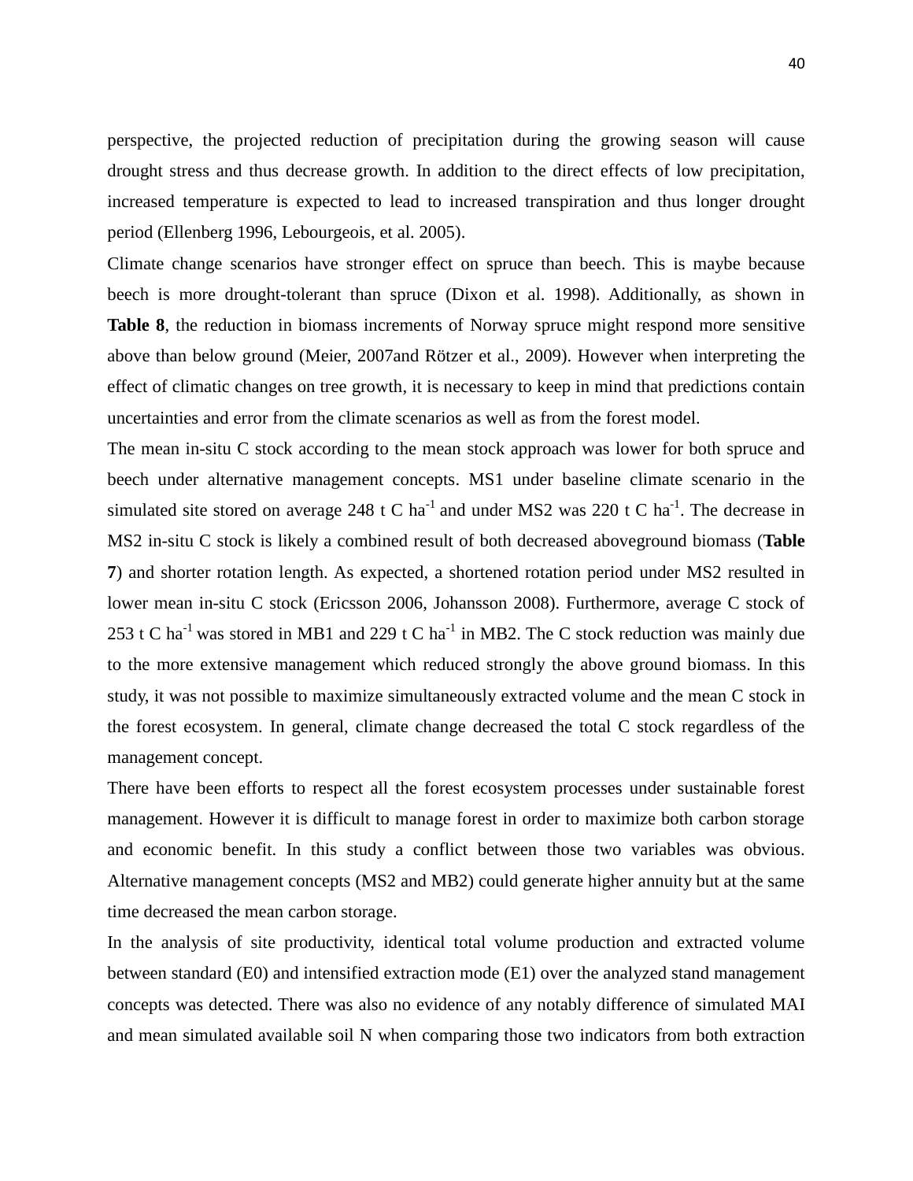perspective, the projected reduction of precipitation during the growing season will cause drought stress and thus decrease growth. In addition to the direct effects of low precipitation, increased temperature is expected to lead to increased transpiration and thus longer drought period (Ellenberg 1996, Lebourgeois, et al. 2005).

Climate change scenarios have stronger effect on spruce than beech. This is maybe because beech is more drought-tolerant than spruce (Dixon et al. 1998). Additionally, as shown in **Table 8**, the reduction in biomass increments of Norway spruce might respond more sensitive above than below ground (Meier, 2007and Rötzer et al., 2009). However when interpreting the effect of climatic changes on tree growth, it is necessary to keep in mind that predictions contain uncertainties and error from the climate scenarios as well as from the forest model.

The mean in-situ C stock according to the mean stock approach was lower for both spruce and beech under alternative management concepts. MS1 under baseline climate scenario in the simulated site stored on average 248 t C ha$^{-1}$ and under MS2 was 220 t C ha$^{-1}$. The decrease in MS2 in-situ C stock is likely a combined result of both decreased aboveground biomass (**Table 7**) and shorter rotation length. As expected, a shortened rotation period under MS2 resulted in lower mean in-situ C stock (Ericsson 2006, Johansson 2008). Furthermore, average C stock of 253 t C ha$^{-1}$ was stored in MB1 and 229 t C ha$^{-1}$ in MB2. The C stock reduction was mainly due to the more extensive management which reduced strongly the above ground biomass. In this study, it was not possible to maximize simultaneously extracted volume and the mean C stock in the forest ecosystem. In general, climate change decreased the total C stock regardless of the management concept.

There have been efforts to respect all the forest ecosystem processes under sustainable forest management. However it is difficult to manage forest in order to maximize both carbon storage and economic benefit. In this study a conflict between those two variables was obvious. Alternative management concepts (MS2 and MB2) could generate higher annuity but at the same time decreased the mean carbon storage.

In the analysis of site productivity, identical total volume production and extracted volume between standard (E0) and intensified extraction mode (E1) over the analyzed stand management concepts was detected. There was also no evidence of any notably difference of simulated MAI and mean simulated available soil N when comparing those two indicators from both extraction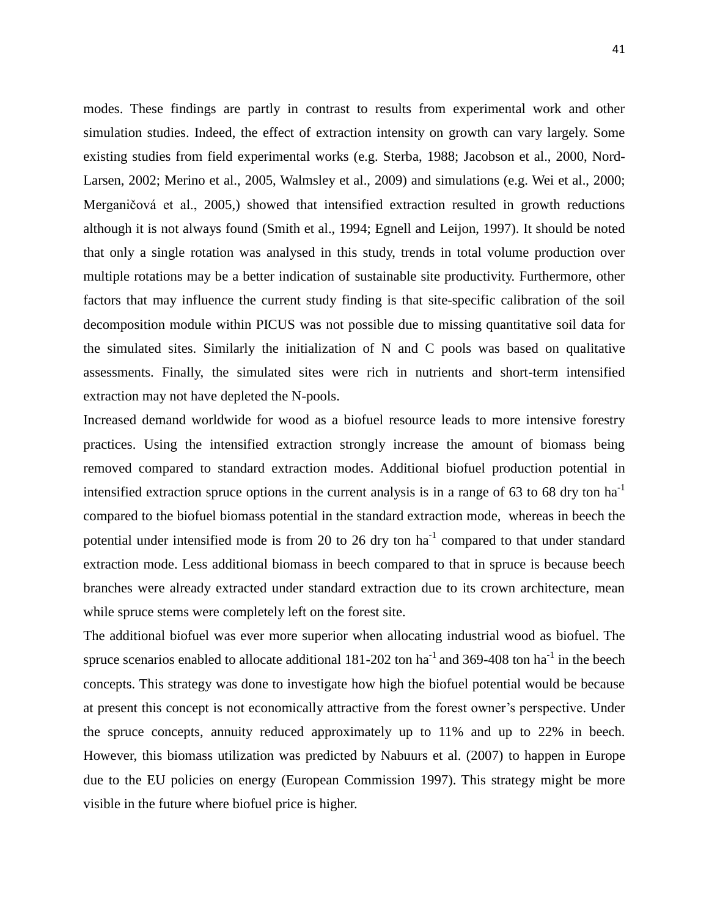modes. These findings are partly in contrast to results from experimental work and other simulation studies. Indeed, the effect of extraction intensity on growth can vary largely. Some existing studies from field experimental works (e.g. Sterba, 1988; Jacobson et al., 2000, Nord-Larsen, 2002; Merino et al., 2005, Walmsley et al., 2009) and simulations (e.g. Wei et al., 2000; Merganičová et al., 2005,) showed that intensified extraction resulted in growth reductions although it is not always found (Smith et al., 1994; Egnell and Leijon, 1997). It should be noted that only a single rotation was analysed in this study, trends in total volume production over multiple rotations may be a better indication of sustainable site productivity. Furthermore, other factors that may influence the current study finding is that site-specific calibration of the soil decomposition module within PICUS was not possible due to missing quantitative soil data for the simulated sites. Similarly the initialization of N and C pools was based on qualitative assessments. Finally, the simulated sites were rich in nutrients and short-term intensified extraction may not have depleted the N-pools.

Increased demand worldwide for wood as a biofuel resource leads to more intensive forestry practices. Using the intensified extraction strongly increase the amount of biomass being removed compared to standard extraction modes. Additional biofuel production potential in intensified extraction spruce options in the current analysis is in a range of 63 to 68 dry ton ha$^{-1}$ compared to the biofuel biomass potential in the standard extraction mode, whereas in beech the potential under intensified mode is from 20 to 26 dry ton ha$^{-1}$ compared to that under standard extraction mode. Less additional biomass in beech compared to that in spruce is because beech branches were already extracted under standard extraction due to its crown architecture, mean while spruce stems were completely left on the forest site.

The additional biofuel was ever more superior when allocating industrial wood as biofuel. The spruce scenarios enabled to allocate additional 181-202 ton ha$^{-1}$ and 369-408 ton ha$^{-1}$ in the beech concepts. This strategy was done to investigate how high the biofuel potential would be because at present this concept is not economically attractive from the forest owner's perspective. Under the spruce concepts, annuity reduced approximately up to 11% and up to 22% in beech. However, this biomass utilization was predicted by Nabuurs et al. (2007) to happen in Europe due to the EU policies on energy (European Commission 1997). This strategy might be more visible in the future where biofuel price is higher.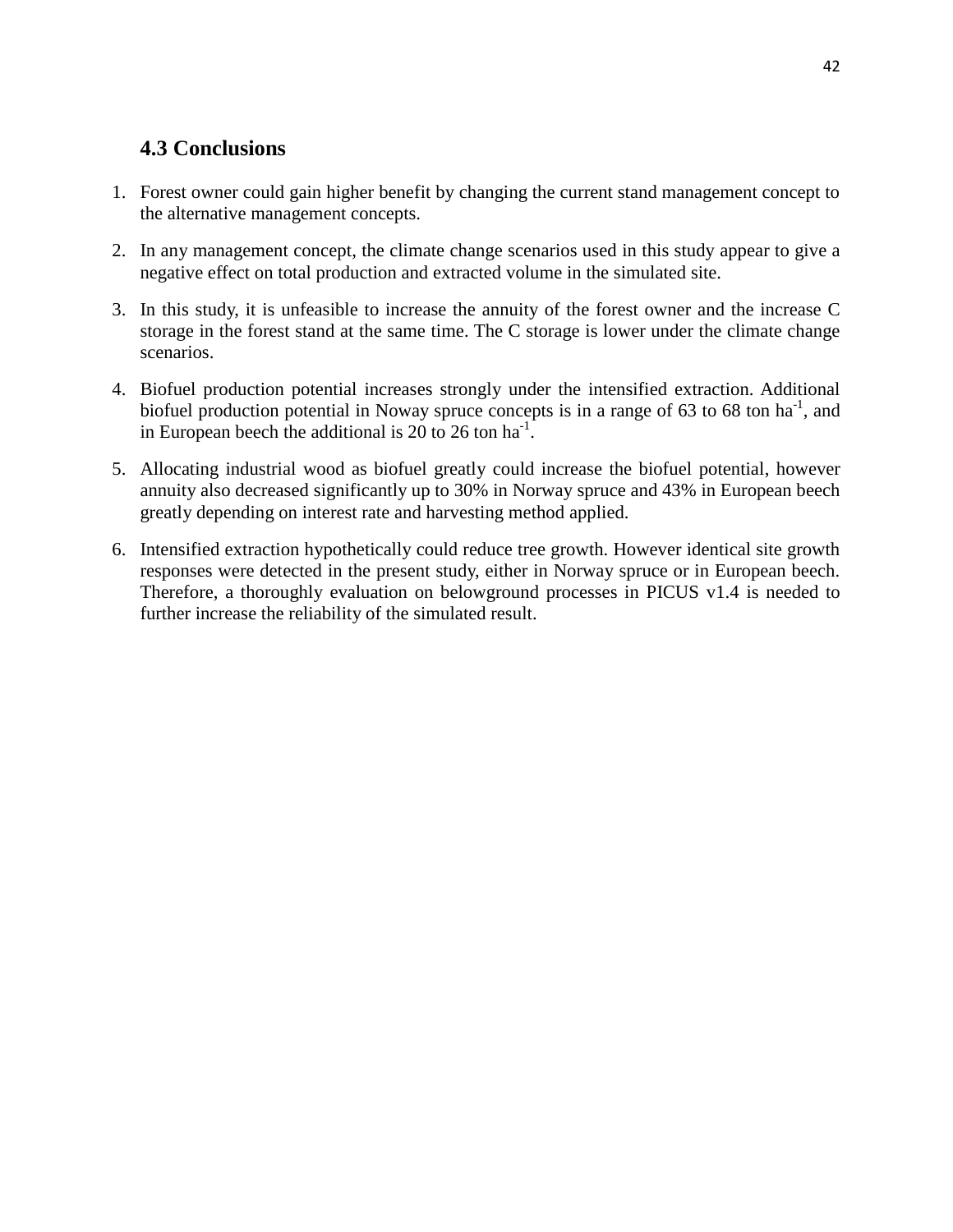## 4.3 Conclusions

1. Forest owner could gain higher benefit by changing the current stand management concept to the alternative management concepts.
2. In any management concept, the climate change scenarios used in this study appear to give a negative effect on total production and extracted volume in the simulated site.
3. In this study, it is unfeasible to increase the annuity of the forest owner and the increase C storage in the forest stand at the same time. The C storage is lower under the climate change scenarios.
4. Biofuel production potential increases strongly under the intensified extraction. Additional biofuel production potential in Noway spruce concepts is in a range of 63 to 68 ton $ha^{-1}$, and in European beech the additional is 20 to 26 ton $ha^{-1}$.
5. Allocating industrial wood as biofuel greatly could increase the biofuel potential, however annuity also decreased significantly up to 30% in Norway spruce and 43% in European beech greatly depending on interest rate and harvesting method applied.
6. Intensified extraction hypothetically could reduce tree growth. However identical site growth responses were detected in the present study, either in Norway spruce or in European beech. Therefore, a thoroughly evaluation on belowground processes in PICUS v1.4 is needed to further increase the reliability of the simulated result.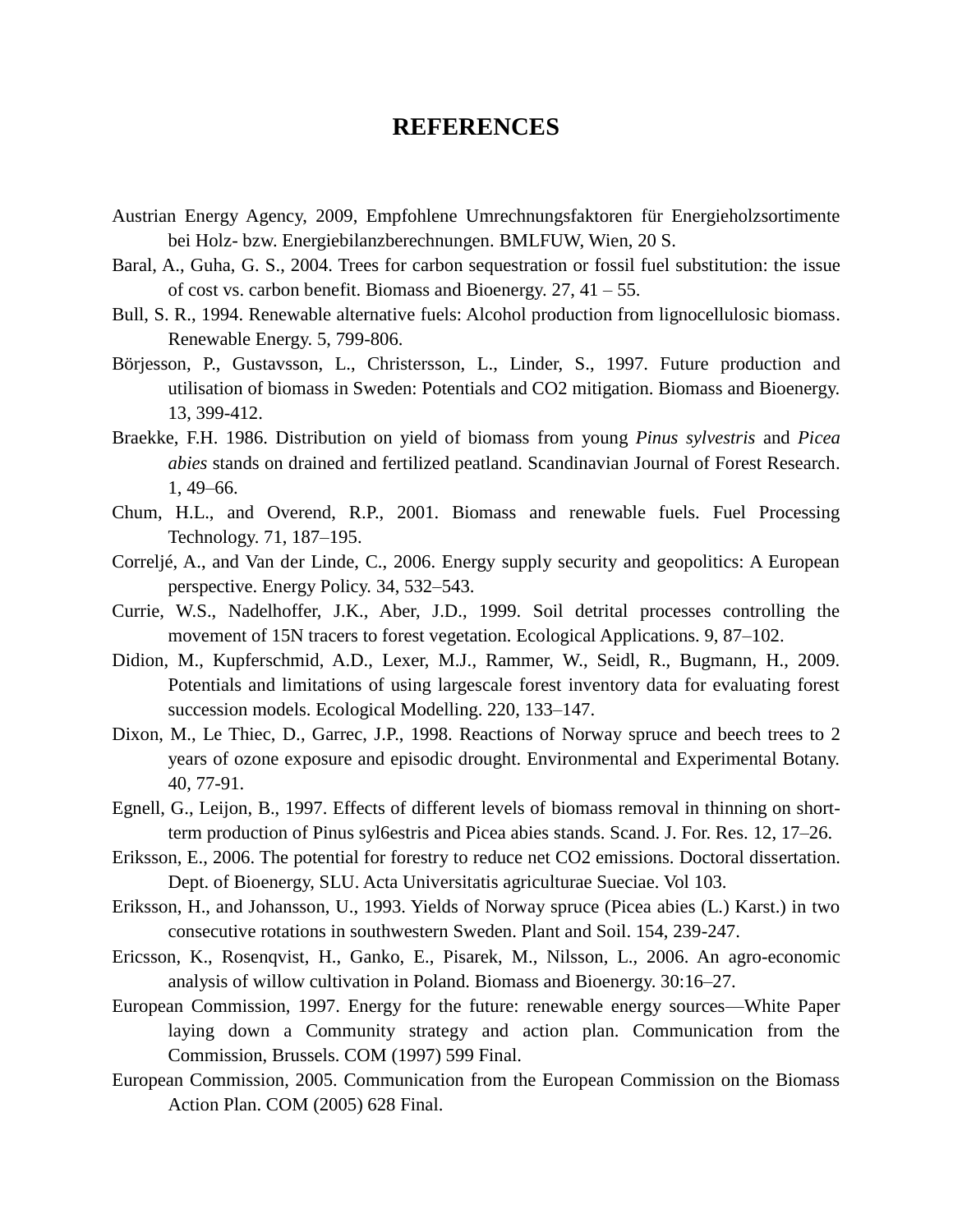# REFERENCES

Austrian Energy Agency, 2009, Empfohlene Umrechnungsfaktoren für Energieholzsortimente bei Holz- bzw. Energiebilanzberechnungen. BMLFUW, Wien, 20 S.

Baral, A., Guha, G. S., 2004. Trees for carbon sequestration or fossil fuel substitution: the issue of cost vs. carbon benefit. Biomass and Bioenergy. 27, 41 – 55.

Bull, S. R., 1994. Renewable alternative fuels: Alcohol production from lignocellulosic biomass. Renewable Energy. 5, 799-806.

Börjesson, P., Gustavsson, L., Christersson, L., Linder, S., 1997. Future production and utilisation of biomass in Sweden: Potentials and CO2 mitigation. Biomass and Bioenergy. 13, 399-412.

Braekke, F.H. 1986. Distribution on yield of biomass from young *Pinus sylvestris* and *Picea abies* stands on drained and fertilized peatland. Scandinavian Journal of Forest Research. 1, 49–66.

Chum, H.L., and Overend, R.P., 2001. Biomass and renewable fuels. Fuel Processing Technology. 71, 187–195.

Correljé, A., and Van der Linde, C., 2006. Energy supply security and geopolitics: A European perspective. Energy Policy. 34, 532–543.

Currie, W.S., Nadelhoffer, J.K., Aber, J.D., 1999. Soil detrital processes controlling the movement of 15N tracers to forest vegetation. Ecological Applications. 9, 87–102.

Didion, M., Kupferschmid, A.D., Lexer, M.J., Rammer, W., Seidl, R., Bugmann, H., 2009. Potentials and limitations of using largescale forest inventory data for evaluating forest succession models. Ecological Modelling. 220, 133–147.

Dixon, M., Le Thiec, D., Garrec, J.P., 1998. Reactions of Norway spruce and beech trees to 2 years of ozone exposure and episodic drought. Environmental and Experimental Botany. 40, 77-91.

Egnell, G., Leijon, B., 1997. Effects of different levels of biomass removal in thinning on short-term production of Pinus syl6estris and Picea abies stands. Scand. J. For. Res. 12, 17–26.

Eriksson, E., 2006. The potential for forestry to reduce net CO2 emissions. Doctoral dissertation. Dept. of Bioenergy, SLU. Acta Universitatis agriculturae Sueciae. Vol 103.

Eriksson, H., and Johansson, U., 1993. Yields of Norway spruce (Picea abies (L.) Karst.) in two consecutive rotations in southwestern Sweden. Plant and Soil. 154, 239-247.

Ericsson, K., Rosenqvist, H., Ganko, E., Pisarek, M., Nilsson, L., 2006. An agro-economic analysis of willow cultivation in Poland. Biomass and Bioenergy. 30:16–27.

European Commission, 1997. Energy for the future: renewable energy sources—White Paper laying down a Community strategy and action plan. Communication from the Commission, Brussels. COM (1997) 599 Final.

European Commission, 2005. Communication from the European Commission on the Biomass Action Plan. COM (2005) 628 Final.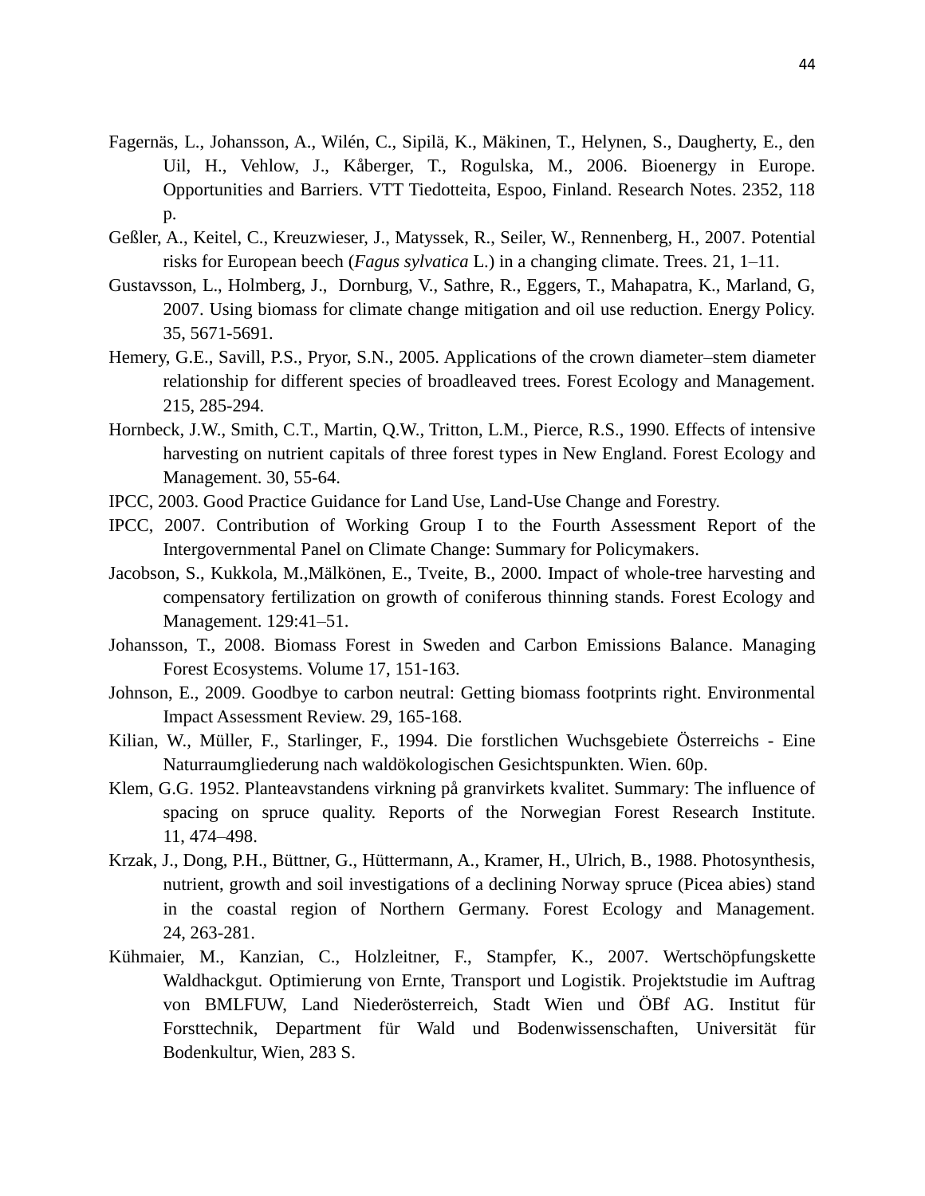Fagernäs, L., Johansson, A., Wilén, C., Sipilä, K., Mäkinen, T., Helynen, S., Daugherty, E., den Uil, H., Vehlow, J., Kåberger, T., Rogulska, M., 2006. Bioenergy in Europe. Opportunities and Barriers. VTT Tiedotteita, Espoo, Finland. Research Notes. 2352, 118 p.

Geßler, A., Keitel, C., Kreuzwieser, J., Matyssek, R., Seiler, W., Rennenberg, H., 2007. Potential risks for European beech (*Fagus sylvatica* L.) in a changing climate. Trees. 21, 1–11.

Gustavsson, L., Holmberg, J., Dornburg, V., Sathre, R., Eggers, T., Mahapatra, K., Marland, G, 2007. Using biomass for climate change mitigation and oil use reduction. Energy Policy. 35, 5671-5691.

Hemery, G.E., Savill, P.S., Pryor, S.N., 2005. Applications of the crown diameter–stem diameter relationship for different species of broadleaved trees. Forest Ecology and Management. 215, 285-294.

Hornbeck, J.W., Smith, C.T., Martin, Q.W., Tritton, L.M., Pierce, R.S., 1990. Effects of intensive harvesting on nutrient capitals of three forest types in New England. Forest Ecology and Management. 30, 55-64.

IPCC, 2003. Good Practice Guidance for Land Use, Land-Use Change and Forestry.

IPCC, 2007. Contribution of Working Group I to the Fourth Assessment Report of the Intergovernmental Panel on Climate Change: Summary for Policymakers.

Jacobson, S., Kukkola, M.,Mälkönen, E., Tveite, B., 2000. Impact of whole-tree harvesting and compensatory fertilization on growth of coniferous thinning stands. Forest Ecology and Management. 129:41–51.

Johansson, T., 2008. Biomass Forest in Sweden and Carbon Emissions Balance. Managing Forest Ecosystems. Volume 17, 151-163.

Johnson, E., 2009. Goodbye to carbon neutral: Getting biomass footprints right. Environmental Impact Assessment Review. 29, 165-168.

Kilian, W., Müller, F., Starlinger, F., 1994. Die forstlichen Wuchsgebiete Österreichs - Eine Naturraumgliederung nach waldökologischen Gesichtspunkten. Wien. 60p.

Klem, G.G. 1952. Planteavstandens virkning på granvirkets kvalitet. Summary: The influence of spacing on spruce quality. Reports of the Norwegian Forest Research Institute. 11, 474–498.

Krzak, J., Dong, P.H., Büttner, G., Hüttermann, A., Kramer, H., Ulrich, B., 1988. Photosynthesis, nutrient, growth and soil investigations of a declining Norway spruce (Picea abies) stand in the coastal region of Northern Germany. Forest Ecology and Management. 24, 263-281.

Kühmaier, M., Kanzian, C., Holzleitner, F., Stampfer, K., 2007. Wertschöpfungskette Waldhackgut. Optimierung von Ernte, Transport und Logistik. Projektstudie im Auftrag von BMLFUW, Land Niederösterreich, Stadt Wien und ÖBf AG. Institut für Forsttechnik, Department für Wald und Bodenwissenschaften, Universität für Bodenkultur, Wien, 283 S.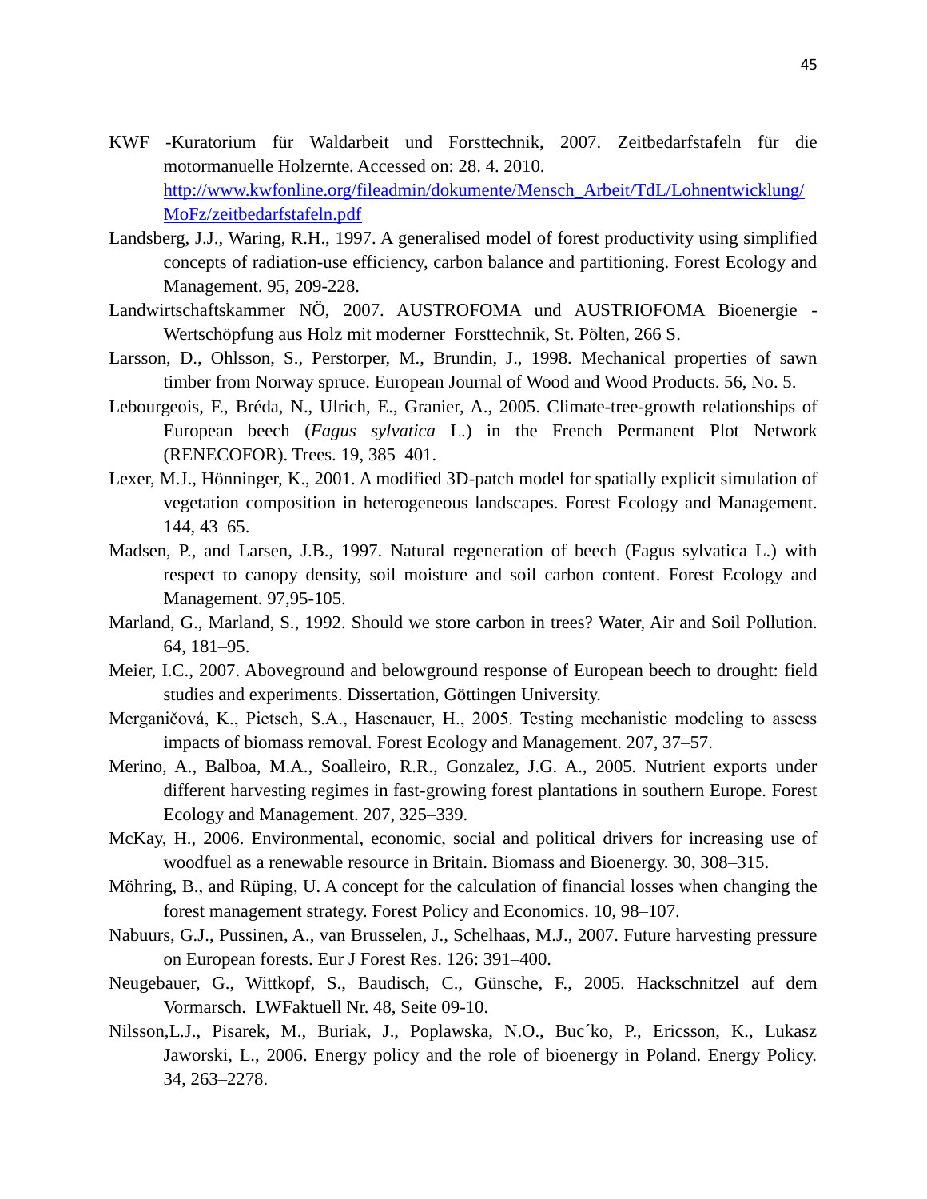KWF -Kuratorium für Waldarbeit und Forsttechnik, 2007. Zeitbedarfstafeln für die motormanuelle Holzernte. Accessed on: 28. 4. 2010. http://www.kwfonline.org/fileadmin/dokumente/Mensch_Arbeit/TdL/Lohnentwicklung/MoFz/zeitbedarfstafeln.pdf

Landsberg, J.J., Waring, R.H., 1997. A generalised model of forest productivity using simplified concepts of radiation-use efficiency, carbon balance and partitioning. Forest Ecology and Management. 95, 209-228.

Landwirtschaftskammer NÖ, 2007. AUSTROFOMA und AUSTRIOFOMA Bioenergie - Wertschöpfung aus Holz mit moderner Forsttechnik, St. Pölten, 266 S.

Larsson, D., Ohlsson, S., Perstorper, M., Brundin, J., 1998. Mechanical properties of sawn timber from Norway spruce. European Journal of Wood and Wood Products. 56, No. 5.

Lebourgeois, F., Bréda, N., Ulrich, E., Granier, A., 2005. Climate-tree-growth relationships of European beech (*Fagus sylvatica* L.) in the French Permanent Plot Network (RENECOFOR). Trees. 19, 385–401.

Lexer, M.J., Hönninger, K., 2001. A modified 3D-patch model for spatially explicit simulation of vegetation composition in heterogeneous landscapes. Forest Ecology and Management. 144, 43–65.

Madsen, P., and Larsen, J.B., 1997. Natural regeneration of beech (Fagus sylvatica L.) with respect to canopy density, soil moisture and soil carbon content. Forest Ecology and Management. 97,95-105.

Marland, G., Marland, S., 1992. Should we store carbon in trees? Water, Air and Soil Pollution. 64, 181–95.

Meier, I.C., 2007. Aboveground and belowground response of European beech to drought: field studies and experiments. Dissertation, Göttingen University.

Merganičová, K., Pietsch, S.A., Hasenauer, H., 2005. Testing mechanistic modeling to assess impacts of biomass removal. Forest Ecology and Management. 207, 37–57.

Merino, A., Balboa, M.A., Soalleiro, R.R., Gonzalez, J.G. A., 2005. Nutrient exports under different harvesting regimes in fast-growing forest plantations in southern Europe. Forest Ecology and Management. 207, 325–339.

McKay, H., 2006. Environmental, economic, social and political drivers for increasing use of woodfuel as a renewable resource in Britain. Biomass and Bioenergy. 30, 308–315.

Möhring, B., and Rüping, U. A concept for the calculation of financial losses when changing the forest management strategy. Forest Policy and Economics. 10, 98–107.

Nabuurs, G.J., Pussinen, A., van Brusselen, J., Schelhaas, M.J., 2007. Future harvesting pressure on European forests. Eur J Forest Res. 126: 391–400.

Neugebauer, G., Wittkopf, S., Baudisch, C., Günsche, F., 2005. Hackschnitzel auf dem Vormarsch. LWFaktuell Nr. 48, Seite 09-10.

Nilsson,L.J., Pisarek, M., Buriak, J., Poplawska, N.O., Buc´ko, P., Ericsson, K., Lukasz Jaworski, L., 2006. Energy policy and the role of bioenergy in Poland. Energy Policy. 34, 263–2278.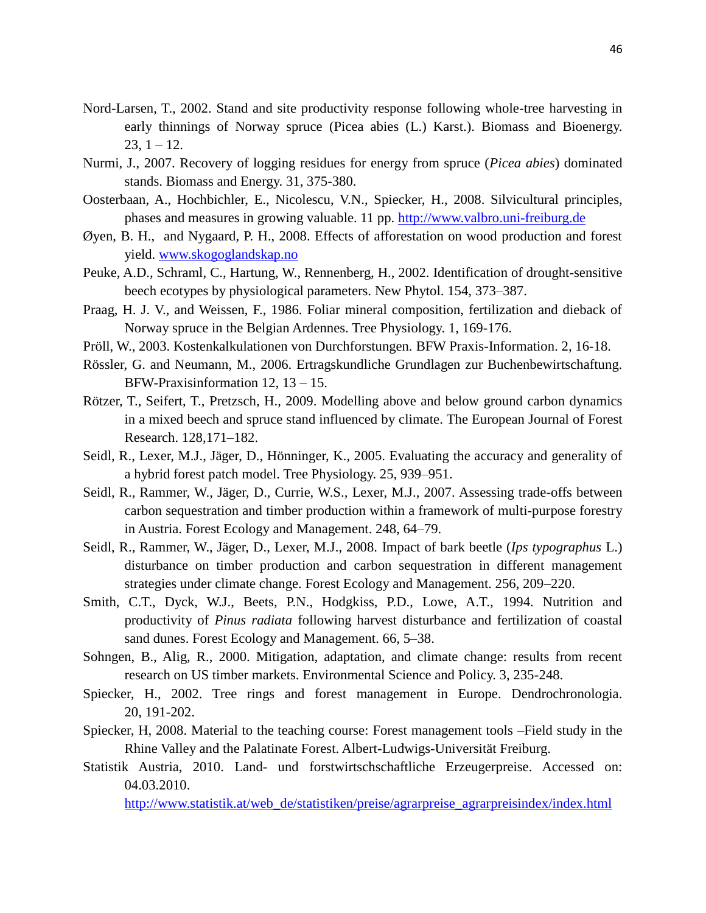Nord-Larsen, T., 2002. Stand and site productivity response following whole-tree harvesting in early thinnings of Norway spruce (Picea abies (L.) Karst.). Biomass and Bioenergy. 23, 1 – 12.

Nurmi, J., 2007. Recovery of logging residues for energy from spruce (*Picea abies*) dominated stands. Biomass and Energy. 31, 375-380.

Oosterbaan, A., Hochbichler, E., Nicolescu, V.N., Spiecker, H., 2008. Silvicultural principles, phases and measures in growing valuable. 11 pp. http://www.valbro.uni-freiburg.de

Øyen, B. H., and Nygaard, P. H., 2008. Effects of afforestation on wood production and forest yield. www.skogoglandskap.no

Peuke, A.D., Schraml, C., Hartung, W., Rennenberg, H., 2002. Identification of drought-sensitive beech ecotypes by physiological parameters. New Phytol. 154, 373–387.

Praag, H. J. V., and Weissen, F., 1986. Foliar mineral composition, fertilization and dieback of Norway spruce in the Belgian Ardennes. Tree Physiology. 1, 169-176.

Pröll, W., 2003. Kostenkalkulationen von Durchforstungen. BFW Praxis-Information. 2, 16-18.

Rössler, G. and Neumann, M., 2006. Ertragskundliche Grundlagen zur Buchenbewirtschaftung. BFW-Praxisinformation 12, 13 – 15.

Rötzer, T., Seifert, T., Pretzsch, H., 2009. Modelling above and below ground carbon dynamics in a mixed beech and spruce stand influenced by climate. The European Journal of Forest Research. 128,171–182.

Seidl, R., Lexer, M.J., Jäger, D., Hönninger, K., 2005. Evaluating the accuracy and generality of a hybrid forest patch model. Tree Physiology. 25, 939–951.

Seidl, R., Rammer, W., Jäger, D., Currie, W.S., Lexer, M.J., 2007. Assessing trade-offs between carbon sequestration and timber production within a framework of multi-purpose forestry in Austria. Forest Ecology and Management. 248, 64–79.

Seidl, R., Rammer, W., Jäger, D., Lexer, M.J., 2008. Impact of bark beetle (*Ips typographus* L.) disturbance on timber production and carbon sequestration in different management strategies under climate change. Forest Ecology and Management. 256, 209–220.

Smith, C.T., Dyck, W.J., Beets, P.N., Hodgkiss, P.D., Lowe, A.T., 1994. Nutrition and productivity of *Pinus radiata* following harvest disturbance and fertilization of coastal sand dunes. Forest Ecology and Management. 66, 5–38.

Sohngen, B., Alig, R., 2000. Mitigation, adaptation, and climate change: results from recent research on US timber markets. Environmental Science and Policy. 3, 235-248.

Spiecker, H., 2002. Tree rings and forest management in Europe. Dendrochronologia. 20, 191-202.

Spiecker, H, 2008. Material to the teaching course: Forest management tools –Field study in the Rhine Valley and the Palatinate Forest. Albert-Ludwigs-Universität Freiburg.

Statistik Austria, 2010. Land- und forstwirtschschaftliche Erzeugerpreise. Accessed on: 04.03.2010. http://www.statistik.at/web_de/statistiken/preise/agrarpreise_agrarpreisindex/index.html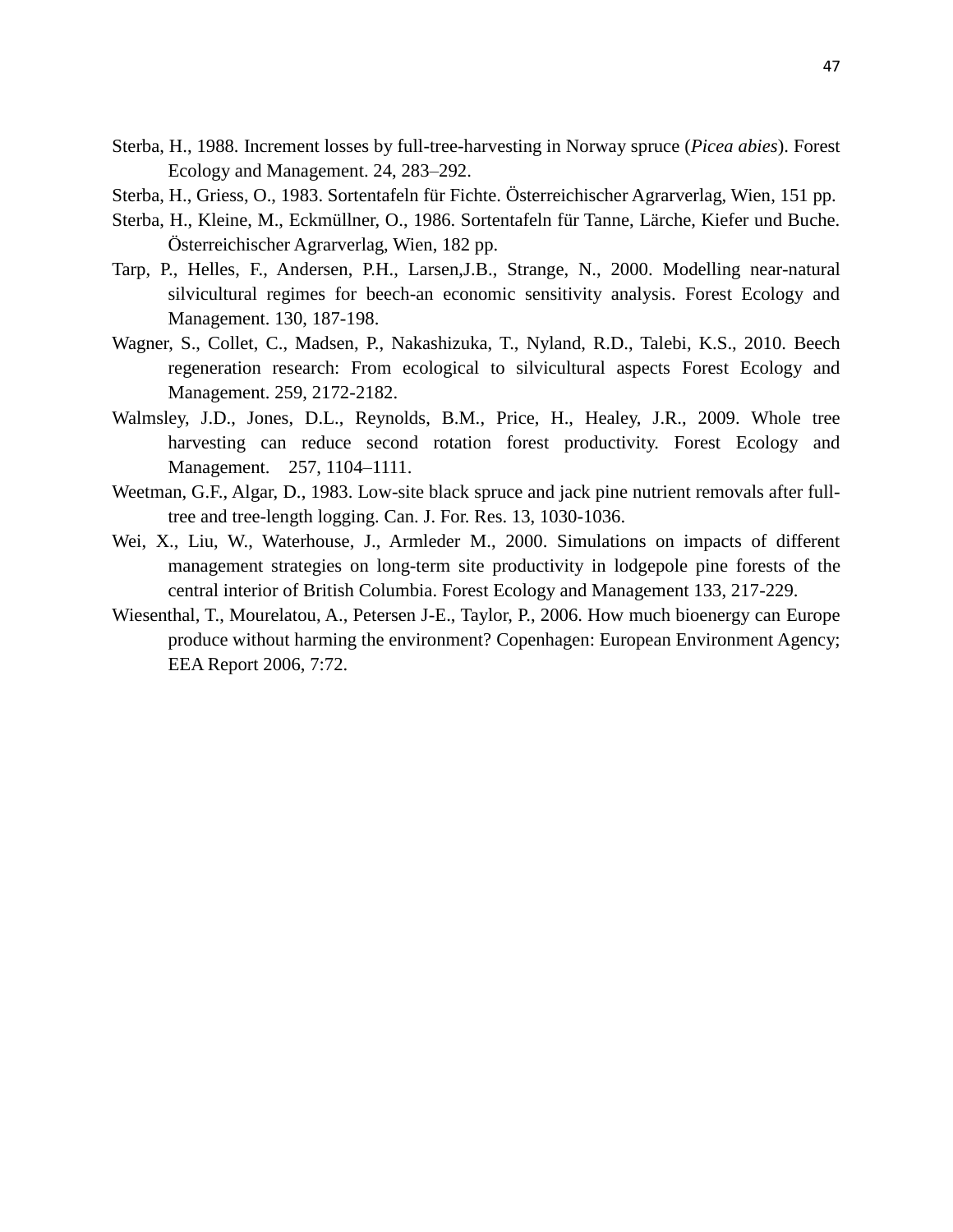Sterba, H., 1988. Increment losses by full-tree-harvesting in Norway spruce (*Picea abies*). Forest Ecology and Management. 24, 283–292.

Sterba, H., Griess, O., 1983. Sortentafeln für Fichte. Österreichischer Agrarverlag, Wien, 151 pp.

Sterba, H., Kleine, M., Eckmüllner, O., 1986. Sortentafeln für Tanne, Lärche, Kiefer und Buche. Österreichischer Agrarverlag, Wien, 182 pp.

Tarp, P., Helles, F., Andersen, P.H., Larsen,J.B., Strange, N., 2000. Modelling near-natural silvicultural regimes for beech-an economic sensitivity analysis. Forest Ecology and Management. 130, 187-198.

Wagner, S., Collet, C., Madsen, P., Nakashizuka, T., Nyland, R.D., Talebi, K.S., 2010. Beech regeneration research: From ecological to silvicultural aspects Forest Ecology and Management. 259, 2172-2182.

Walmsley, J.D., Jones, D.L., Reynolds, B.M., Price, H., Healey, J.R., 2009. Whole tree harvesting can reduce second rotation forest productivity. Forest Ecology and Management. 257, 1104–1111.

Weetman, G.F., Algar, D., 1983. Low-site black spruce and jack pine nutrient removals after full-tree and tree-length logging. Can. J. For. Res. 13, 1030-1036.

Wei, X., Liu, W., Waterhouse, J., Armleder M., 2000. Simulations on impacts of different management strategies on long-term site productivity in lodgepole pine forests of the central interior of British Columbia. Forest Ecology and Management 133, 217-229.

Wiesenthal, T., Mourelatou, A., Petersen J-E., Taylor, P., 2006. How much bioenergy can Europe produce without harming the environment? Copenhagen: European Environment Agency; EEA Report 2006, 7:72.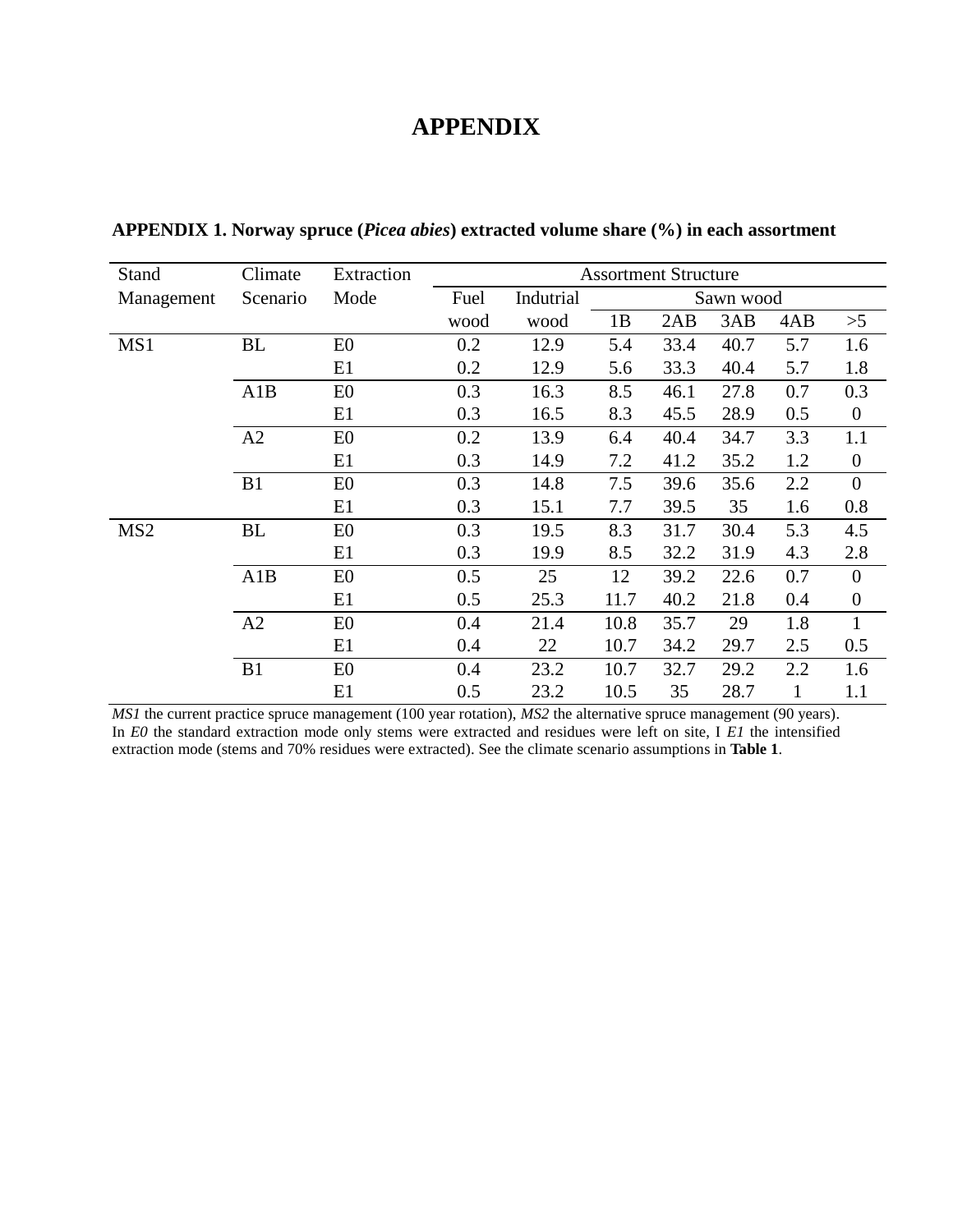# APPENDIX

**APPENDIX 1. Norway spruce (*Picea abies*) extracted volume share (%) in each assortment**

| Stand Management | Climate Scenario | Extraction Mode | Assortment Structure | | | | | | |
|---|---|---|---|---|---|---|---|---|---|
| | | | Fuel wood | Indutrial wood | Sawn wood | | | | |
| | | | | | 1B | 2AB | 3AB | 4AB | >5 |
| MS1 | BL | E0 | 0.2 | 12.9 | 5.4 | 33.4 | 40.7 | 5.7 | 1.6 |
| | | E1 | 0.2 | 12.9 | 5.6 | 33.3 | 40.4 | 5.7 | 1.8 |
| | A1B | E0 | 0.3 | 16.3 | 8.5 | 46.1 | 27.8 | 0.7 | 0.3 |
| | | E1 | 0.3 | 16.5 | 8.3 | 45.5 | 28.9 | 0.5 | 0 |
| | A2 | E0 | 0.2 | 13.9 | 6.4 | 40.4 | 34.7 | 3.3 | 1.1 |
| | | E1 | 0.3 | 14.9 | 7.2 | 41.2 | 35.2 | 1.2 | 0 |
| | B1 | E0 | 0.3 | 14.8 | 7.5 | 39.6 | 35.6 | 2.2 | 0 |
| | | E1 | 0.3 | 15.1 | 7.7 | 39.5 | 35 | 1.6 | 0.8 |
| MS2 | BL | E0 | 0.3 | 19.5 | 8.3 | 31.7 | 30.4 | 5.3 | 4.5 |
| | | E1 | 0.3 | 19.9 | 8.5 | 32.2 | 31.9 | 4.3 | 2.8 |
| | A1B | E0 | 0.5 | 25 | 12 | 39.2 | 22.6 | 0.7 | 0 |
| | | E1 | 0.5 | 25.3 | 11.7 | 40.2 | 21.8 | 0.4 | 0 |
| | A2 | E0 | 0.4 | 21.4 | 10.8 | 35.7 | 29 | 1.8 | 1 |
| | | E1 | 0.4 | 22 | 10.7 | 34.2 | 29.7 | 2.5 | 0.5 |
| | B1 | E0 | 0.4 | 23.2 | 10.7 | 32.7 | 29.2 | 2.2 | 1.6 |
| | | E1 | 0.5 | 23.2 | 10.5 | 35 | 28.7 | 1 | 1.1 |

*MS1* the current practice spruce management (100 year rotation), *MS2* the alternative spruce management (90 years). In *E0* the standard extraction mode only stems were extracted and residues were left on site, I *E1* the intensified extraction mode (stems and 70% residues were extracted). See the climate scenario assumptions in **Table 1**.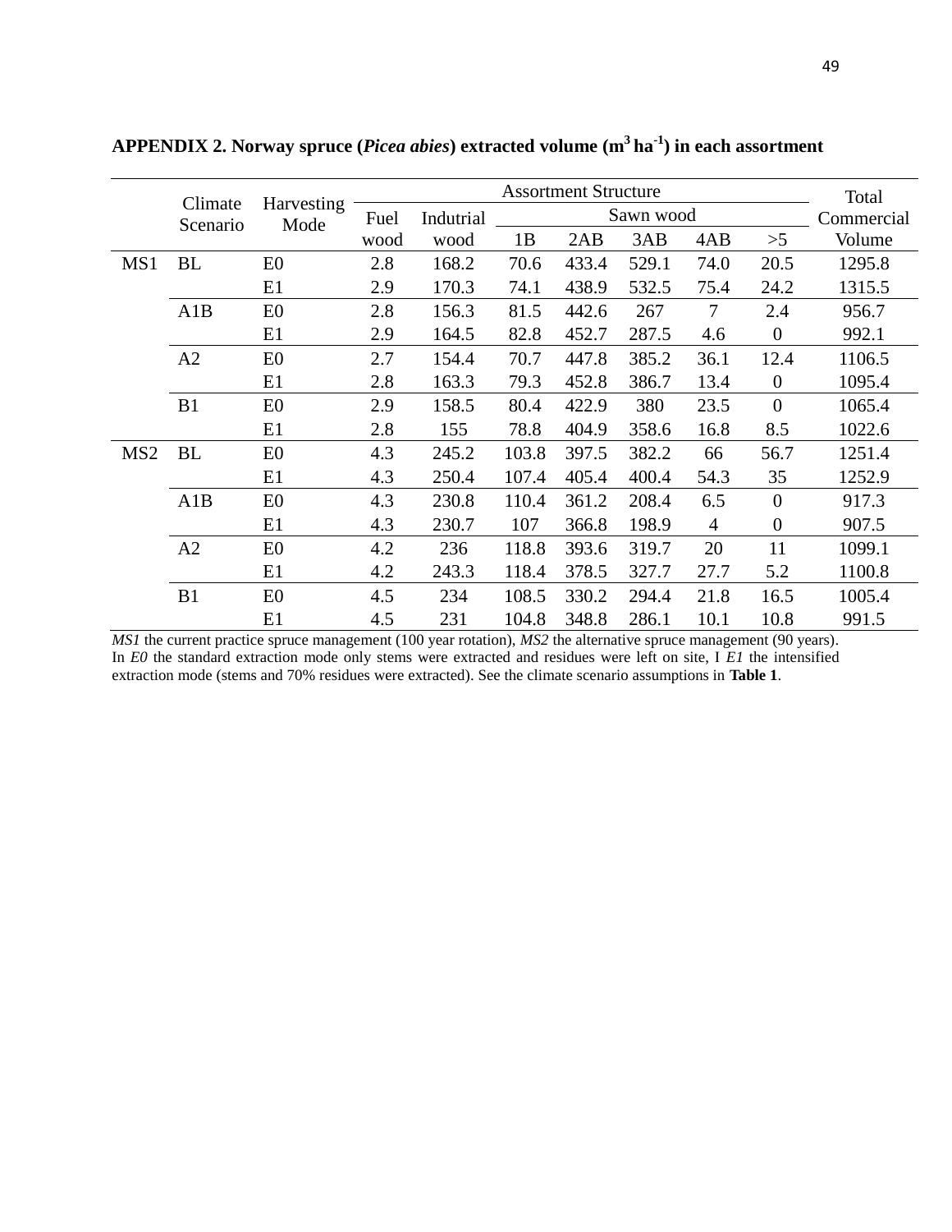**APPENDIX 2. Norway spruce (*Picea abies*) extracted volume ($m^3$ $ha^{-1}$) in each assortment**

| | Climate Scenario | Harvesting Mode | Assortment Structure | | | | | | | Total Commercial Volume |
|---|---|---|---|---|---|---|---|---|---|---|
| | | | Fuel wood | Indutrial wood | Sawn wood | | | | | |
| | | | | | 1B | 2AB | 3AB | 4AB | >5 | |
| MS1 | BL | E0 | 2.8 | 168.2 | 70.6 | 433.4 | 529.1 | 74.0 | 20.5 | 1295.8 |
| | | E1 | 2.9 | 170.3 | 74.1 | 438.9 | 532.5 | 75.4 | 24.2 | 1315.5 |
| | A1B | E0 | 2.8 | 156.3 | 81.5 | 442.6 | 267 | 7 | 2.4 | 956.7 |
| | | E1 | 2.9 | 164.5 | 82.8 | 452.7 | 287.5 | 4.6 | 0 | 992.1 |
| | A2 | E0 | 2.7 | 154.4 | 70.7 | 447.8 | 385.2 | 36.1 | 12.4 | 1106.5 |
| | | E1 | 2.8 | 163.3 | 79.3 | 452.8 | 386.7 | 13.4 | 0 | 1095.4 |
| | B1 | E0 | 2.9 | 158.5 | 80.4 | 422.9 | 380 | 23.5 | 0 | 1065.4 |
| | | E1 | 2.8 | 155 | 78.8 | 404.9 | 358.6 | 16.8 | 8.5 | 1022.6 |
| MS2 | BL | E0 | 4.3 | 245.2 | 103.8 | 397.5 | 382.2 | 66 | 56.7 | 1251.4 |
| | | E1 | 4.3 | 250.4 | 107.4 | 405.4 | 400.4 | 54.3 | 35 | 1252.9 |
| | A1B | E0 | 4.3 | 230.8 | 110.4 | 361.2 | 208.4 | 6.5 | 0 | 917.3 |
| | | E1 | 4.3 | 230.7 | 107 | 366.8 | 198.9 | 4 | 0 | 907.5 |
| | A2 | E0 | 4.2 | 236 | 118.8 | 393.6 | 319.7 | 20 | 11 | 1099.1 |
| | | E1 | 4.2 | 243.3 | 118.4 | 378.5 | 327.7 | 27.7 | 5.2 | 1100.8 |
| | B1 | E0 | 4.5 | 234 | 108.5 | 330.2 | 294.4 | 21.8 | 16.5 | 1005.4 |
| | | E1 | 4.5 | 231 | 104.8 | 348.8 | 286.1 | 10.1 | 10.8 | 991.5 |

*MS1* the current practice spruce management (100 year rotation), *MS2* the alternative spruce management (90 years). In *E0* the standard extraction mode only stems were extracted and residues were left on site, I *E1* the intensified extraction mode (stems and 70% residues were extracted). See the climate scenario assumptions in **Table 1**.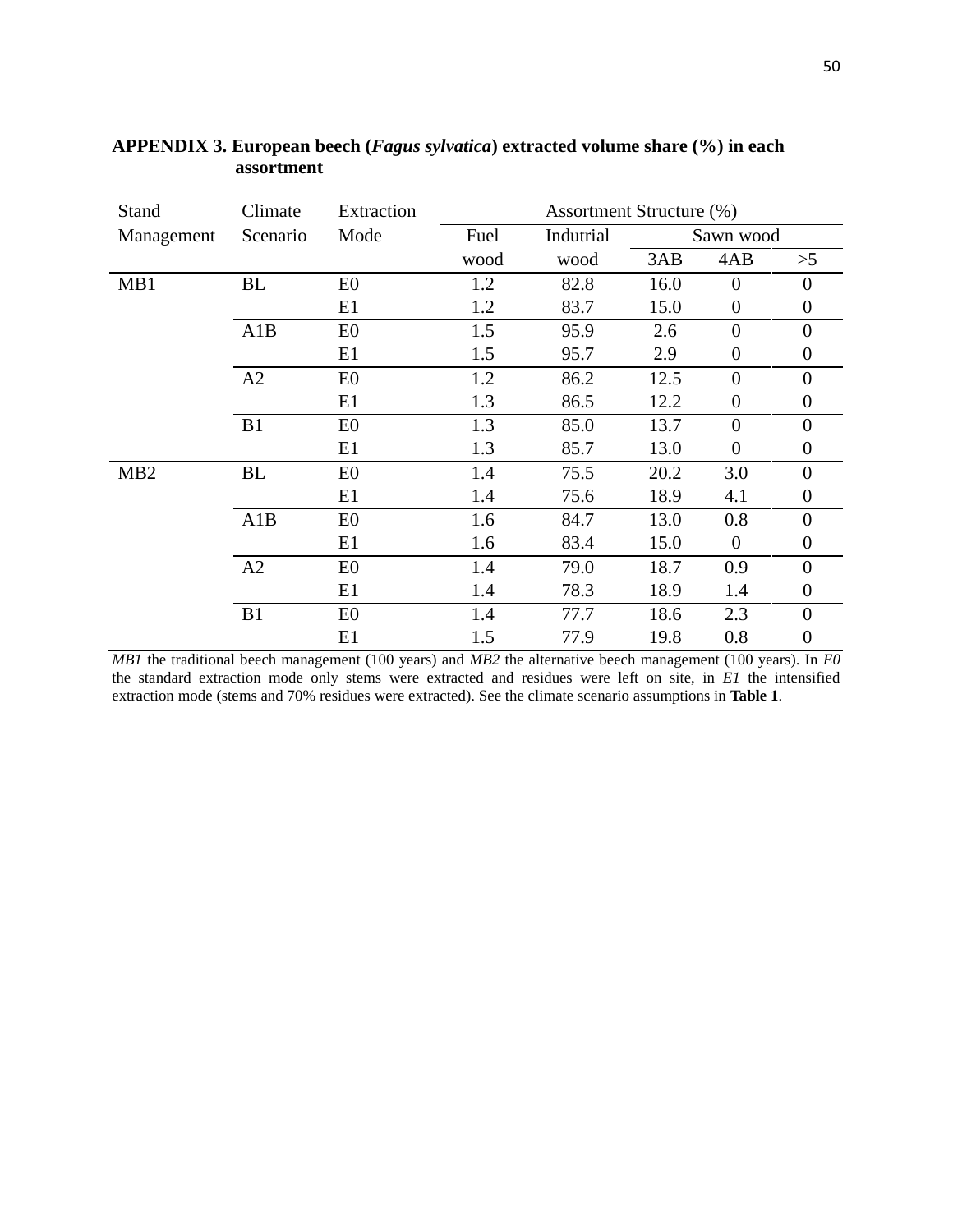**APPENDIX 3. European beech (*Fagus sylvatica*) extracted volume share (%) in each assortment**

| Stand Management | Climate Scenario | Extraction Mode | Assortment Structure (%) | | | | |
|---|---|---|---|---|---|---|---|
| | | | Fuel wood | Indutrial wood | Sawn wood | | |
| | | | | | 3AB | 4AB | >5 |
| MB1 | BL | E0 | 1.2 | 82.8 | 16.0 | 0 | 0 |
| | | E1 | 1.2 | 83.7 | 15.0 | 0 | 0 |
| | A1B | E0 | 1.5 | 95.9 | 2.6 | 0 | 0 |
| | | E1 | 1.5 | 95.7 | 2.9 | 0 | 0 |
| | A2 | E0 | 1.2 | 86.2 | 12.5 | 0 | 0 |
| | | E1 | 1.3 | 86.5 | 12.2 | 0 | 0 |
| | B1 | E0 | 1.3 | 85.0 | 13.7 | 0 | 0 |
| | | E1 | 1.3 | 85.7 | 13.0 | 0 | 0 |
| MB2 | BL | E0 | 1.4 | 75.5 | 20.2 | 3.0 | 0 |
| | | E1 | 1.4 | 75.6 | 18.9 | 4.1 | 0 |
| | A1B | E0 | 1.6 | 84.7 | 13.0 | 0.8 | 0 |
| | | E1 | 1.6 | 83.4 | 15.0 | 0 | 0 |
| | A2 | E0 | 1.4 | 79.0 | 18.7 | 0.9 | 0 |
| | | E1 | 1.4 | 78.3 | 18.9 | 1.4 | 0 |
| | B1 | E0 | 1.4 | 77.7 | 18.6 | 2.3 | 0 |
| | | E1 | 1.5 | 77.9 | 19.8 | 0.8 | 0 |

*MB1* the traditional beech management (100 years) and *MB2* the alternative beech management (100 years). In *E0* the standard extraction mode only stems were extracted and residues were left on site, in *E1* the intensified extraction mode (stems and 70% residues were extracted). See the climate scenario assumptions in **Table 1**.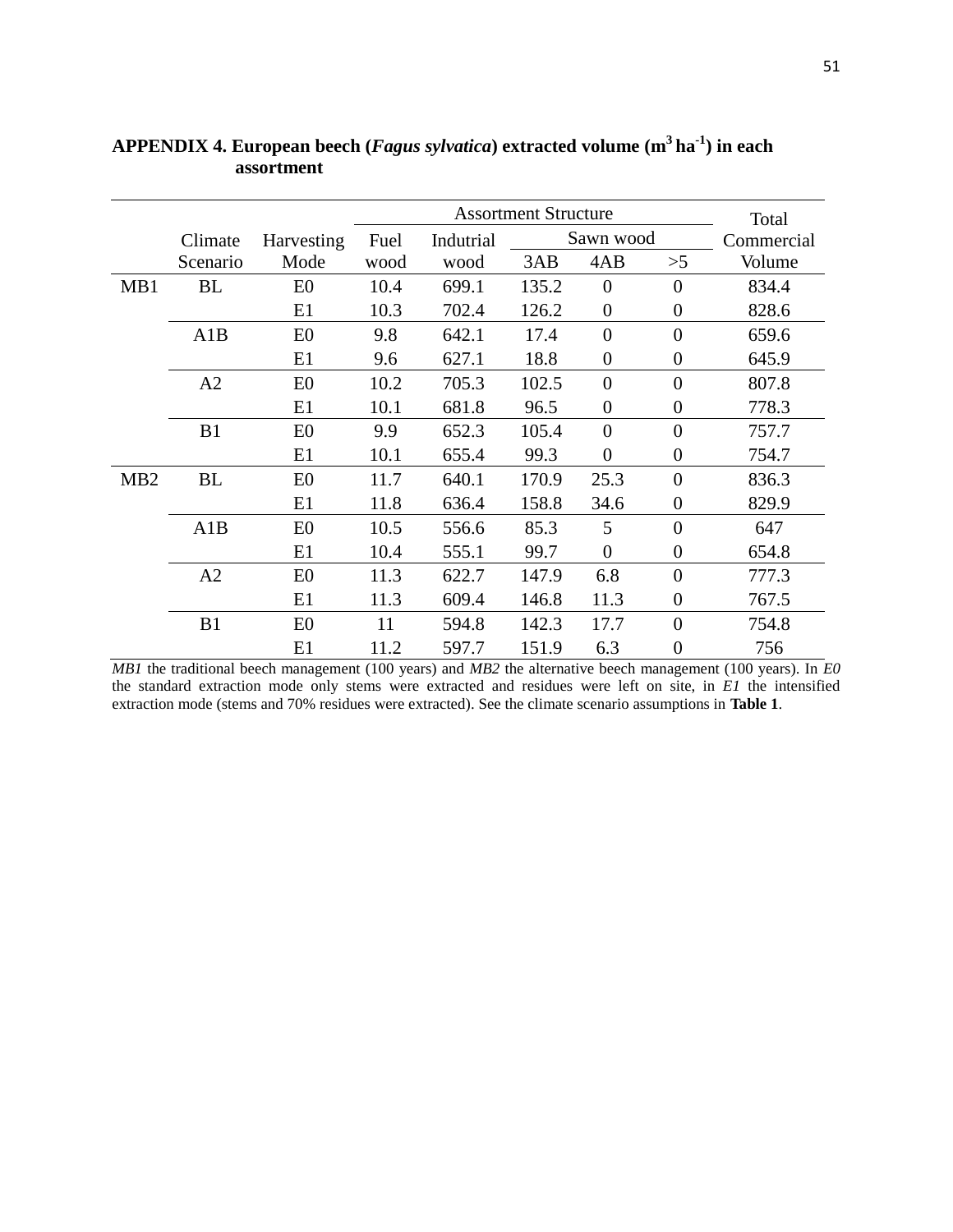**APPENDIX 4. European beech (*Fagus sylvatica*) extracted volume ($m^3$ $ha^{-1}$) in each assortment**

| | Climate Scenario | Harvesting Mode | Assortment Structure | | | | | Total Commercial Volume |
|---|---|---|---|---|---|---|---|---|
| | | | Fuel wood | Indutrial wood | Sawn wood | | | |
| | | | | | 3AB | 4AB | >5 | |
| MB1 | BL | E0 | 10.4 | 699.1 | 135.2 | 0 | 0 | 834.4 |
| | | E1 | 10.3 | 702.4 | 126.2 | 0 | 0 | 828.6 |
| | A1B | E0 | 9.8 | 642.1 | 17.4 | 0 | 0 | 659.6 |
| | | E1 | 9.6 | 627.1 | 18.8 | 0 | 0 | 645.9 |
| | A2 | E0 | 10.2 | 705.3 | 102.5 | 0 | 0 | 807.8 |
| | | E1 | 10.1 | 681.8 | 96.5 | 0 | 0 | 778.3 |
| | B1 | E0 | 9.9 | 652.3 | 105.4 | 0 | 0 | 757.7 |
| | | E1 | 10.1 | 655.4 | 99.3 | 0 | 0 | 754.7 |
| MB2 | BL | E0 | 11.7 | 640.1 | 170.9 | 25.3 | 0 | 836.3 |
| | | E1 | 11.8 | 636.4 | 158.8 | 34.6 | 0 | 829.9 |
| | A1B | E0 | 10.5 | 556.6 | 85.3 | 5 | 0 | 647 |
| | | E1 | 10.4 | 555.1 | 99.7 | 0 | 0 | 654.8 |
| | A2 | E0 | 11.3 | 622.7 | 147.9 | 6.8 | 0 | 777.3 |
| | | E1 | 11.3 | 609.4 | 146.8 | 11.3 | 0 | 767.5 |
| | B1 | E0 | 11 | 594.8 | 142.3 | 17.7 | 0 | 754.8 |
| | | E1 | 11.2 | 597.7 | 151.9 | 6.3 | 0 | 756 |

*MB1* the traditional beech management (100 years) and *MB2* the alternative beech management (100 years). In *E0* the standard extraction mode only stems were extracted and residues were left on site, in *E1* the intensified extraction mode (stems and 70% residues were extracted). See the climate scenario assumptions in **Table 1**.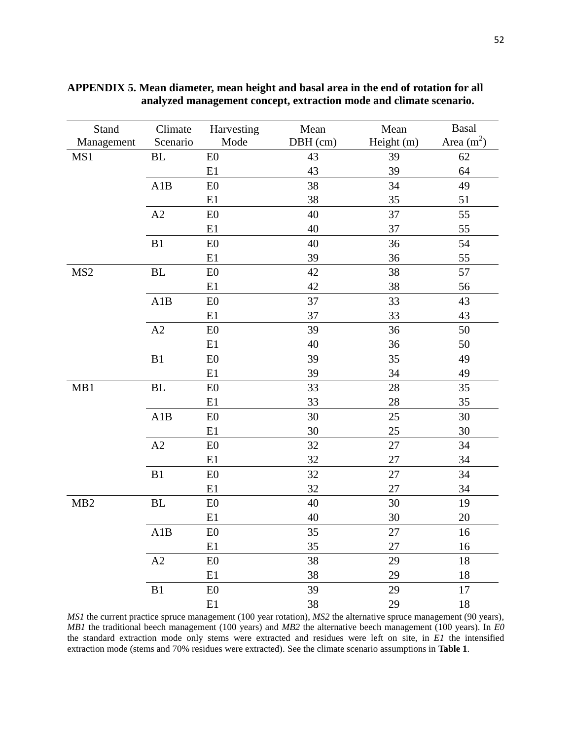**APPENDIX 5. Mean diameter, mean height and basal area in the end of rotation for all analyzed management concept, extraction mode and climate scenario.**

| Stand Management | Climate Scenario | Harvesting Mode | Mean DBH (cm) | Mean Height (m) | Basal Area ($m^2$) |
|---|---|---|---|---|---|
| MS1 | BL | E0 | 43 | 39 | 62 |
| | | E1 | 43 | 39 | 64 |
| | A1B | E0 | 38 | 34 | 49 |
| | | E1 | 38 | 35 | 51 |
| | A2 | E0 | 40 | 37 | 55 |
| | | E1 | 40 | 37 | 55 |
| | B1 | E0 | 40 | 36 | 54 |
| | | E1 | 39 | 36 | 55 |
| MS2 | BL | E0 | 42 | 38 | 57 |
| | | E1 | 42 | 38 | 56 |
| | A1B | E0 | 37 | 33 | 43 |
| | | E1 | 37 | 33 | 43 |
| | A2 | E0 | 39 | 36 | 50 |
| | | E1 | 40 | 36 | 50 |
| | B1 | E0 | 39 | 35 | 49 |
| | | E1 | 39 | 34 | 49 |
| MB1 | BL | E0 | 33 | 28 | 35 |
| | | E1 | 33 | 28 | 35 |
| | A1B | E0 | 30 | 25 | 30 |
| | | E1 | 30 | 25 | 30 |
| | A2 | E0 | 32 | 27 | 34 |
| | | E1 | 32 | 27 | 34 |
| | B1 | E0 | 32 | 27 | 34 |
| | | E1 | 32 | 27 | 34 |
| MB2 | BL | E0 | 40 | 30 | 19 |
| | | E1 | 40 | 30 | 20 |
| | A1B | E0 | 35 | 27 | 16 |
| | | E1 | 35 | 27 | 16 |
| | A2 | E0 | 38 | 29 | 18 |
| | | E1 | 38 | 29 | 18 |
| | B1 | E0 | 39 | 29 | 17 |
| | | E1 | 38 | 29 | 18 |

*MS1* the current practice spruce management (100 year rotation), *MS2* the alternative spruce management (90 years), *MB1* the traditional beech management (100 years) and *MB2* the alternative beech management (100 years). In *E0* the standard extraction mode only stems were extracted and residues were left on site, in *E1* the intensified extraction mode (stems and 70% residues were extracted). See the climate scenario assumptions in **Table 1**.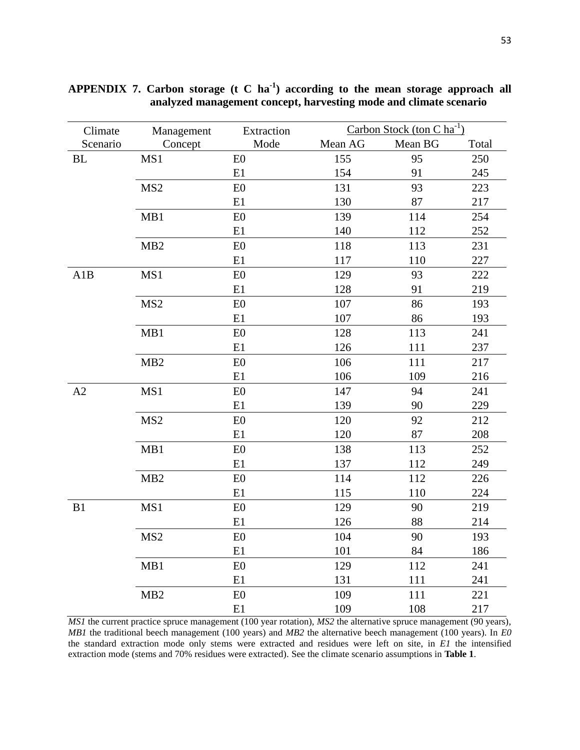**APPENDIX 7. Carbon storage (t C ha$^{-1}$) according to the mean storage approach all analyzed management concept, harvesting mode and climate scenario**

| Climate Scenario | Management Concept | Extraction Mode | Carbon Stock (ton C ha$^{-1}$) | | |
|---|---|---|---|---|---|
| | | | Mean AG | Mean BG | Total |
| BL | MS1 | E0 | 155 | 95 | 250 |
| | | E1 | 154 | 91 | 245 |
| | MS2 | E0 | 131 | 93 | 223 |
| | | E1 | 130 | 87 | 217 |
| | MB1 | E0 | 139 | 114 | 254 |
| | | E1 | 140 | 112 | 252 |
| | MB2 | E0 | 118 | 113 | 231 |
| | | E1 | 117 | 110 | 227 |
| A1B | MS1 | E0 | 129 | 93 | 222 |
| | | E1 | 128 | 91 | 219 |
| | MS2 | E0 | 107 | 86 | 193 |
| | | E1 | 107 | 86 | 193 |
| | MB1 | E0 | 128 | 113 | 241 |
| | | E1 | 126 | 111 | 237 |
| | MB2 | E0 | 106 | 111 | 217 |
| | | E1 | 106 | 109 | 216 |
| A2 | MS1 | E0 | 147 | 94 | 241 |
| | | E1 | 139 | 90 | 229 |
| | MS2 | E0 | 120 | 92 | 212 |
| | | E1 | 120 | 87 | 208 |
| | MB1 | E0 | 138 | 113 | 252 |
| | | E1 | 137 | 112 | 249 |
| | MB2 | E0 | 114 | 112 | 226 |
| | | E1 | 115 | 110 | 224 |
| B1 | MS1 | E0 | 129 | 90 | 219 |
| | | E1 | 126 | 88 | 214 |
| | MS2 | E0 | 104 | 90 | 193 |
| | | E1 | 101 | 84 | 186 |
| | MB1 | E0 | 129 | 112 | 241 |
| | | E1 | 131 | 111 | 241 |
| | MB2 | E0 | 109 | 111 | 221 |
| | | E1 | 109 | 108 | 217 |

*MS1* the current practice spruce management (100 year rotation), *MS2* the alternative spruce management (90 years), *MB1* the traditional beech management (100 years) and *MB2* the alternative beech management (100 years). In *E0* the standard extraction mode only stems were extracted and residues were left on site, in *E1* the intensified extraction mode (stems and 70% residues were extracted). See the climate scenario assumptions in **Table 1**.